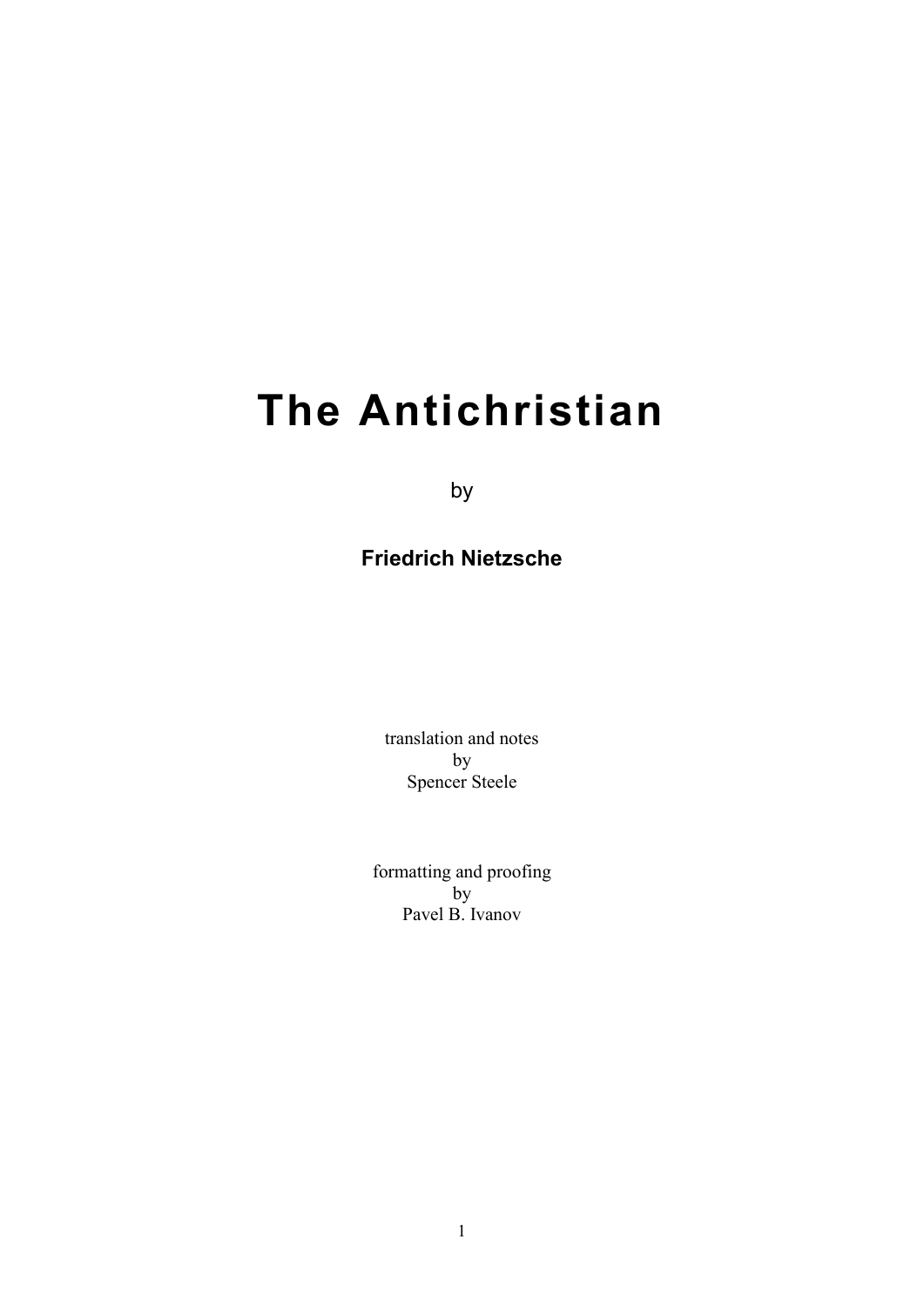# The Antichristian

by

**Friedrich Nietzsche**

translation and notes
by
Spencer Steele

formatting and proofing
by
Pavel B. Ivanov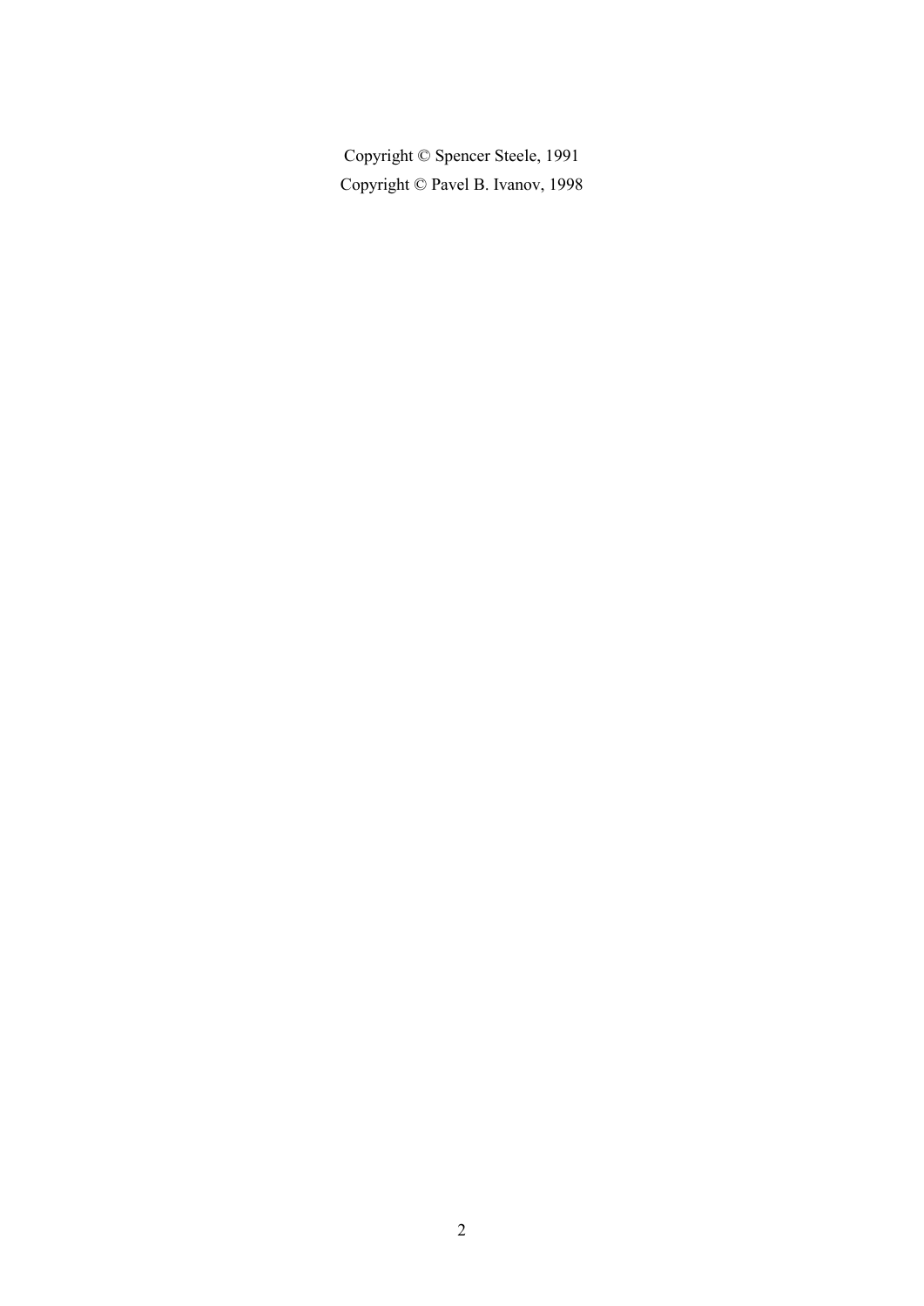Copyright © Spencer Steele, 1991

Copyright © Pavel B. Ivanov, 1998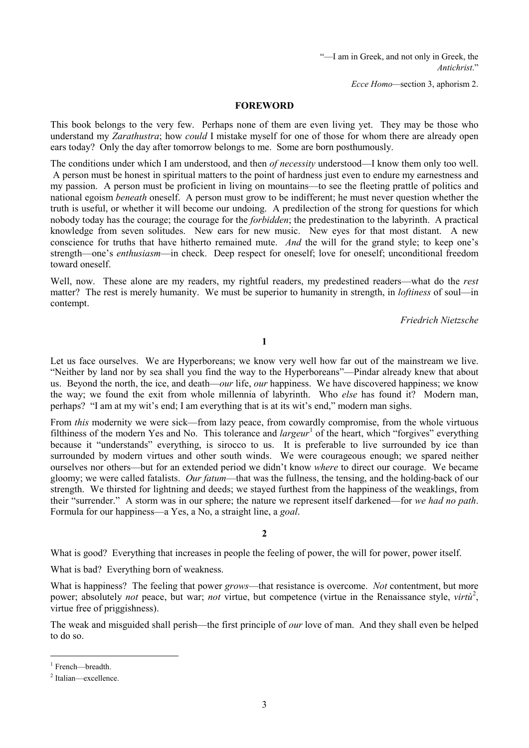"—I am in Greek, and not only in Greek, the *Antichrist*."

*Ecce Homo*—section 3, aphorism 2.

## FOREWORD

This book belongs to the very few. Perhaps none of them are even living yet. They may be those who understand my *Zarathustra*; how *could* I mistake myself for one of those for whom there are already open ears today? Only the day after tomorrow belongs to me. Some are born posthumously.

The conditions under which I am understood, and then *of necessity* understood—I know them only too well. A person must be honest in spiritual matters to the point of hardness just even to endure my earnestness and my passion. A person must be proficient in living on mountains—to see the fleeting prattle of politics and national egoism *beneath* oneself. A person must grow to be indifferent; he must never question whether the truth is useful, or whether it will become our undoing. A predilection of the strong for questions for which nobody today has the courage; the courage for the *forbidden*; the predestination to the labyrinth. A practical knowledge from seven solitudes. New ears for new music. New eyes for that most distant. A new conscience for truths that have hitherto remained mute. *And* the will for the grand style; to keep one's strength—one's *enthusiasm*—in check. Deep respect for oneself; love for oneself; unconditional freedom toward oneself.

Well, now. These alone are my readers, my rightful readers, my predestined readers—what do the *rest* matter? The rest is merely humanity. We must be superior to humanity in strength, in *loftiness* of soul—in contempt.

*Friedrich Nietzsche*

## 1

Let us face ourselves. We are Hyperboreans; we know very well how far out of the mainstream we live. "Neither by land nor by sea shall you find the way to the Hyperboreans"—Pindar already knew that about us. Beyond the north, the ice, and death—*our* life, *our* happiness. We have discovered happiness; we know the way; we found the exit from whole millennia of labyrinth. Who *else* has found it? Modern man, perhaps? "I am at my wit's end; I am everything that is at its wit's end," modern man sighs.

From *this* modernity we were sick—from lazy peace, from cowardly compromise, from the whole virtuous filthiness of the modern Yes and No. This tolerance and *largeur*[1] of the heart, which "forgives" everything because it "understands" everything, is sirocco to us. It is preferable to live surrounded by ice than surrounded by modern virtues and other south winds. We were courageous enough; we spared neither ourselves nor others—but for an extended period we didn't know *where* to direct our courage. We became gloomy; we were called fatalists. *Our fatum*—that was the fullness, the tensing, and the holding-back of our strength. We thirsted for lightning and deeds; we stayed furthest from the happiness of the weaklings, from their "surrender." A storm was in our sphere; the nature we represent itself darkened—for *we had no path*. Formula for our happiness—a Yes, a No, a straight line, a *goal*.

## 2

What is good? Everything that increases in people the feeling of power, the will for power, power itself.

What is bad? Everything born of weakness.

What is happiness? The feeling that power *grows*—that resistance is overcome. *Not* contentment, but more power; absolutely *not* peace, but war; *not* virtue, but competence (virtue in the Renaissance style, *virtù*[2], virtue free of priggishness).

The weak and misguided shall perish—the first principle of *our* love of man. And they shall even be helped to do so.

---

[1] French—breadth.

[2] Italian—excellence.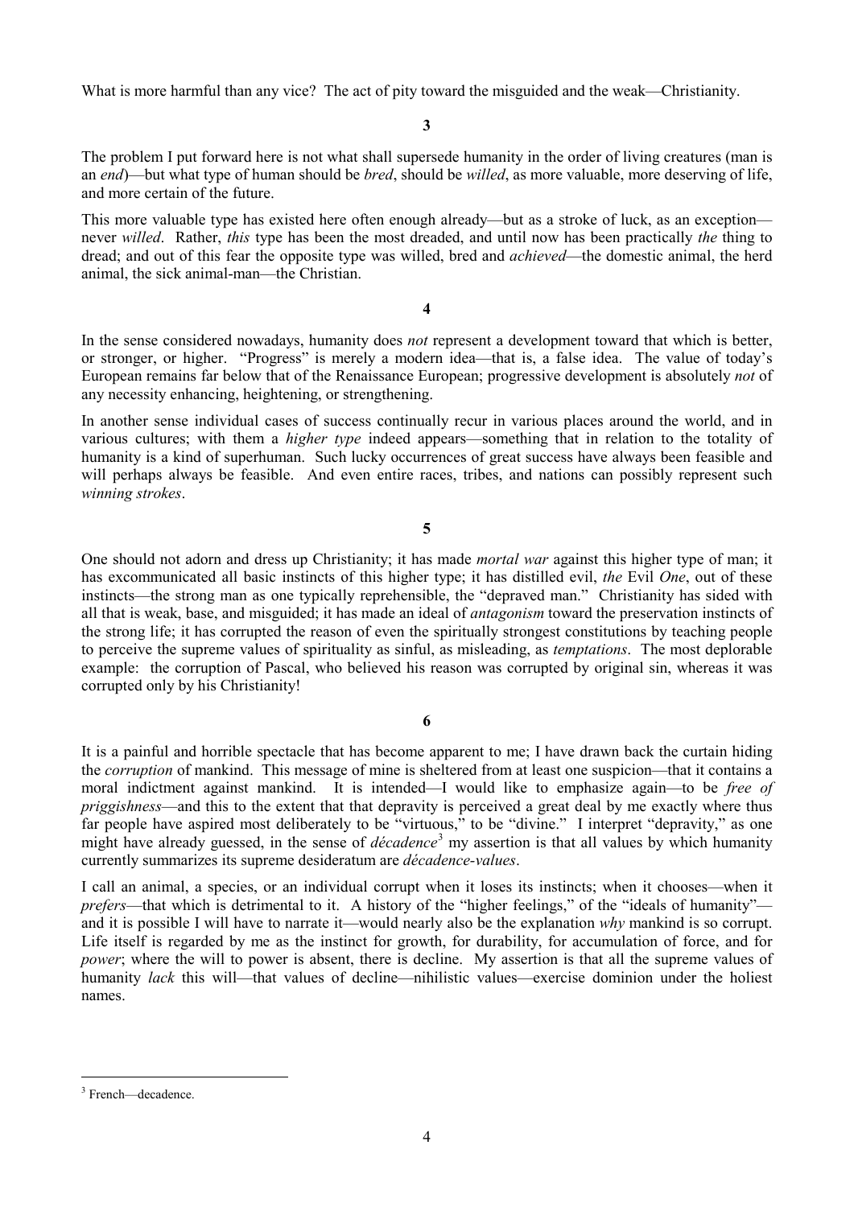What is more harmful than any vice? The act of pity toward the misguided and the weak—Christianity.

**3**

The problem I put forward here is not what shall supersede humanity in the order of living creatures (man is an *end*)—but what type of human should be *bred*, should be *willed*, as more valuable, more deserving of life, and more certain of the future.

This more valuable type has existed here often enough already—but as a stroke of luck, as an exception—never *willed*. Rather, *this* type has been the most dreaded, and until now has been practically *the* thing to dread; and out of this fear the opposite type was willed, bred and *achieved*—the domestic animal, the herd animal, the sick animal-man—the Christian.

**4**

In the sense considered nowadays, humanity does *not* represent a development toward that which is better, or stronger, or higher. "Progress" is merely a modern idea—that is, a false idea. The value of today's European remains far below that of the Renaissance European; progressive development is absolutely *not* of any necessity enhancing, heightening, or strengthening.

In another sense individual cases of success continually recur in various places around the world, and in various cultures; with them a *higher type* indeed appears—something that in relation to the totality of humanity is a kind of superhuman. Such lucky occurrences of great success have always been feasible and will perhaps always be feasible. And even entire races, tribes, and nations can possibly represent such *winning strokes*.

**5**

One should not adorn and dress up Christianity; it has made *mortal war* against this higher type of man; it has excommunicated all basic instincts of this higher type; it has distilled evil, *the* Evil *One*, out of these instincts—the strong man as one typically reprehensible, the "depraved man." Christianity has sided with all that is weak, base, and misguided; it has made an ideal of *antagonism* toward the preservation instincts of the strong life; it has corrupted the reason of even the spiritually strongest constitutions by teaching people to perceive the supreme values of spirituality as sinful, as misleading, as *temptations*. The most deplorable example: the corruption of Pascal, who believed his reason was corrupted by original sin, whereas it was corrupted only by his Christianity!

**6**

It is a painful and horrible spectacle that has become apparent to me; I have drawn back the curtain hiding the *corruption* of mankind. This message of mine is sheltered from at least one suspicion—that it contains a moral indictment against mankind. It is intended—I would like to emphasize again—to be *free of priggishness*—and this to the extent that that depravity is perceived a great deal by me exactly where thus far people have aspired most deliberately to be "virtuous," to be "divine." I interpret "depravity," as one might have already guessed, in the sense of *décadence*[3] my assertion is that all values by which humanity currently summarizes its supreme desideratum are *décadence-values*.

I call an animal, a species, or an individual corrupt when it loses its instincts; when it chooses—when it *prefers*—that which is detrimental to it. A history of the "higher feelings," of the "ideals of humanity"—and it is possible I will have to narrate it—would nearly also be the explanation *why* mankind is so corrupt. Life itself is regarded by me as the instinct for growth, for durability, for accumulation of force, and for *power*; where the will to power is absent, there is decline. My assertion is that all the supreme values of humanity *lack* this will—that values of decline—nihilistic values—exercise dominion under the holiest names.

---

[3] French—decadence.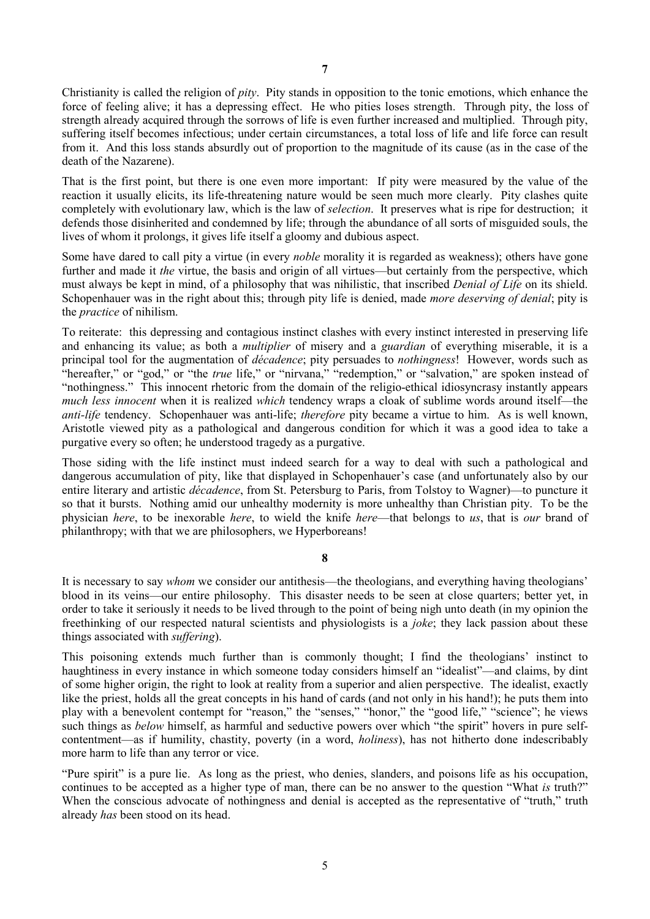## 7

Christianity is called the religion of *pity*. Pity stands in opposition to the tonic emotions, which enhance the force of feeling alive; it has a depressing effect. He who pities loses strength. Through pity, the loss of strength already acquired through the sorrows of life is even further increased and multiplied. Through pity, suffering itself becomes infectious; under certain circumstances, a total loss of life and life force can result from it. And this loss stands absurdly out of proportion to the magnitude of its cause (as in the case of the death of the Nazarene).

That is the first point, but there is one even more important: If pity were measured by the value of the reaction it usually elicits, its life-threatening nature would be seen much more clearly. Pity clashes quite completely with evolutionary law, which is the law of *selection*. It preserves what is ripe for destruction; it defends those disinherited and condemned by life; through the abundance of all sorts of misguided souls, the lives of whom it prolongs, it gives life itself a gloomy and dubious aspect.

Some have dared to call pity a virtue (in every *noble* morality it is regarded as weakness); others have gone further and made it *the* virtue, the basis and origin of all virtues—but certainly from the perspective, which must always be kept in mind, of a philosophy that was nihilistic, that inscribed *Denial of Life* on its shield. Schopenhauer was in the right about this; through pity life is denied, made *more deserving of denial*; pity is the *practice* of nihilism.

To reiterate: this depressing and contagious instinct clashes with every instinct interested in preserving life and enhancing its value; as both a *multiplier* of misery and a *guardian* of everything miserable, it is a principal tool for the augmentation of *décadence*; pity persuades to *nothingness*! However, words such as "hereafter," or "god," or "the *true* life," or "nirvana," "redemption," or "salvation," are spoken instead of "nothingness." This innocent rhetoric from the domain of the religio-ethical idiosyncrasy instantly appears *much less innocent* when it is realized *which* tendency wraps a cloak of sublime words around itself—the *anti-life* tendency. Schopenhauer was anti-life; *therefore* pity became a virtue to him. As is well known, Aristotle viewed pity as a pathological and dangerous condition for which it was a good idea to take a purgative every so often; he understood tragedy as a purgative.

Those siding with the life instinct must indeed search for a way to deal with such a pathological and dangerous accumulation of pity, like that displayed in Schopenhauer's case (and unfortunately also by our entire literary and artistic *décadence*, from St. Petersburg to Paris, from Tolstoy to Wagner)—to puncture it so that it bursts. Nothing amid our unhealthy modernity is more unhealthy than Christian pity. To be the physician *here*, to be inexorable *here*, to wield the knife *here*—that belongs to *us*, that is *our* brand of philanthropy; with that we are philosophers, we Hyperboreans!

## 8

It is necessary to say *whom* we consider our antithesis—the theologians, and everything having theologians' blood in its veins—our entire philosophy. This disaster needs to be seen at close quarters; better yet, in order to take it seriously it needs to be lived through to the point of being nigh unto death (in my opinion the freethinking of our respected natural scientists and physiologists is a *joke*; they lack passion about these things associated with *suffering*).

This poisoning extends much further than is commonly thought; I find the theologians' instinct to haughtiness in every instance in which someone today considers himself an "idealist"—and claims, by dint of some higher origin, the right to look at reality from a superior and alien perspective. The idealist, exactly like the priest, holds all the great concepts in his hand of cards (and not only in his hand!); he puts them into play with a benevolent contempt for "reason," the "senses," "honor," the "good life," "science"; he views such things as *below* himself, as harmful and seductive powers over which "the spirit" hovers in pure self-contentment—as if humility, chastity, poverty (in a word, *holiness*), has not hitherto done indescribably more harm to life than any terror or vice.

"Pure spirit" is a pure lie. As long as the priest, who denies, slanders, and poisons life as his occupation, continues to be accepted as a higher type of man, there can be no answer to the question "What *is* truth?" When the conscious advocate of nothingness and denial is accepted as the representative of "truth," truth already *has* been stood on its head.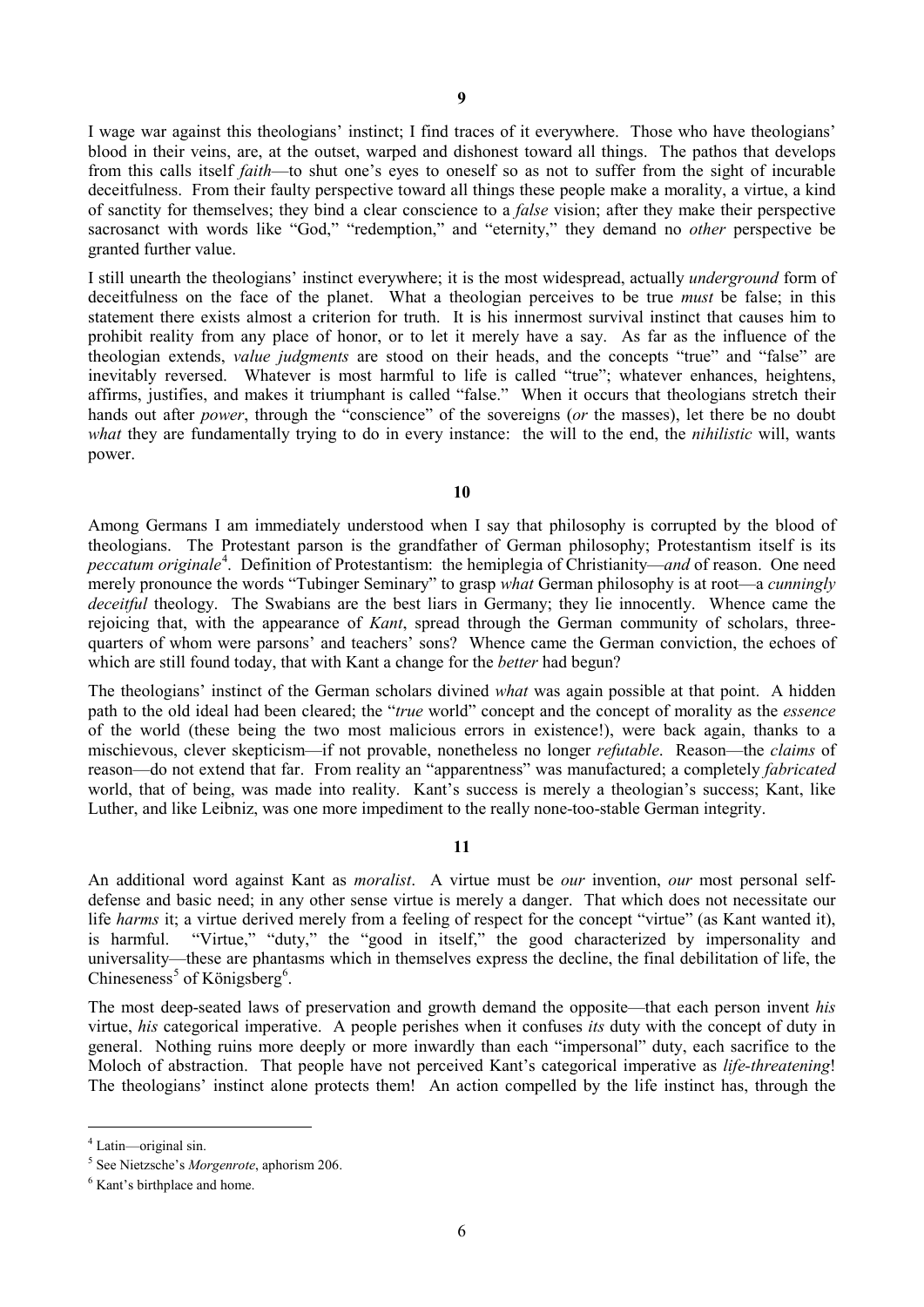## 9

I wage war against this theologians' instinct; I find traces of it everywhere. Those who have theologians' blood in their veins, are, at the outset, warped and dishonest toward all things. The pathos that develops from this calls itself *faith*—to shut one's eyes to oneself so as not to suffer from the sight of incurable deceitfulness. From their faulty perspective toward all things these people make a morality, a virtue, a kind of sanctity for themselves; they bind a clear conscience to a *false* vision; after they make their perspective sacrosanct with words like "God," "redemption," and "eternity," they demand no *other* perspective be granted further value.

I still unearth the theologians' instinct everywhere; it is the most widespread, actually *underground* form of deceitfulness on the face of the planet. What a theologian perceives to be true *must* be false; in this statement there exists almost a criterion for truth. It is his innermost survival instinct that causes him to prohibit reality from any place of honor, or to let it merely have a say. As far as the influence of the theologian extends, *value judgments* are stood on their heads, and the concepts "true" and "false" are inevitably reversed. Whatever is most harmful to life is called "true"; whatever enhances, heightens, affirms, justifies, and makes it triumphant is called "false." When it occurs that theologians stretch their hands out after *power*, through the "conscience" of the sovereigns (*or* the masses), let there be no doubt *what* they are fundamentally trying to do in every instance: the will to the end, the *nihilistic* will, wants power.

## 10

Among Germans I am immediately understood when I say that philosophy is corrupted by the blood of theologians. The Protestant parson is the grandfather of German philosophy; Protestantism itself is its *peccatum originale*[4]. Definition of Protestantism: the hemiplegia of Christianity—*and* of reason. One need merely pronounce the words "Tubinger Seminary" to grasp *what* German philosophy is at root—a *cunningly deceitful* theology. The Swabians are the best liars in Germany; they lie innocently. Whence came the rejoicing that, with the appearance of *Kant*, spread through the German community of scholars, three-quarters of whom were parsons' and teachers' sons? Whence came the German conviction, the echoes of which are still found today, that with Kant a change for the *better* had begun?

The theologians' instinct of the German scholars divined *what* was again possible at that point. A hidden path to the old ideal had been cleared; the "*true* world" concept and the concept of morality as the *essence* of the world (these being the two most malicious errors in existence!), were back again, thanks to a mischievous, clever skepticism—if not provable, nonetheless no longer *refutable*. Reason—the *claims* of reason—do not extend that far. From reality an "apparentness" was manufactured; a completely *fabricated* world, that of being, was made into reality. Kant's success is merely a theologian's success; Kant, like Luther, and like Leibniz, was one more impediment to the really none-too-stable German integrity.

## 11

An additional word against Kant as *moralist*. A virtue must be *our* invention, *our* most personal self-defense and basic need; in any other sense virtue is merely a danger. That which does not necessitate our life *harms* it; a virtue derived merely from a feeling of respect for the concept "virtue" (as Kant wanted it), is harmful. "Virtue," "duty," the "good in itself," the good characterized by impersonality and universality—these are phantasms which in themselves express the decline, the final debilitation of life, the Chineseness[5] of Königsberg[6].

The most deep-seated laws of preservation and growth demand the opposite—that each person invent *his* virtue, *his* categorical imperative. A people perishes when it confuses *its* duty with the concept of duty in general. Nothing ruins more deeply or more inwardly than each "impersonal" duty, each sacrifice to the Moloch of abstraction. That people have not perceived Kant's categorical imperative as *life-threatening*! The theologians' instinct alone protects them! An action compelled by the life instinct has, through the

---

[4] Latin—original sin.

[5] See Nietzsche's *Morgenrote*, aphorism 206.

[6] Kant's birthplace and home.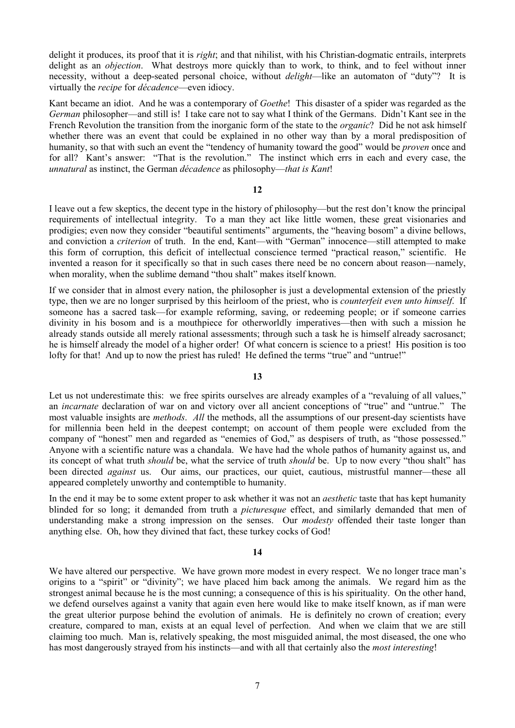delight it produces, its proof that it is *right*; and that nihilist, with his Christian-dogmatic entrails, interprets delight as an *objection*. What destroys more quickly than to work, to think, and to feel without inner necessity, without a deep-seated personal choice, without *delight*—like an automaton of "duty"? It is virtually the *recipe* for *décadence*—even idiocy.

Kant became an idiot. And he was a contemporary of *Goethe*! This disaster of a spider was regarded as the *German* philosopher—and still is! I take care not to say what I think of the Germans. Didn't Kant see in the French Revolution the transition from the inorganic form of the state to the *organic*? Did he not ask himself whether there was an event that could be explained in no other way than by a moral predisposition of humanity, so that with such an event the "tendency of humanity toward the good" would be *proven* once and for all? Kant's answer: "That is the revolution." The instinct which errs in each and every case, the *unnatural* as instinct, the German *décadence* as philosophy—*that is Kant*!

**12**

I leave out a few skeptics, the decent type in the history of philosophy—but the rest don't know the principal requirements of intellectual integrity. To a man they act like little women, these great visionaries and prodigies; even now they consider "beautiful sentiments" arguments, the "heaving bosom" a divine bellows, and conviction a *criterion* of truth. In the end, Kant—with "German" innocence—still attempted to make this form of corruption, this deficit of intellectual conscience termed "practical reason," scientific. He invented a reason for it specifically so that in such cases there need be no concern about reason—namely, when morality, when the sublime demand "thou shalt" makes itself known.

If we consider that in almost every nation, the philosopher is just a developmental extension of the priestly type, then we are no longer surprised by this heirloom of the priest, who is *counterfeit even unto himself*. If someone has a sacred task—for example reforming, saving, or redeeming people; or if someone carries divinity in his bosom and is a mouthpiece for otherworldly imperatives—then with such a mission he already stands outside all merely rational assessments; through such a task he is himself already sacrosanct; he is himself already the model of a higher order! Of what concern is science to a priest! His position is too lofty for that! And up to now the priest has ruled! He defined the terms "true" and "untrue!"

**13**

Let us not underestimate this: we free spirits ourselves are already examples of a "revaluing of all values," an *incarnate* declaration of war on and victory over all ancient conceptions of "true" and "untrue." The most valuable insights are *methods*. *All* the methods, all the assumptions of our present-day scientists have for millennia been held in the deepest contempt; on account of them people were excluded from the company of "honest" men and regarded as "enemies of God," as despisers of truth, as "those possessed." Anyone with a scientific nature was a chandala. We have had the whole pathos of humanity against us, and its concept of what truth *should* be, what the service of truth *should* be. Up to now every "thou shalt" has been directed *against* us. Our aims, our practices, our quiet, cautious, mistrustful manner—these all appeared completely unworthy and contemptible to humanity.

In the end it may be to some extent proper to ask whether it was not an *aesthetic* taste that has kept humanity blinded for so long; it demanded from truth a *picturesque* effect, and similarly demanded that men of understanding make a strong impression on the senses. Our *modesty* offended their taste longer than anything else. Oh, how they divined that fact, these turkey cocks of God!

**14**

We have altered our perspective. We have grown more modest in every respect. We no longer trace man's origins to a "spirit" or "divinity"; we have placed him back among the animals. We regard him as the strongest animal because he is the most cunning; a consequence of this is his spirituality. On the other hand, we defend ourselves against a vanity that again even here would like to make itself known, as if man were the great ulterior purpose behind the evolution of animals. He is definitely no crown of creation; every creature, compared to man, exists at an equal level of perfection. And when we claim that we are still claiming too much. Man is, relatively speaking, the most misguided animal, the most diseased, the one who has most dangerously strayed from his instincts—and with all that certainly also the *most interesting*!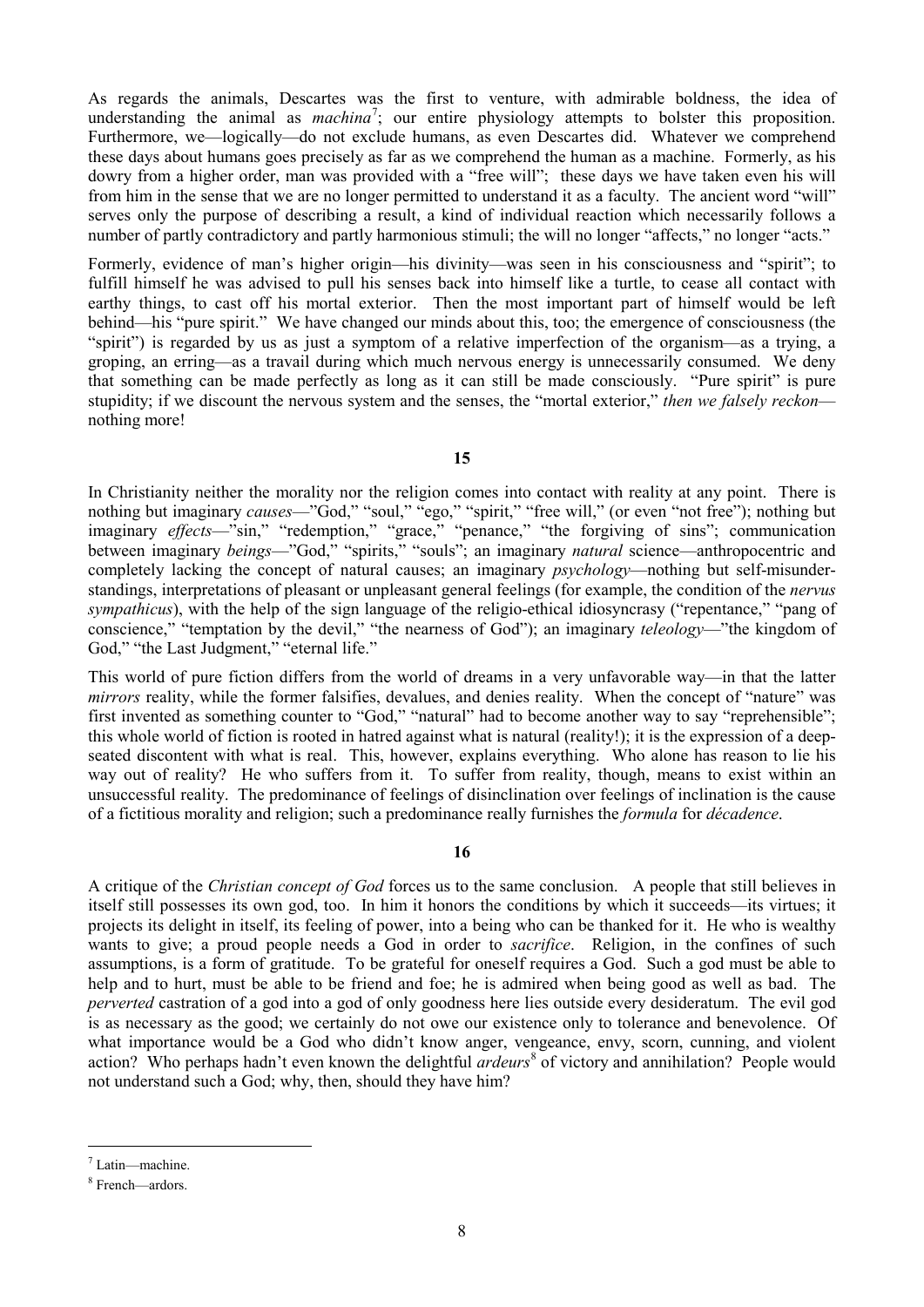As regards the animals, Descartes was the first to venture, with admirable boldness, the idea of understanding the animal as *machina*[7]; our entire physiology attempts to bolster this proposition. Furthermore, we—logically—do not exclude humans, as even Descartes did. Whatever we comprehend these days about humans goes precisely as far as we comprehend the human as a machine. Formerly, as his dowry from a higher order, man was provided with a "free will"; these days we have taken even his will from him in the sense that we are no longer permitted to understand it as a faculty. The ancient word "will" serves only the purpose of describing a result, a kind of individual reaction which necessarily follows a number of partly contradictory and partly harmonious stimuli; the will no longer "affects," no longer "acts."

Formerly, evidence of man's higher origin—his divinity—was seen in his consciousness and "spirit"; to fulfill himself he was advised to pull his senses back into himself like a turtle, to cease all contact with earthy things, to cast off his mortal exterior. Then the most important part of himself would be left behind—his "pure spirit." We have changed our minds about this, too; the emergence of consciousness (the "spirit") is regarded by us as just a symptom of a relative imperfection of the organism—as a trying, a groping, an erring—as a travail during which much nervous energy is unnecessarily consumed. We deny that something can be made perfectly as long as it can still be made consciously. "Pure spirit" is pure stupidity; if we discount the nervous system and the senses, the "mortal exterior," *then we falsely reckon*—nothing more!

## 15

In Christianity neither the morality nor the religion comes into contact with reality at any point. There is nothing but imaginary *causes*—"God," "soul," "ego," "spirit," "free will," (or even "not free"); nothing but imaginary *effects*—"sin," "redemption," "grace," "penance," "the forgiving of sins"; communication between imaginary *beings*—"God," "spirits," "souls"; an imaginary *natural* science—anthropocentric and completely lacking the concept of natural causes; an imaginary *psychology*—nothing but self-misunderstandings, interpretations of pleasant or unpleasant general feelings (for example, the condition of the *nervus sympathicus*), with the help of the sign language of the religio-ethical idiosyncrasy ("repentance," "pang of conscience," "temptation by the devil," "the nearness of God"); an imaginary *teleology*—"the kingdom of God," "the Last Judgment," "eternal life."

This world of pure fiction differs from the world of dreams in a very unfavorable way—in that the latter *mirrors* reality, while the former falsifies, devalues, and denies reality. When the concept of "nature" was first invented as something counter to "God," "natural" had to become another way to say "reprehensible"; this whole world of fiction is rooted in hatred against what is natural (reality!); it is the expression of a deep-seated discontent with what is real. This, however, explains everything. Who alone has reason to lie his way out of reality? He who suffers from it. To suffer from reality, though, means to exist within an unsuccessful reality. The predominance of feelings of disinclination over feelings of inclination is the cause of a fictitious morality and religion; such a predominance really furnishes the *formula* for *décadence*.

## 16

A critique of the *Christian concept of God* forces us to the same conclusion. A people that still believes in itself still possesses its own god, too. In him it honors the conditions by which it succeeds—its virtues; it projects its delight in itself, its feeling of power, into a being who can be thanked for it. He who is wealthy wants to give; a proud people needs a God in order to *sacrifice*. Religion, in the confines of such assumptions, is a form of gratitude. To be grateful for oneself requires a God. Such a god must be able to help and to hurt, must be able to be friend and foe; he is admired when being good as well as bad. The *perverted* castration of a god into a god of only goodness here lies outside every desideratum. The evil god is as necessary as the good; we certainly do not owe our existence only to tolerance and benevolence. Of what importance would be a God who didn't know anger, vengeance, envy, scorn, cunning, and violent action? Who perhaps hadn't even known the delightful *ardeurs*[8] of victory and annihilation? People would not understand such a God; why, then, should they have him?

---

[7] Latin—machine.

[8] French—ardors.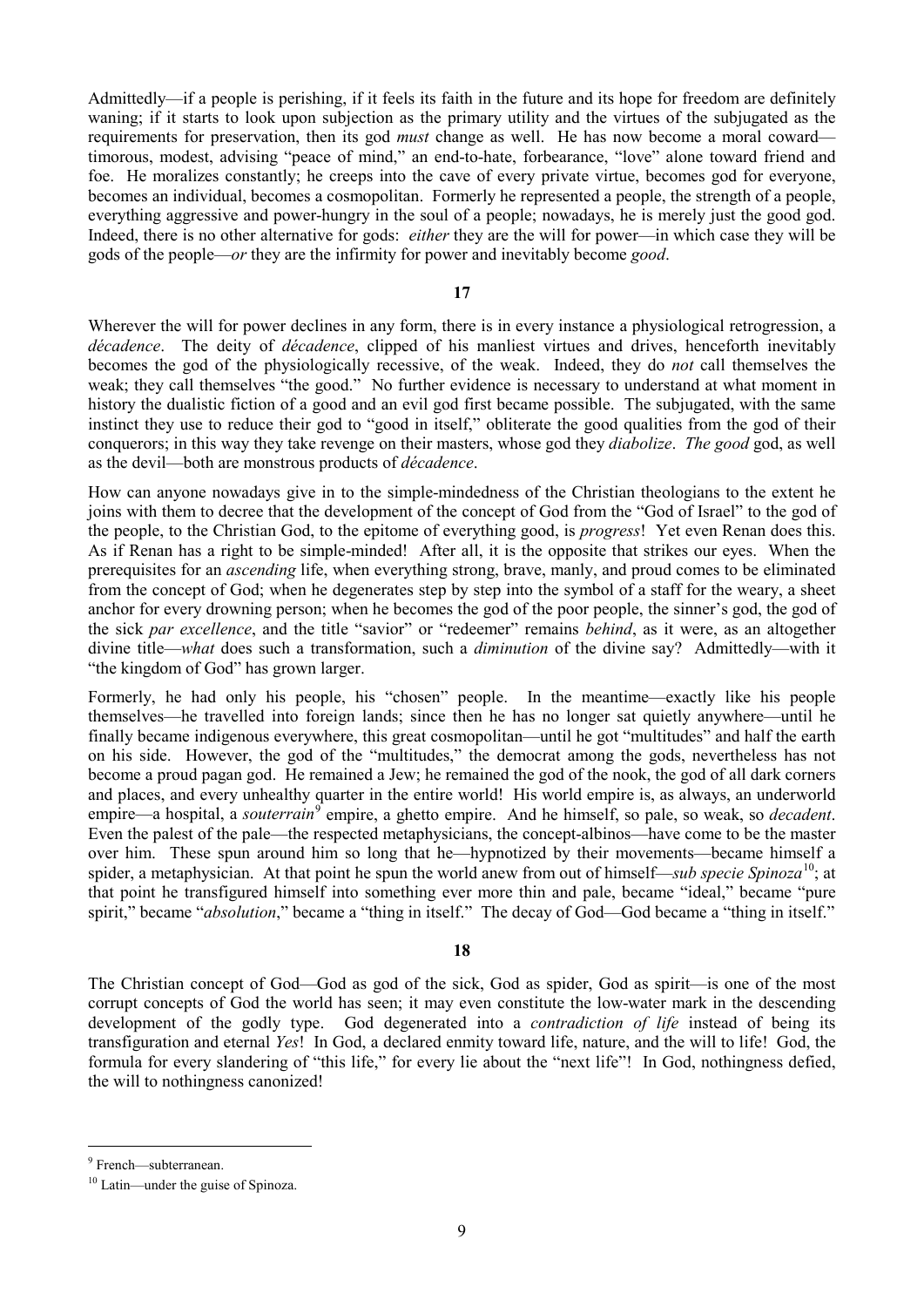Admittedly—if a people is perishing, if it feels its faith in the future and its hope for freedom are definitely waning; if it starts to look upon subjection as the primary utility and the virtues of the subjugated as the requirements for preservation, then its god *must* change as well. He has now become a moral coward—timorous, modest, advising "peace of mind," an end-to-hate, forbearance, "love" alone toward friend and foe. He moralizes constantly; he creeps into the cave of every private virtue, becomes god for everyone, becomes an individual, becomes a cosmopolitan. Formerly he represented a people, the strength of a people, everything aggressive and power-hungry in the soul of a people; nowadays, he is merely just the good god. Indeed, there is no other alternative for gods: *either* they are the will for power—in which case they will be gods of the people—*or* they are the infirmity for power and inevitably become *good*.

**17**

Wherever the will for power declines in any form, there is in every instance a physiological retrogression, a *décadence*. The deity of *décadence*, clipped of his manliest virtues and drives, henceforth inevitably becomes the god of the physiologically recessive, of the weak. Indeed, they do *not* call themselves the weak; they call themselves "the good." No further evidence is necessary to understand at what moment in history the dualistic fiction of a good and an evil god first became possible. The subjugated, with the same instinct they use to reduce their god to "good in itself," obliterate the good qualities from the god of their conquerors; in this way they take revenge on their masters, whose god they *diabolize*. *The good* god, as well as the devil—both are monstrous products of *décadence*.

How can anyone nowadays give in to the simple-mindedness of the Christian theologians to the extent he joins with them to decree that the development of the concept of God from the "God of Israel" to the god of the people, to the Christian God, to the epitome of everything good, is *progress*! Yet even Renan does this. As if Renan has a right to be simple-minded! After all, it is the opposite that strikes our eyes. When the prerequisites for an *ascending* life, when everything strong, brave, manly, and proud comes to be eliminated from the concept of God; when he degenerates step by step into the symbol of a staff for the weary, a sheet anchor for every drowning person; when he becomes the god of the poor people, the sinner's god, the god of the sick *par excellence*, and the title "savior" or "redeemer" remains *behind*, as it were, as an altogether divine title—*what* does such a transformation, such a *diminution* of the divine say? Admittedly—with it "the kingdom of God" has grown larger.

Formerly, he had only his people, his "chosen" people. In the meantime—exactly like his people themselves—he travelled into foreign lands; since then he has no longer sat quietly anywhere—until he finally became indigenous everywhere, this great cosmopolitan—until he got "multitudes" and half the earth on his side. However, the god of the "multitudes," the democrat among the gods, nevertheless has not become a proud pagan god. He remained a Jew; he remained the god of the nook, the god of all dark corners and places, and every unhealthy quarter in the entire world! His world empire is, as always, an underworld empire—a hospital, a *souterrain*[9] empire, a ghetto empire. And he himself, so pale, so weak, so *decadent*. Even the palest of the pale—the respected metaphysicians, the concept-albinos—have come to be the master over him. These spun around him so long that he—hypnotized by their movements—became himself a spider, a metaphysician. At that point he spun the world anew from out of himself—*sub specie Spinoza*[10]; at that point he transfigured himself into something ever more thin and pale, became "ideal," became "pure spirit," became "*absolution*," became a "thing in itself." The decay of God—God became a "thing in itself."

**18**

The Christian concept of God—God as god of the sick, God as spider, God as spirit—is one of the most corrupt concepts of God the world has seen; it may even constitute the low-water mark in the descending development of the godly type. God degenerated into a *contradiction of life* instead of being its transfiguration and eternal *Yes*! In God, a declared enmity toward life, nature, and the will to life! God, the formula for every slandering of "this life," for every lie about the "next life"! In God, nothingness defied, the will to nothingness canonized!

---

[9] French—subterranean.

[10] Latin—under the guise of Spinoza.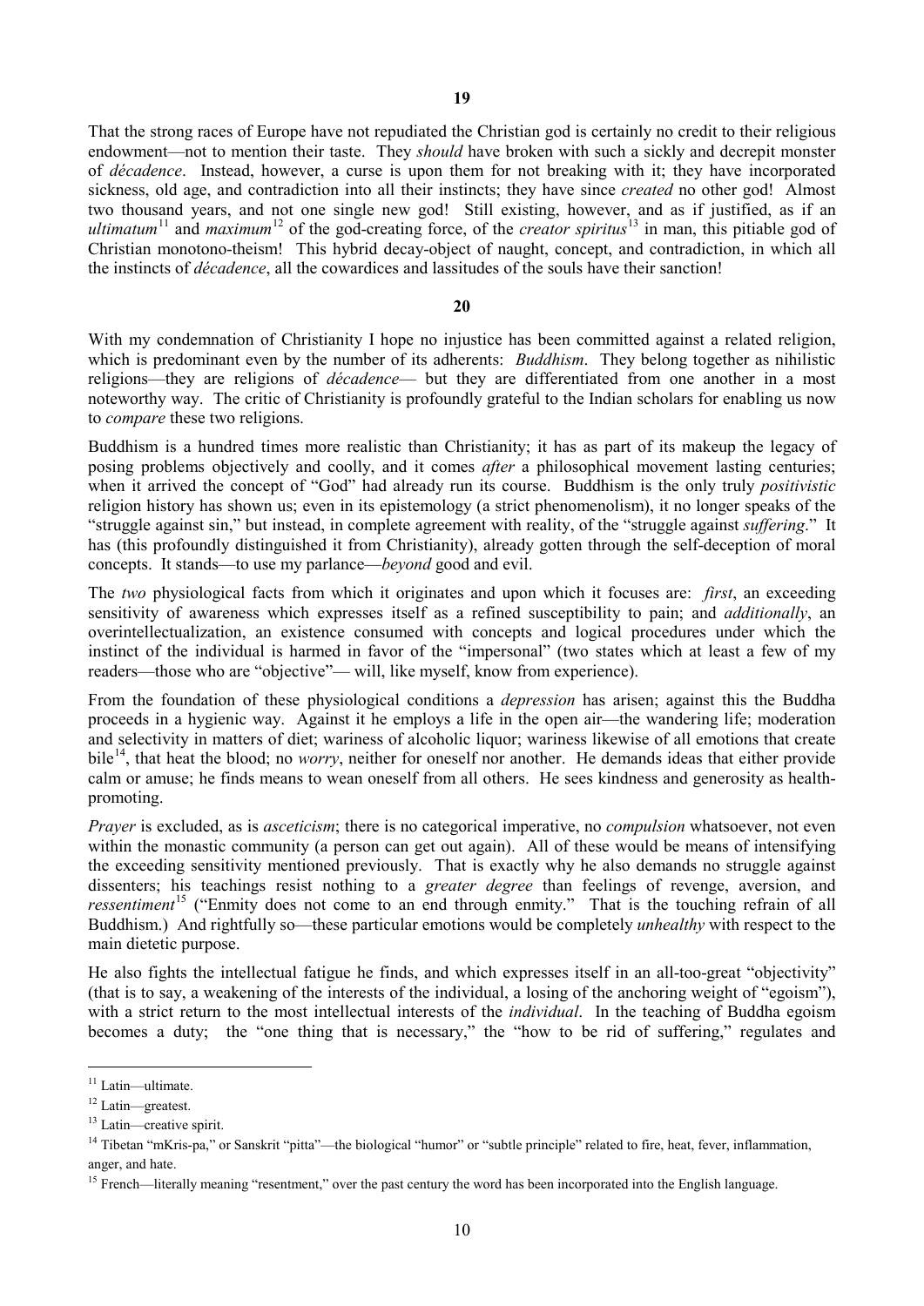## 19

That the strong races of Europe have not repudiated the Christian god is certainly no credit to their religious endowment—not to mention their taste. They *should* have broken with such a sickly and decrepit monster of *décadence*. Instead, however, a curse is upon them for not breaking with it; they have incorporated sickness, old age, and contradiction into all their instincts; they have since *created* no other god! Almost two thousand years, and not one single new god! Still existing, however, and as if justified, as if an *ultimatum*[11] and *maximum*[12] of the god-creating force, of the *creator spiritus*[13] in man, this pitiable god of Christian monotono-theism! This hybrid decay-object of naught, concept, and contradiction, in which all the instincts of *décadence*, all the cowardices and lassitudes of the souls have their sanction!

## 20

With my condemnation of Christianity I hope no injustice has been committed against a related religion, which is predominant even by the number of its adherents: *Buddhism*. They belong together as nihilistic religions—they are religions of *décadence*— but they are differentiated from one another in a most noteworthy way. The critic of Christianity is profoundly grateful to the Indian scholars for enabling us now to *compare* these two religions.

Buddhism is a hundred times more realistic than Christianity; it has as part of its makeup the legacy of posing problems objectively and coolly, and it comes *after* a philosophical movement lasting centuries; when it arrived the concept of "God" had already run its course. Buddhism is the only truly *positivistic* religion history has shown us; even in its epistemology (a strict phenomenolism), it no longer speaks of the "struggle against sin," but instead, in complete agreement with reality, of the "struggle against *suffering*." It has (this profoundly distinguished it from Christianity), already gotten through the self-deception of moral concepts. It stands—to use my parlance—*beyond* good and evil.

The *two* physiological facts from which it originates and upon which it focuses are: *first*, an exceeding sensitivity of awareness which expresses itself as a refined susceptibility to pain; and *additionally*, an overintellectualization, an existence consumed with concepts and logical procedures under which the instinct of the individual is harmed in favor of the "impersonal" (two states which at least a few of my readers—those who are "objective"— will, like myself, know from experience).

From the foundation of these physiological conditions a *depression* has arisen; against this the Buddha proceeds in a hygienic way. Against it he employs a life in the open air—the wandering life; moderation and selectivity in matters of diet; wariness of alcoholic liquor; wariness likewise of all emotions that create bile[14], that heat the blood; no *worry*, neither for oneself nor another. He demands ideas that either provide calm or amuse; he finds means to wean oneself from all others. He sees kindness and generosity as health-promoting.

*Prayer* is excluded, as is *asceticism*; there is no categorical imperative, no *compulsion* whatsoever, not even within the monastic community (a person can get out again). All of these would be means of intensifying the exceeding sensitivity mentioned previously. That is exactly why he also demands no struggle against dissenters; his teachings resist nothing to a *greater degree* than feelings of revenge, aversion, and *ressentiment*[15] ("Enmity does not come to an end through enmity." That is the touching refrain of all Buddhism.) And rightfully so—these particular emotions would be completely *unhealthy* with respect to the main dietetic purpose.

He also fights the intellectual fatigue he finds, and which expresses itself in an all-too-great "objectivity" (that is to say, a weakening of the interests of the individual, a losing of the anchoring weight of "egoism"), with a strict return to the most intellectual interests of the *individual*. In the teaching of Buddha egoism becomes a duty; the "one thing that is necessary," the "how to be rid of suffering," regulates and

---

[11] Latin—ultimate.

[12] Latin—greatest.

[13] Latin—creative spirit.

[14] Tibetan "mKris-pa," or Sanskrit "pitta"—the biological "humor" or "subtle principle" related to fire, heat, fever, inflammation, anger, and hate.

[15] French—literally meaning "resentment," over the past century the word has been incorporated into the English language.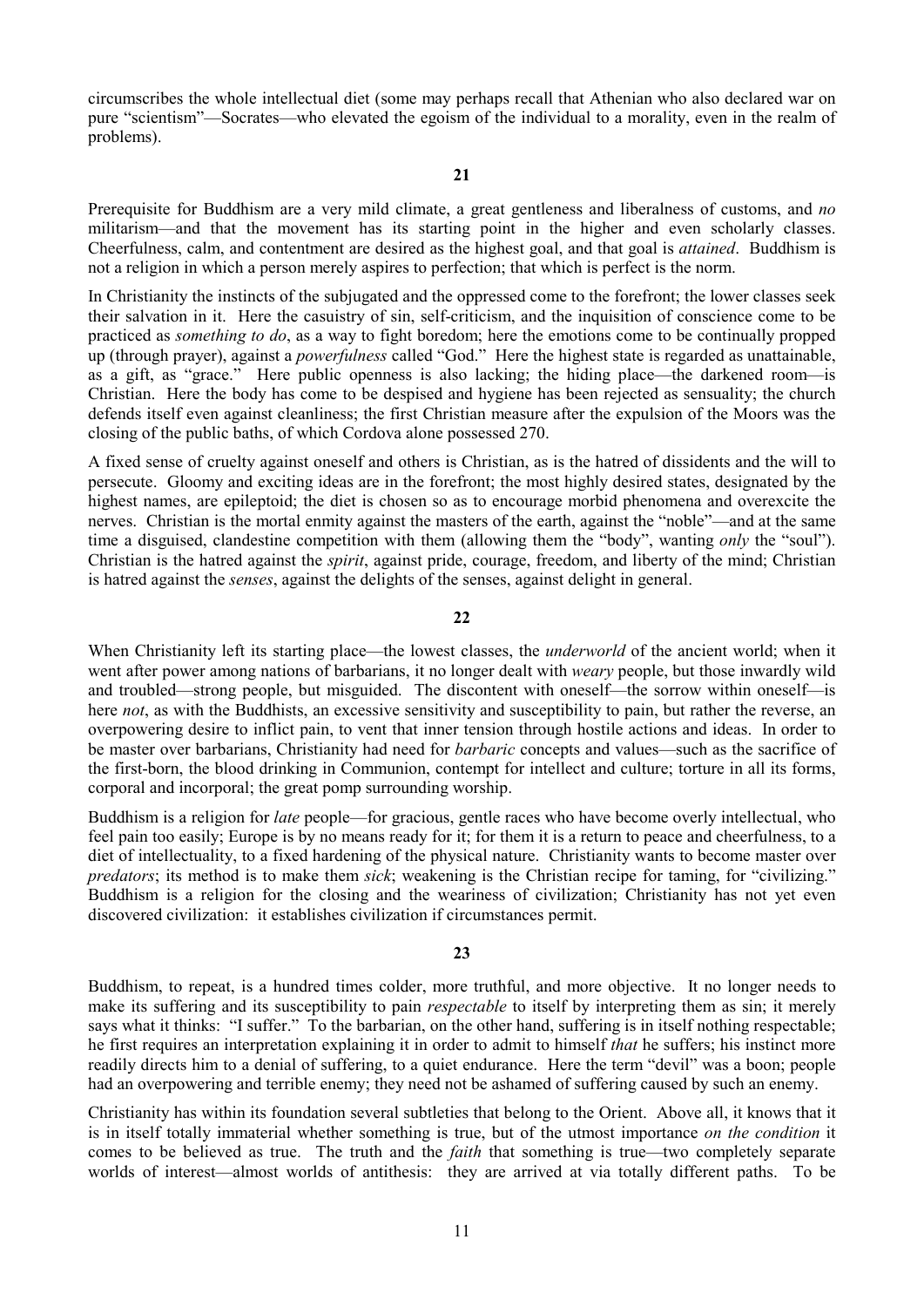circumscribes the whole intellectual diet (some may perhaps recall that Athenian who also declared war on pure "scientism"—Socrates—who elevated the egoism of the individual to a morality, even in the realm of problems).

## 21

Prerequisite for Buddhism are a very mild climate, a great gentleness and liberalness of customs, and *no* militarism—and that the movement has its starting point in the higher and even scholarly classes. Cheerfulness, calm, and contentment are desired as the highest goal, and that goal is *attained*. Buddhism is not a religion in which a person merely aspires to perfection; that which is perfect is the norm.

In Christianity the instincts of the subjugated and the oppressed come to the forefront; the lower classes seek their salvation in it. Here the casuistry of sin, self-criticism, and the inquisition of conscience come to be practiced as *something to do*, as a way to fight boredom; here the emotions come to be continually propped up (through prayer), against a *powerfulness* called "God." Here the highest state is regarded as unattainable, as a gift, as "grace." Here public openness is also lacking; the hiding place—the darkened room—is Christian. Here the body has come to be despised and hygiene has been rejected as sensuality; the church defends itself even against cleanliness; the first Christian measure after the expulsion of the Moors was the closing of the public baths, of which Cordova alone possessed 270.

A fixed sense of cruelty against oneself and others is Christian, as is the hatred of dissidents and the will to persecute. Gloomy and exciting ideas are in the forefront; the most highly desired states, designated by the highest names, are epileptoid; the diet is chosen so as to encourage morbid phenomena and overexcite the nerves. Christian is the mortal enmity against the masters of the earth, against the "noble"—and at the same time a disguised, clandestine competition with them (allowing them the "body", wanting *only* the "soul"). Christian is the hatred against the *spirit*, against pride, courage, freedom, and liberty of the mind; Christian is hatred against the *senses*, against the delights of the senses, against delight in general.

## 22

When Christianity left its starting place—the lowest classes, the *underworld* of the ancient world; when it went after power among nations of barbarians, it no longer dealt with *weary* people, but those inwardly wild and troubled—strong people, but misguided. The discontent with oneself—the sorrow within oneself—is here *not*, as with the Buddhists, an excessive sensitivity and susceptibility to pain, but rather the reverse, an overpowering desire to inflict pain, to vent that inner tension through hostile actions and ideas. In order to be master over barbarians, Christianity had need for *barbaric* concepts and values—such as the sacrifice of the first-born, the blood drinking in Communion, contempt for intellect and culture; torture in all its forms, corporal and incorporal; the great pomp surrounding worship.

Buddhism is a religion for *late* people—for gracious, gentle races who have become overly intellectual, who feel pain too easily; Europe is by no means ready for it; for them it is a return to peace and cheerfulness, to a diet of intellectuality, to a fixed hardening of the physical nature. Christianity wants to become master over *predators*; its method is to make them *sick*; weakening is the Christian recipe for taming, for "civilizing." Buddhism is a religion for the closing and the weariness of civilization; Christianity has not yet even discovered civilization: it establishes civilization if circumstances permit.

## 23

Buddhism, to repeat, is a hundred times colder, more truthful, and more objective. It no longer needs to make its suffering and its susceptibility to pain *respectable* to itself by interpreting them as sin; it merely says what it thinks: "I suffer." To the barbarian, on the other hand, suffering is in itself nothing respectable; he first requires an interpretation explaining it in order to admit to himself *that* he suffers; his instinct more readily directs him to a denial of suffering, to a quiet endurance. Here the term "devil" was a boon; people had an overpowering and terrible enemy; they need not be ashamed of suffering caused by such an enemy.

Christianity has within its foundation several subtleties that belong to the Orient. Above all, it knows that it is in itself totally immaterial whether something is true, but of the utmost importance *on the condition* it comes to be believed as true. The truth and the *faith* that something is true—two completely separate worlds of interest—almost worlds of antithesis: they are arrived at via totally different paths. To be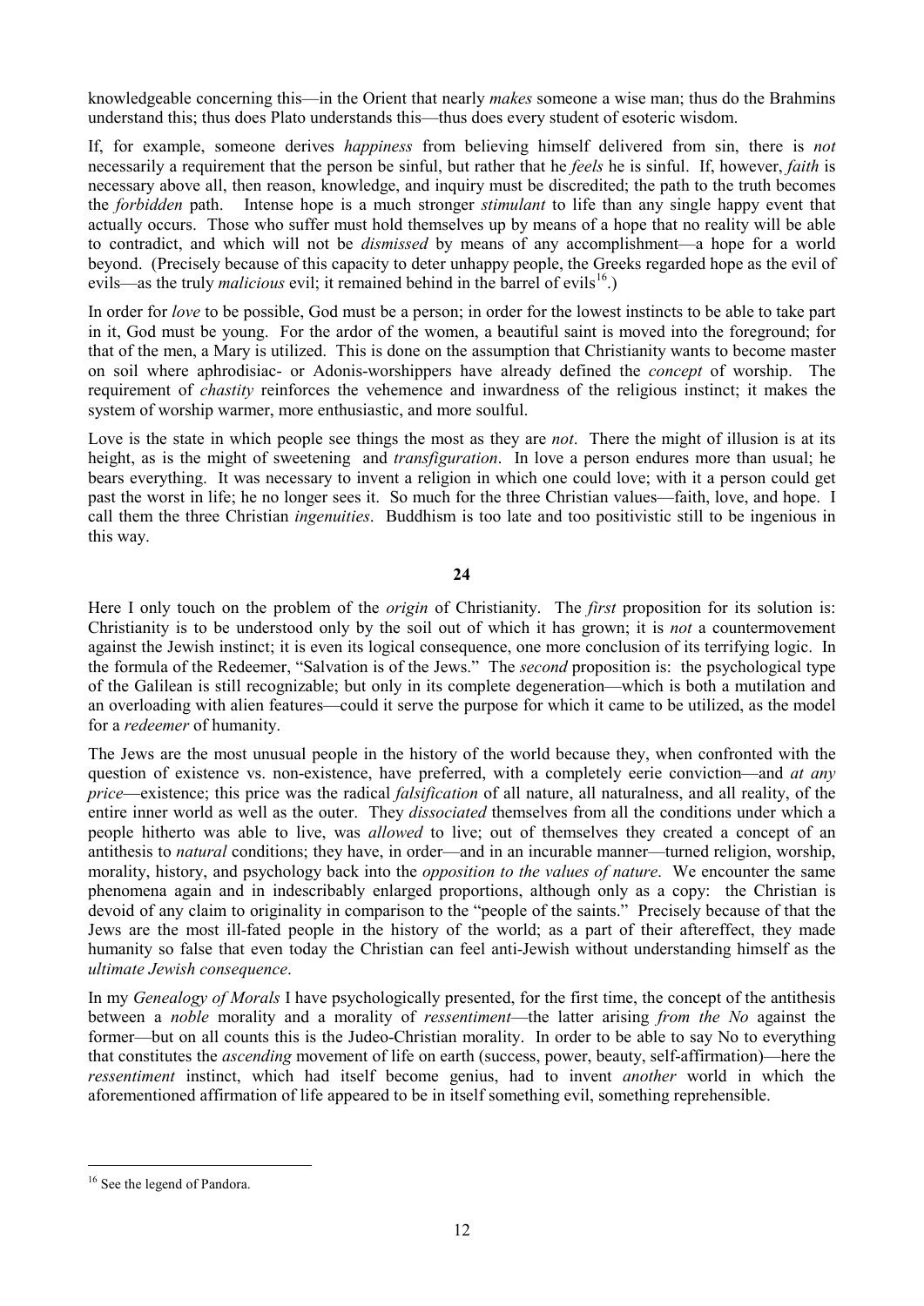knowledgeable concerning this—in the Orient that nearly *makes* someone a wise man; thus do the Brahmins understand this; thus does Plato understands this—thus does every student of esoteric wisdom.

If, for example, someone derives *happiness* from believing himself delivered from sin, there is *not* necessarily a requirement that the person be sinful, but rather that he *feels* he is sinful. If, however, *faith* is necessary above all, then reason, knowledge, and inquiry must be discredited; the path to the truth becomes the *forbidden* path. Intense hope is a much stronger *stimulant* to life than any single happy event that actually occurs. Those who suffer must hold themselves up by means of a hope that no reality will be able to contradict, and which will not be *dismissed* by means of any accomplishment—a hope for a world beyond. (Precisely because of this capacity to deter unhappy people, the Greeks regarded hope as the evil of evils—as the truly *malicious* evil; it remained behind in the barrel of evils[16].)

In order for *love* to be possible, God must be a person; in order for the lowest instincts to be able to take part in it, God must be young. For the ardor of the women, a beautiful saint is moved into the foreground; for that of the men, a Mary is utilized. This is done on the assumption that Christianity wants to become master on soil where aphrodisiac- or Adonis-worshippers have already defined the *concept* of worship. The requirement of *chastity* reinforces the vehemence and inwardness of the religious instinct; it makes the system of worship warmer, more enthusiastic, and more soulful.

Love is the state in which people see things the most as they are *not*. There the might of illusion is at its height, as is the might of sweetening and *transfiguration*. In love a person endures more than usual; he bears everything. It was necessary to invent a religion in which one could love; with it a person could get past the worst in life; he no longer sees it. So much for the three Christian values—faith, love, and hope. I call them the three Christian *ingenuities*. Buddhism is too late and too positivistic still to be ingenious in this way.

## 24

Here I only touch on the problem of the *origin* of Christianity. The *first* proposition for its solution is: Christianity is to be understood only by the soil out of which it has grown; it is *not* a countermovement against the Jewish instinct; it is even its logical consequence, one more conclusion of its terrifying logic. In the formula of the Redeemer, "Salvation is of the Jews." The *second* proposition is: the psychological type of the Galilean is still recognizable; but only in its complete degeneration—which is both a mutilation and an overloading with alien features—could it serve the purpose for which it came to be utilized, as the model for a *redeemer* of humanity.

The Jews are the most unusual people in the history of the world because they, when confronted with the question of existence vs. non-existence, have preferred, with a completely eerie conviction—and *at any price*—existence; this price was the radical *falsification* of all nature, all naturalness, and all reality, of the entire inner world as well as the outer. They *dissociated* themselves from all the conditions under which a people hitherto was able to live, was *allowed* to live; out of themselves they created a concept of an antithesis to *natural* conditions; they have, in order—and in an incurable manner—turned religion, worship, morality, history, and psychology back into the *opposition to the values of nature*. We encounter the same phenomena again and in indescribably enlarged proportions, although only as a copy: the Christian is devoid of any claim to originality in comparison to the "people of the saints." Precisely because of that the Jews are the most ill-fated people in the history of the world; as a part of their aftereffect, they made humanity so false that even today the Christian can feel anti-Jewish without understanding himself as the *ultimate Jewish consequence*.

In my *Genealogy of Morals* I have psychologically presented, for the first time, the concept of the antithesis between a *noble* morality and a morality of *ressentiment*—the latter arising *from the No* against the former—but on all counts this is the Judeo-Christian morality. In order to be able to say No to everything that constitutes the *ascending* movement of life on earth (success, power, beauty, self-affirmation)—here the *ressentiment* instinct, which had itself become genius, had to invent *another* world in which the aforementioned affirmation of life appeared to be in itself something evil, something reprehensible.

[16] See the legend of Pandora.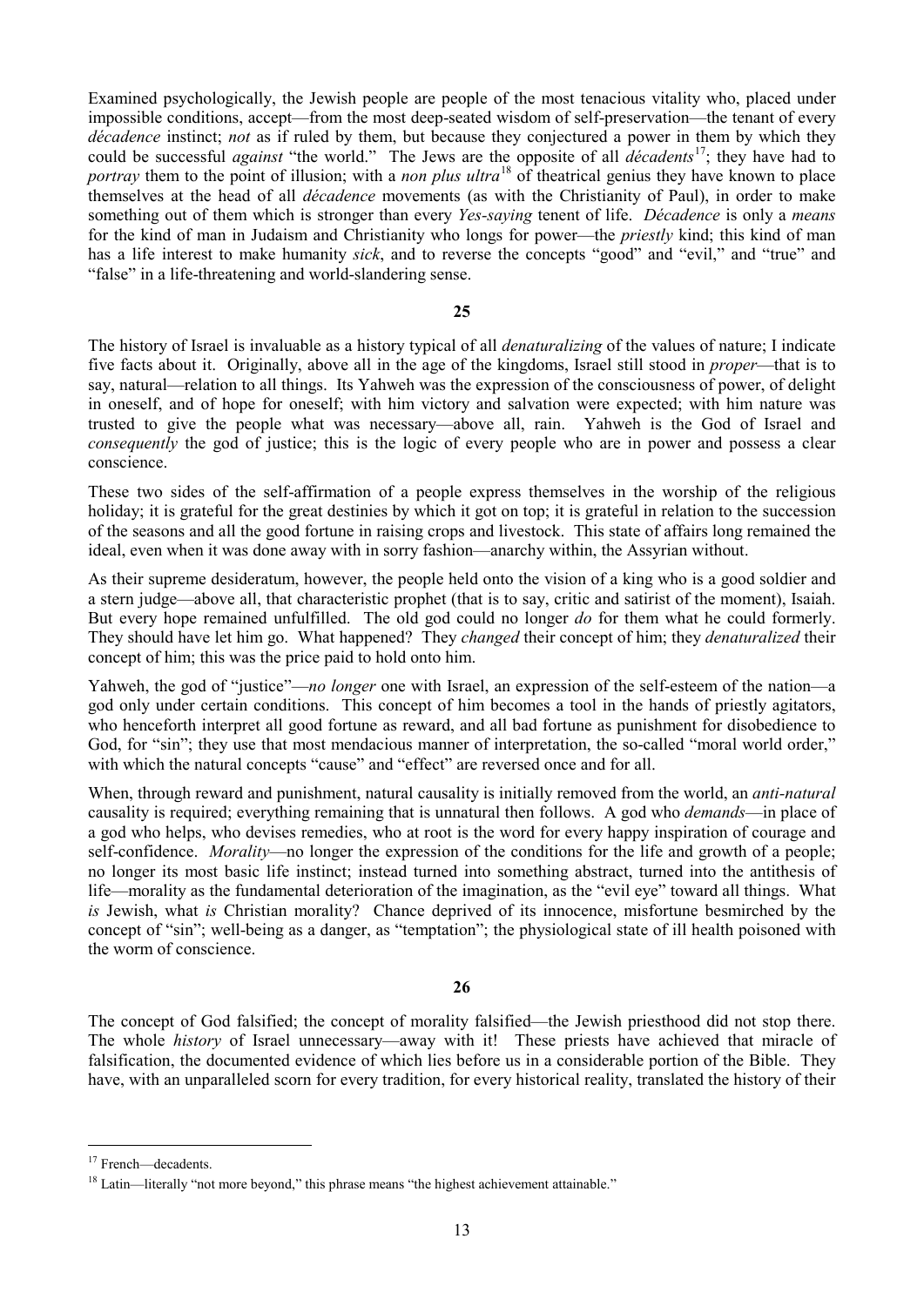Examined psychologically, the Jewish people are people of the most tenacious vitality who, placed under impossible conditions, accept—from the most deep-seated wisdom of self-preservation—the tenant of every *décadence* instinct; *not* as if ruled by them, but because they conjectured a power in them by which they could be successful *against* "the world." The Jews are the opposite of all *décadents*[17]; they have had to *portray* them to the point of illusion; with a *non plus ultra*[18] of theatrical genius they have known to place themselves at the head of all *décadence* movements (as with the Christianity of Paul), in order to make something out of them which is stronger than every *Yes-saying* tenent of life. *Décadence* is only a *means* for the kind of man in Judaism and Christianity who longs for power—the *priestly* kind; this kind of man has a life interest to make humanity *sick*, and to reverse the concepts "good" and "evil," and "true" and "false" in a life-threatening and world-slandering sense.

**25**

The history of Israel is invaluable as a history typical of all *denaturalizing* of the values of nature; I indicate five facts about it. Originally, above all in the age of the kingdoms, Israel still stood in *proper*—that is to say, natural—relation to all things. Its Yahweh was the expression of the consciousness of power, of delight in oneself, and of hope for oneself; with him victory and salvation were expected; with him nature was trusted to give the people what was necessary—above all, rain. Yahweh is the God of Israel and *consequently* the god of justice; this is the logic of every people who are in power and possess a clear conscience.

These two sides of the self-affirmation of a people express themselves in the worship of the religious holiday; it is grateful for the great destinies by which it got on top; it is grateful in relation to the succession of the seasons and all the good fortune in raising crops and livestock. This state of affairs long remained the ideal, even when it was done away with in sorry fashion—anarchy within, the Assyrian without.

As their supreme desideratum, however, the people held onto the vision of a king who is a good soldier and a stern judge—above all, that characteristic prophet (that is to say, critic and satirist of the moment), Isaiah. But every hope remained unfulfilled. The old god could no longer *do* for them what he could formerly. They should have let him go. What happened? They *changed* their concept of him; they *denaturalized* their concept of him; this was the price paid to hold onto him.

Yahweh, the god of "justice"—*no longer* one with Israel, an expression of the self-esteem of the nation—a god only under certain conditions. This concept of him becomes a tool in the hands of priestly agitators, who henceforth interpret all good fortune as reward, and all bad fortune as punishment for disobedience to God, for "sin"; they use that most mendacious manner of interpretation, the so-called "moral world order," with which the natural concepts "cause" and "effect" are reversed once and for all.

When, through reward and punishment, natural causality is initially removed from the world, an *anti-natural* causality is required; everything remaining that is unnatural then follows. A god who *demands*—in place of a god who helps, who devises remedies, who at root is the word for every happy inspiration of courage and self-confidence. *Morality*—no longer the expression of the conditions for the life and growth of a people; no longer its most basic life instinct; instead turned into something abstract, turned into the antithesis of life—morality as the fundamental deterioration of the imagination, as the "evil eye" toward all things. What *is* Jewish, what *is* Christian morality? Chance deprived of its innocence, misfortune besmirched by the concept of "sin"; well-being as a danger, as "temptation"; the physiological state of ill health poisoned with the worm of conscience.

**26**

The concept of God falsified; the concept of morality falsified—the Jewish priesthood did not stop there. The whole *history* of Israel unnecessary—away with it! These priests have achieved that miracle of falsification, the documented evidence of which lies before us in a considerable portion of the Bible. They have, with an unparalleled scorn for every tradition, for every historical reality, translated the history of their

---

[17] French—decadents.

[18] Latin—literally "not more beyond," this phrase means "the highest achievement attainable."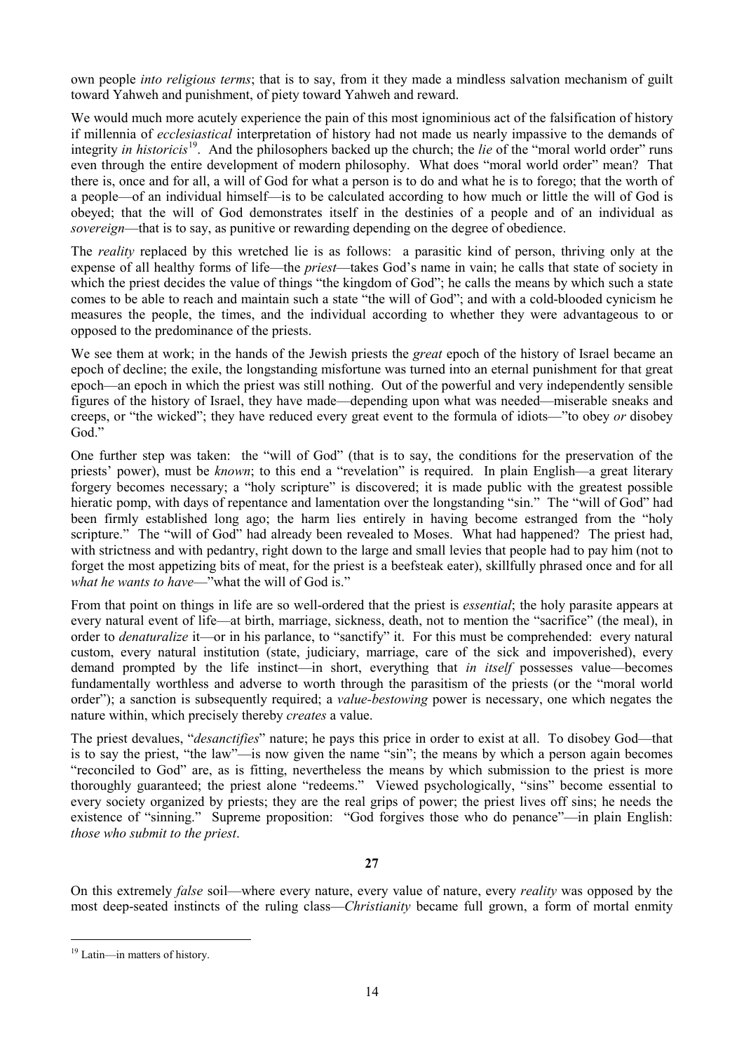own people *into religious terms*; that is to say, from it they made a mindless salvation mechanism of guilt toward Yahweh and punishment, of piety toward Yahweh and reward.

We would much more acutely experience the pain of this most ignominious act of the falsification of history if millennia of *ecclesiastical* interpretation of history had not made us nearly impassive to the demands of integrity *in historicis*[19]. And the philosophers backed up the church; the *lie* of the "moral world order" runs even through the entire development of modern philosophy. What does "moral world order" mean? That there is, once and for all, a will of God for what a person is to do and what he is to forego; that the worth of a people—of an individual himself—is to be calculated according to how much or little the will of God is obeyed; that the will of God demonstrates itself in the destinies of a people and of an individual as *sovereign*—that is to say, as punitive or rewarding depending on the degree of obedience.

The *reality* replaced by this wretched lie is as follows: a parasitic kind of person, thriving only at the expense of all healthy forms of life—the *priest*—takes God's name in vain; he calls that state of society in which the priest decides the value of things "the kingdom of God"; he calls the means by which such a state comes to be able to reach and maintain such a state "the will of God"; and with a cold-blooded cynicism he measures the people, the times, and the individual according to whether they were advantageous to or opposed to the predominance of the priests.

We see them at work; in the hands of the Jewish priests the *great* epoch of the history of Israel became an epoch of decline; the exile, the longstanding misfortune was turned into an eternal punishment for that great epoch—an epoch in which the priest was still nothing. Out of the powerful and very independently sensible figures of the history of Israel, they have made—depending upon what was needed—miserable sneaks and creeps, or "the wicked"; they have reduced every great event to the formula of idiots—"to obey *or* disobey God."

One further step was taken: the "will of God" (that is to say, the conditions for the preservation of the priests' power), must be *known*; to this end a "revelation" is required. In plain English—a great literary forgery becomes necessary; a "holy scripture" is discovered; it is made public with the greatest possible hieratic pomp, with days of repentance and lamentation over the longstanding "sin." The "will of God" had been firmly established long ago; the harm lies entirely in having become estranged from the "holy scripture." The "will of God" had already been revealed to Moses. What had happened? The priest had, with strictness and with pedantry, right down to the large and small levies that people had to pay him (not to forget the most appetizing bits of meat, for the priest is a beefsteak eater), skillfully phrased once and for all *what he wants to have*—"what the will of God is."

From that point on things in life are so well-ordered that the priest is *essential*; the holy parasite appears at every natural event of life—at birth, marriage, sickness, death, not to mention the "sacrifice" (the meal), in order to *denaturalize* it—or in his parlance, to "sanctify" it. For this must be comprehended: every natural custom, every natural institution (state, judiciary, marriage, care of the sick and impoverished), every demand prompted by the life instinct—in short, everything that *in itself* possesses value—becomes fundamentally worthless and adverse to worth through the parasitism of the priests (or the "moral world order"); a sanction is subsequently required; a *value-bestowing* power is necessary, one which negates the nature within, which precisely thereby *creates* a value.

The priest devalues, "*desanctifies*" nature; he pays this price in order to exist at all. To disobey God—that is to say the priest, "the law"—is now given the name "sin"; the means by which a person again becomes "reconciled to God" are, as is fitting, nevertheless the means by which submission to the priest is more thoroughly guaranteed; the priest alone "redeems." Viewed psychologically, "sins" become essential to every society organized by priests; they are the real grips of power; the priest lives off sins; he needs the existence of "sinning." Supreme proposition: "God forgives those who do penance"—in plain English: *those who submit to the priest*.

**27**

On this extremely *false* soil—where every nature, every value of nature, every *reality* was opposed by the most deep-seated instincts of the ruling class—*Christianity* became full grown, a form of mortal enmity

[19] Latin—in matters of history.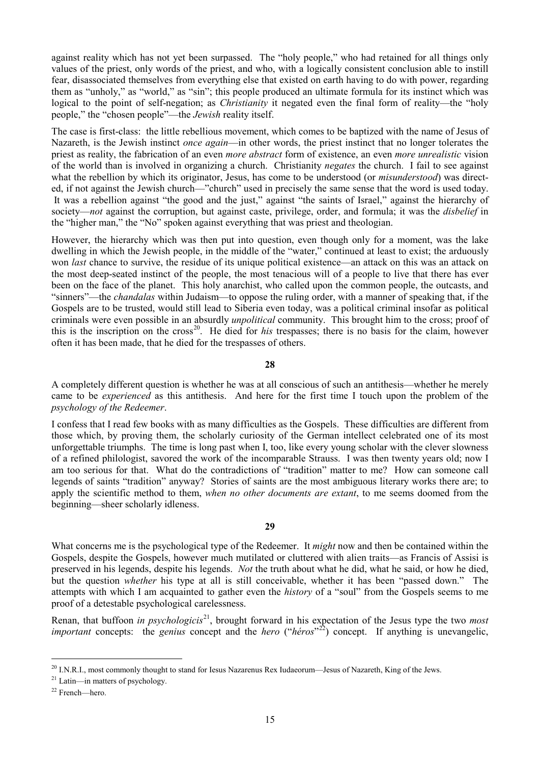against reality which has not yet been surpassed. The "holy people," who had retained for all things only values of the priest, only words of the priest, and who, with a logically consistent conclusion able to instill fear, disassociated themselves from everything else that existed on earth having to do with power, regarding them as "unholy," as "world," as "sin"; this people produced an ultimate formula for its instinct which was logical to the point of self-negation; as *Christianity* it negated even the final form of reality—the "holy people," the "chosen people"—the *Jewish* reality itself.

The case is first-class: the little rebellious movement, which comes to be baptized with the name of Jesus of Nazareth, is the Jewish instinct *once again*—in other words, the priest instinct that no longer tolerates the priest as reality, the fabrication of an even *more abstract* form of existence, an even *more unrealistic* vision of the world than is involved in organizing a church. Christianity *negates* the church. I fail to see against what the rebellion by which its originator, Jesus, has come to be understood (or *misunderstood*) was directed, if not against the Jewish church—"church" used in precisely the same sense that the word is used today. It was a rebellion against "the good and the just," against "the saints of Israel," against the hierarchy of society—*not* against the corruption, but against caste, privilege, order, and formula; it was the *disbelief* in the "higher man," the "No" spoken against everything that was priest and theologian.

However, the hierarchy which was then put into question, even though only for a moment, was the lake dwelling in which the Jewish people, in the middle of the "water," continued at least to exist; the arduously won *last* chance to survive, the residue of its unique political existence—an attack on this was an attack on the most deep-seated instinct of the people, the most tenacious will of a people to live that there has ever been on the face of the planet. This holy anarchist, who called upon the common people, the outcasts, and "sinners"—the *chandalas* within Judaism—to oppose the ruling order, with a manner of speaking that, if the Gospels are to be trusted, would still lead to Siberia even today, was a political criminal insofar as political criminals were even possible in an absurdly *unpolitical* community. This brought him to the cross; proof of this is the inscription on the cross[20]. He died for *his* trespasses; there is no basis for the claim, however often it has been made, that he died for the trespasses of others.

## 28

A completely different question is whether he was at all conscious of such an antithesis—whether he merely came to be *experienced* as this antithesis. And here for the first time I touch upon the problem of the *psychology of the Redeemer*.

I confess that I read few books with as many difficulties as the Gospels. These difficulties are different from those which, by proving them, the scholarly curiosity of the German intellect celebrated one of its most unforgettable triumphs. The time is long past when I, too, like every young scholar with the clever slowness of a refined philologist, savored the work of the incomparable Strauss. I was then twenty years old; now I am too serious for that. What do the contradictions of "tradition" matter to me? How can someone call legends of saints "tradition" anyway? Stories of saints are the most ambiguous literary works there are; to apply the scientific method to them, *when no other documents are extant*, to me seems doomed from the beginning—sheer scholarly idleness.

## 29

What concerns me is the psychological type of the Redeemer. It *might* now and then be contained within the Gospels, despite the Gospels, however much mutilated or cluttered with alien traits—as Francis of Assisi is preserved in his legends, despite his legends. *Not* the truth about what he did, what he said, or how he died, but the question *whether* his type at all is still conceivable, whether it has been "passed down." The attempts with which I am acquainted to gather even the *history* of a "soul" from the Gospels seems to me proof of a detestable psychological carelessness.

Renan, that buffoon *in psychologicis*[21], brought forward in his expectation of the Jesus type the two *most important* concepts: the *genius* concept and the *hero* ("*héros*"[22]) concept. If anything is unevangelic,

---

[20] I.N.R.I., most commonly thought to stand for Iesus Nazarenus Rex Iudaeorum—Jesus of Nazareth, King of the Jews.

[21] Latin—in matters of psychology.

[22] French—hero.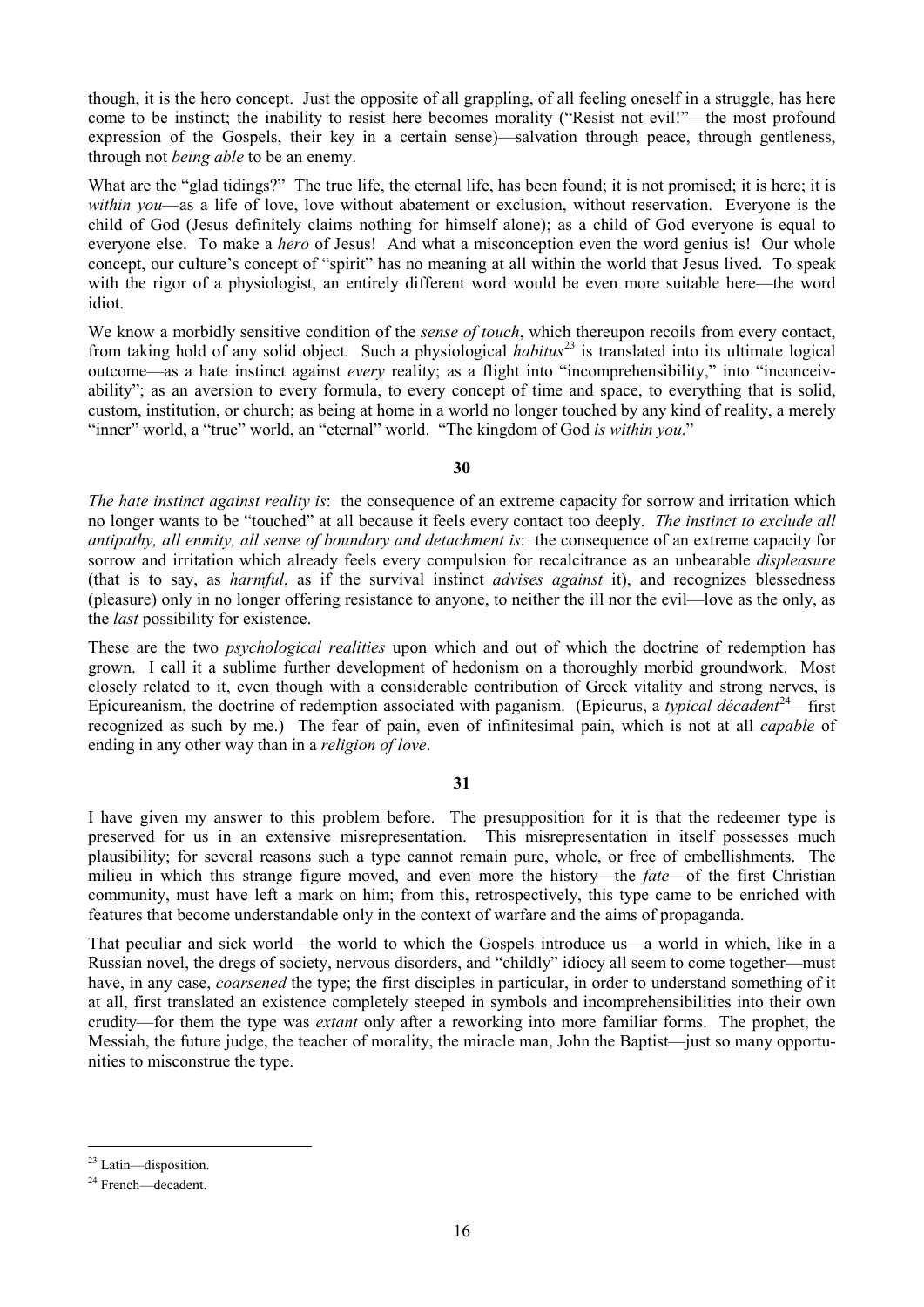though, it is the hero concept. Just the opposite of all grappling, of all feeling oneself in a struggle, has here come to be instinct; the inability to resist here becomes morality ("Resist not evil!"—the most profound expression of the Gospels, their key in a certain sense)—salvation through peace, through gentleness, through not *being able* to be an enemy.

What are the "glad tidings?" The true life, the eternal life, has been found; it is not promised; it is here; it is *within you*—as a life of love, love without abatement or exclusion, without reservation. Everyone is the child of God (Jesus definitely claims nothing for himself alone); as a child of God everyone is equal to everyone else. To make a *hero* of Jesus! And what a misconception even the word genius is! Our whole concept, our culture's concept of "spirit" has no meaning at all within the world that Jesus lived. To speak with the rigor of a physiologist, an entirely different word would be even more suitable here—the word idiot.

We know a morbidly sensitive condition of the *sense of touch*, which thereupon recoils from every contact, from taking hold of any solid object. Such a physiological *habitus*[23] is translated into its ultimate logical outcome—as a hate instinct against *every* reality; as a flight into "incomprehensibility," into "inconceivability"; as an aversion to every formula, to every concept of time and space, to everything that is solid, custom, institution, or church; as being at home in a world no longer touched by any kind of reality, a merely "inner" world, a "true" world, an "eternal" world. "The kingdom of God *is within you*."

**30**

*The hate instinct against reality is*: the consequence of an extreme capacity for sorrow and irritation which no longer wants to be "touched" at all because it feels every contact too deeply. *The instinct to exclude all antipathy, all enmity, all sense of boundary and detachment is*: the consequence of an extreme capacity for sorrow and irritation which already feels every compulsion for recalcitrance as an unbearable *displeasure* (that is to say, as *harmful*, as if the survival instinct *advises against* it), and recognizes blessedness (pleasure) only in no longer offering resistance to anyone, to neither the ill nor the evil—love as the only, as the *last* possibility for existence.

These are the two *psychological realities* upon which and out of which the doctrine of redemption has grown. I call it a sublime further development of hedonism on a thoroughly morbid groundwork. Most closely related to it, even though with a considerable contribution of Greek vitality and strong nerves, is Epicureanism, the doctrine of redemption associated with paganism. (Epicurus, a *typical décadent*[24]—first recognized as such by me.) The fear of pain, even of infinitesimal pain, which is not at all *capable* of ending in any other way than in a *religion of love*.

**31**

I have given my answer to this problem before. The presupposition for it is that the redeemer type is preserved for us in an extensive misrepresentation. This misrepresentation in itself possesses much plausibility; for several reasons such a type cannot remain pure, whole, or free of embellishments. The milieu in which this strange figure moved, and even more the history—the *fate*—of the first Christian community, must have left a mark on him; from this, retrospectively, this type came to be enriched with features that become understandable only in the context of warfare and the aims of propaganda.

That peculiar and sick world—the world to which the Gospels introduce us—a world in which, like in a Russian novel, the dregs of society, nervous disorders, and "childly" idiocy all seem to come together—must have, in any case, *coarsened* the type; the first disciples in particular, in order to understand something of it at all, first translated an existence completely steeped in symbols and incomprehensibilities into their own crudity—for them the type was *extant* only after a reworking into more familiar forms. The prophet, the Messiah, the future judge, the teacher of morality, the miracle man, John the Baptist—just so many opportunities to misconstrue the type.

---

[23] Latin—disposition.

[24] French—decadent.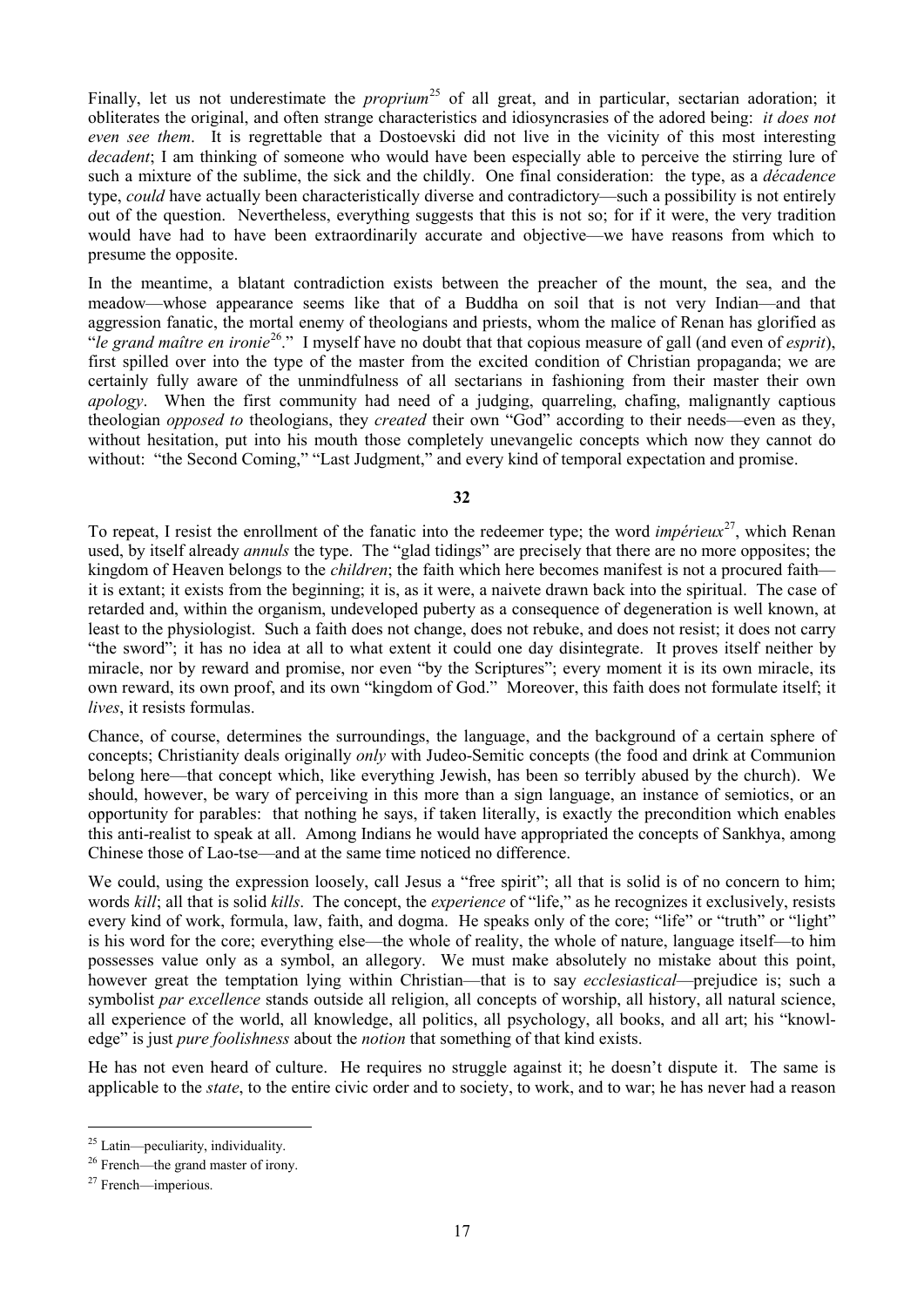Finally, let us not underestimate the *proprium*[25] of all great, and in particular, sectarian adoration; it obliterates the original, and often strange characteristics and idiosyncrasies of the adored being: *it does not even see them*. It is regrettable that a Dostoevski did not live in the vicinity of this most interesting *decadent*; I am thinking of someone who would have been especially able to perceive the stirring lure of such a mixture of the sublime, the sick and the childly. One final consideration: the type, as a *décadence* type, *could* have actually been characteristically diverse and contradictory—such a possibility is not entirely out of the question. Nevertheless, everything suggests that this is not so; for if it were, the very tradition would have had to have been extraordinarily accurate and objective—we have reasons from which to presume the opposite.

In the meantime, a blatant contradiction exists between the preacher of the mount, the sea, and the meadow—whose appearance seems like that of a Buddha on soil that is not very Indian—and that aggression fanatic, the mortal enemy of theologians and priests, whom the malice of Renan has glorified as "*le grand maître en ironie*[26]." I myself have no doubt that that copious measure of gall (and even of *esprit*), first spilled over into the type of the master from the excited condition of Christian propaganda; we are certainly fully aware of the unmindfulness of all sectarians in fashioning from their master their own *apology*. When the first community had need of a judging, quarreling, chafing, malignantly captious theologian *opposed to* theologians, they *created* their own "God" according to their needs—even as they, without hesitation, put into his mouth those completely unevangelic concepts which now they cannot do without: "the Second Coming," "Last Judgment," and every kind of temporal expectation and promise.

**32**

To repeat, I resist the enrollment of the fanatic into the redeemer type; the word *impérieux*[27], which Renan used, by itself already *annuls* the type. The "glad tidings" are precisely that there are no more opposites; the kingdom of Heaven belongs to the *children*; the faith which here becomes manifest is not a procured faith—it is extant; it exists from the beginning; it is, as it were, a naivete drawn back into the spiritual. The case of retarded and, within the organism, undeveloped puberty as a consequence of degeneration is well known, at least to the physiologist. Such a faith does not change, does not rebuke, and does not resist; it does not carry "the sword"; it has no idea at all to what extent it could one day disintegrate. It proves itself neither by miracle, nor by reward and promise, nor even "by the Scriptures"; every moment it is its own miracle, its own reward, its own proof, and its own "kingdom of God." Moreover, this faith does not formulate itself; it *lives*, it resists formulas.

Chance, of course, determines the surroundings, the language, and the background of a certain sphere of concepts; Christianity deals originally *only* with Judeo-Semitic concepts (the food and drink at Communion belong here—that concept which, like everything Jewish, has been so terribly abused by the church). We should, however, be wary of perceiving in this more than a sign language, an instance of semiotics, or an opportunity for parables: that nothing he says, if taken literally, is exactly the precondition which enables this anti-realist to speak at all. Among Indians he would have appropriated the concepts of Sankhya, among Chinese those of Lao-tse—and at the same time noticed no difference.

We could, using the expression loosely, call Jesus a "free spirit"; all that is solid is of no concern to him; words *kill*; all that is solid *kills*. The concept, the *experience* of "life," as he recognizes it exclusively, resists every kind of work, formula, law, faith, and dogma. He speaks only of the core; "life" or "truth" or "light" is his word for the core; everything else—the whole of reality, the whole of nature, language itself—to him possesses value only as a symbol, an allegory. We must make absolutely no mistake about this point, however great the temptation lying within Christian—that is to say *ecclesiastical*—prejudice is; such a symbolist *par excellence* stands outside all religion, all concepts of worship, all history, all natural science, all experience of the world, all knowledge, all politics, all psychology, all books, and all art; his "knowledge" is just *pure foolishness* about the *notion* that something of that kind exists.

He has not even heard of culture. He requires no struggle against it; he doesn't dispute it. The same is applicable to the *state*, to the entire civic order and to society, to work, and to war; he has never had a reason

---

[25] Latin—peculiarity, individuality.

[26] French—the grand master of irony.

[27] French—imperious.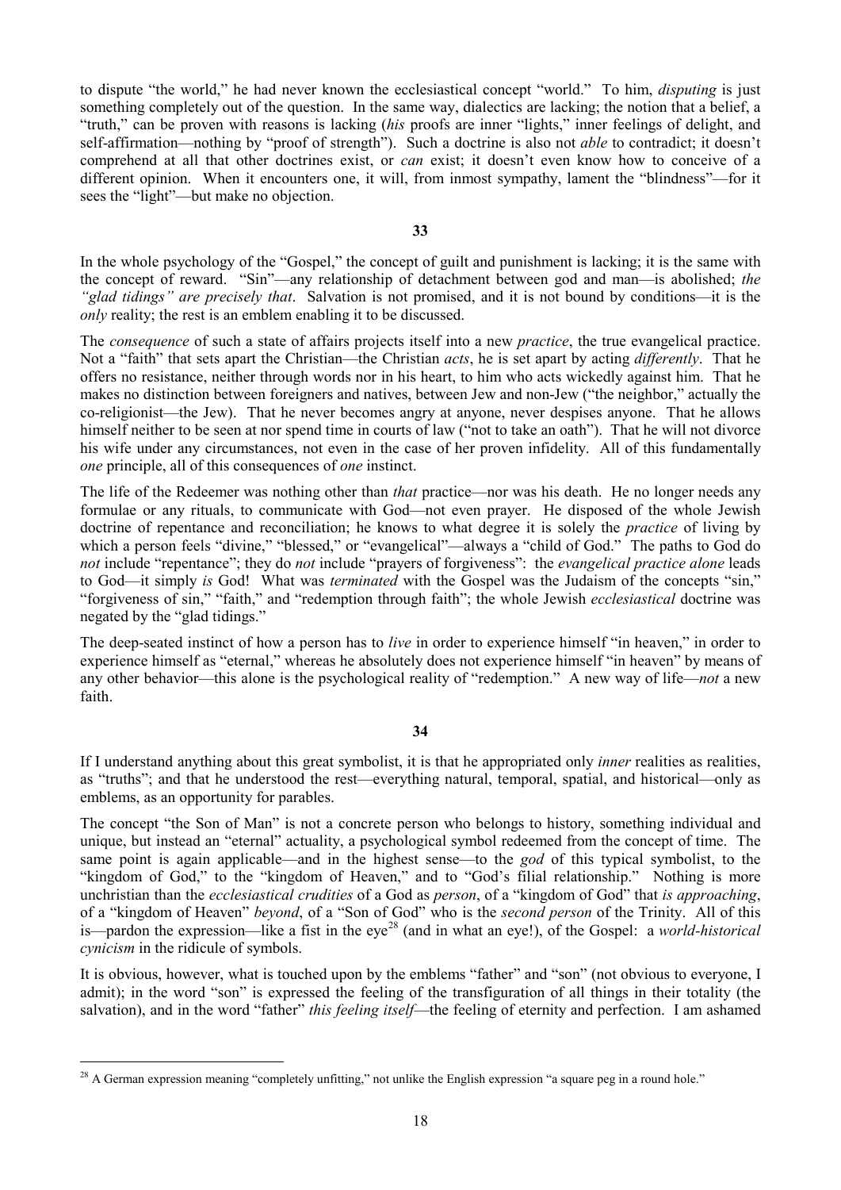to dispute "the world," he had never known the ecclesiastical concept "world." To him, *disputing* is just something completely out of the question. In the same way, dialectics are lacking; the notion that a belief, a "truth," can be proven with reasons is lacking (*his* proofs are inner "lights," inner feelings of delight, and self-affirmation—nothing by "proof of strength"). Such a doctrine is also not *able* to contradict; it doesn't comprehend at all that other doctrines exist, or *can* exist; it doesn't even know how to conceive of a different opinion. When it encounters one, it will, from inmost sympathy, lament the "blindness"—for it sees the "light"—but make no objection.

**33**

In the whole psychology of the "Gospel," the concept of guilt and punishment is lacking; it is the same with the concept of reward. "Sin"—any relationship of detachment between god and man—is abolished; *the "glad tidings" are precisely that*. Salvation is not promised, and it is not bound by conditions—it is the *only* reality; the rest is an emblem enabling it to be discussed.

The *consequence* of such a state of affairs projects itself into a new *practice*, the true evangelical practice. Not a "faith" that sets apart the Christian—the Christian *acts*, he is set apart by acting *differently*. That he offers no resistance, neither through words nor in his heart, to him who acts wickedly against him. That he makes no distinction between foreigners and natives, between Jew and non-Jew ("the neighbor," actually the co-religionist—the Jew). That he never becomes angry at anyone, never despises anyone. That he allows himself neither to be seen at nor spend time in courts of law ("not to take an oath"). That he will not divorce his wife under any circumstances, not even in the case of her proven infidelity. All of this fundamentally *one* principle, all of this consequences of *one* instinct.

The life of the Redeemer was nothing other than *that* practice—nor was his death. He no longer needs any formulae or any rituals, to communicate with God—not even prayer. He disposed of the whole Jewish doctrine of repentance and reconciliation; he knows to what degree it is solely the *practice* of living by which a person feels "divine," "blessed," or "evangelical"—always a "child of God." The paths to God do *not* include "repentance"; they do *not* include "prayers of forgiveness": the *evangelical practice alone* leads to God—it simply *is* God! What was *terminated* with the Gospel was the Judaism of the concepts "sin," "forgiveness of sin," "faith," and "redemption through faith"; the whole Jewish *ecclesiastical* doctrine was negated by the "glad tidings."

The deep-seated instinct of how a person has to *live* in order to experience himself "in heaven," in order to experience himself as "eternal," whereas he absolutely does not experience himself "in heaven" by means of any other behavior—this alone is the psychological reality of "redemption." A new way of life—*not* a new faith.

**34**

If I understand anything about this great symbolist, it is that he appropriated only *inner* realities as realities, as "truths"; and that he understood the rest—everything natural, temporal, spatial, and historical—only as emblems, as an opportunity for parables.

The concept "the Son of Man" is not a concrete person who belongs to history, something individual and unique, but instead an "eternal" actuality, a psychological symbol redeemed from the concept of time. The same point is again applicable—and in the highest sense—to the *god* of this typical symbolist, to the "kingdom of God," to the "kingdom of Heaven," and to "God's filial relationship." Nothing is more unchristian than the *ecclesiastical crudities* of a God as *person*, of a "kingdom of God" that *is approaching*, of a "kingdom of Heaven" *beyond*, of a "Son of God" who is the *second person* of the Trinity. All of this is—pardon the expression—like a fist in the eye[28] (and in what an eye!), of the Gospel: a *world-historical cynicism* in the ridicule of symbols.

It is obvious, however, what is touched upon by the emblems "father" and "son" (not obvious to everyone, I admit); in the word "son" is expressed the feeling of the transfiguration of all things in their totality (the salvation), and in the word "father" *this feeling itself*—the feeling of eternity and perfection. I am ashamed

[28] A German expression meaning "completely unfitting," not unlike the English expression "a square peg in a round hole."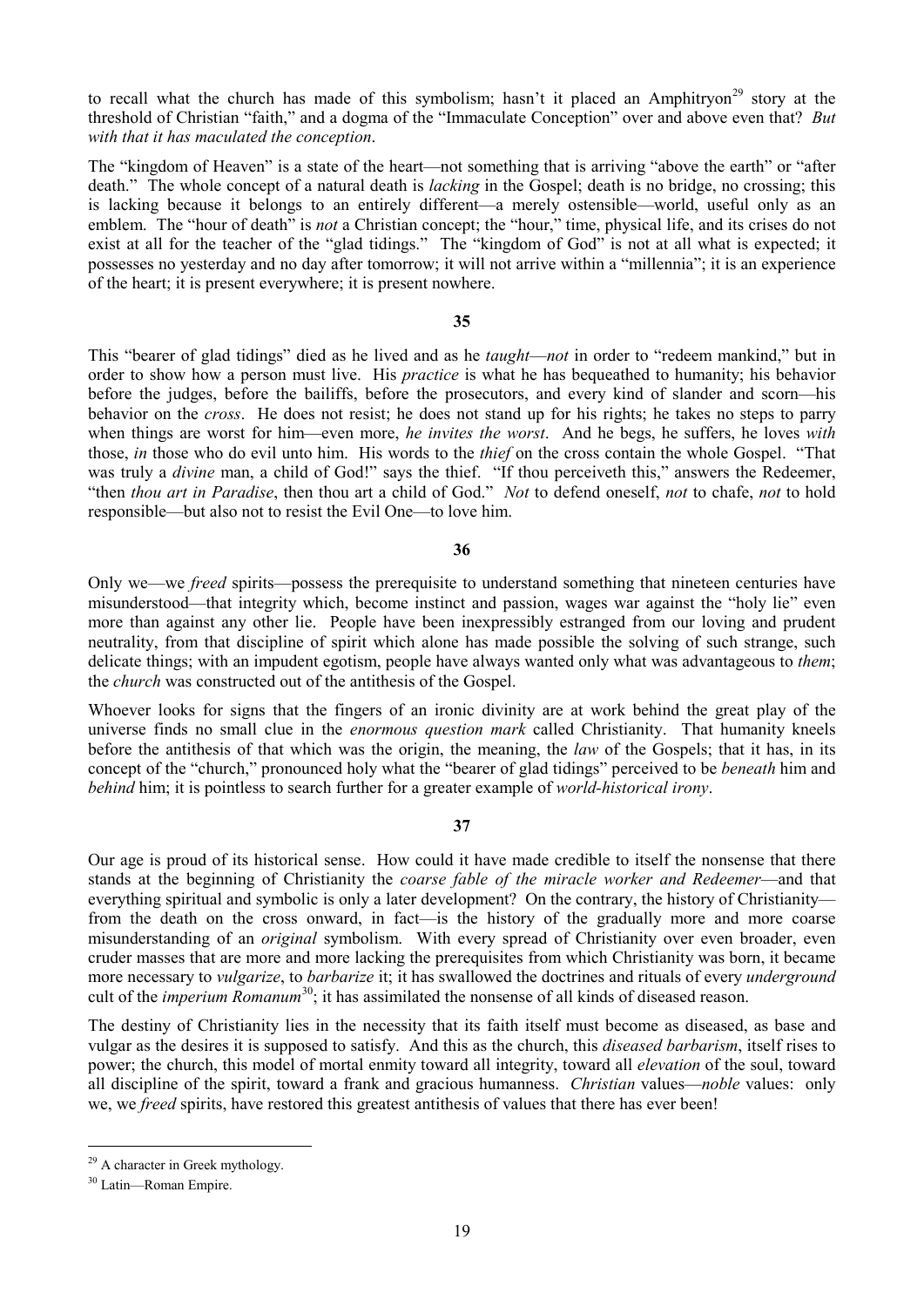to recall what the church has made of this symbolism; hasn't it placed an Amphitryon[29] story at the threshold of Christian "faith," and a dogma of the "Immaculate Conception" over and above even that? *But with that it has maculated the conception*.

The "kingdom of Heaven" is a state of the heart—not something that is arriving "above the earth" or "after death." The whole concept of a natural death is *lacking* in the Gospel; death is no bridge, no crossing; this is lacking because it belongs to an entirely different—a merely ostensible—world, useful only as an emblem. The "hour of death" is *not* a Christian concept; the "hour," time, physical life, and its crises do not exist at all for the teacher of the "glad tidings." The "kingdom of God" is not at all what is expected; it possesses no yesterday and no day after tomorrow; it will not arrive within a "millennia"; it is an experience of the heart; it is present everywhere; it is present nowhere.

## 35

This "bearer of glad tidings" died as he lived and as he *taught*—*not* in order to "redeem mankind," but in order to show how a person must live. His *practice* is what he has bequeathed to humanity; his behavior before the judges, before the bailiffs, before the prosecutors, and every kind of slander and scorn—his behavior on the *cross*. He does not resist; he does not stand up for his rights; he takes no steps to parry when things are worst for him—even more, *he invites the worst*. And he begs, he suffers, he loves *with* those, *in* those who do evil unto him. His words to the *thief* on the cross contain the whole Gospel. "That was truly a *divine* man, a child of God!" says the thief. "If thou perceiveth this," answers the Redeemer, "then *thou art in Paradise*, then thou art a child of God." *Not* to defend oneself, *not* to chafe, *not* to hold responsible—but also not to resist the Evil One—to love him.

## 36

Only we—we *freed* spirits—possess the prerequisite to understand something that nineteen centuries have misunderstood—that integrity which, become instinct and passion, wages war against the "holy lie" even more than against any other lie. People have been inexpressibly estranged from our loving and prudent neutrality, from that discipline of spirit which alone has made possible the solving of such strange, such delicate things; with an impudent egotism, people have always wanted only what was advantageous to *them*; the *church* was constructed out of the antithesis of the Gospel.

Whoever looks for signs that the fingers of an ironic divinity are at work behind the great play of the universe finds no small clue in the *enormous question mark* called Christianity. That humanity kneels before the antithesis of that which was the origin, the meaning, the *law* of the Gospels; that it has, in its concept of the "church," pronounced holy what the "bearer of glad tidings" perceived to be *beneath* him and *behind* him; it is pointless to search further for a greater example of *world-historical irony*.

## 37

Our age is proud of its historical sense. How could it have made credible to itself the nonsense that there stands at the beginning of Christianity the *coarse fable of the miracle worker and Redeemer*—and that everything spiritual and symbolic is only a later development? On the contrary, the history of Christianity—from the death on the cross onward, in fact—is the history of the gradually more and more coarse misunderstanding of an *original* symbolism. With every spread of Christianity over even broader, even cruder masses that are more and more lacking the prerequisites from which Christianity was born, it became more necessary to *vulgarize*, to *barbarize* it; it has swallowed the doctrines and rituals of every *underground* cult of the *imperium Romanum*[30]; it has assimilated the nonsense of all kinds of diseased reason.

The destiny of Christianity lies in the necessity that its faith itself must become as diseased, as base and vulgar as the desires it is supposed to satisfy. And this as the church, this *diseased barbarism*, itself rises to power; the church, this model of mortal enmity toward all integrity, toward all *elevation* of the soul, toward all discipline of the spirit, toward a frank and gracious humanness. *Christian* values—*noble* values: only we, we *freed* spirits, have restored this greatest antithesis of values that there has ever been!

---

[29] A character in Greek mythology.

[30] Latin—Roman Empire.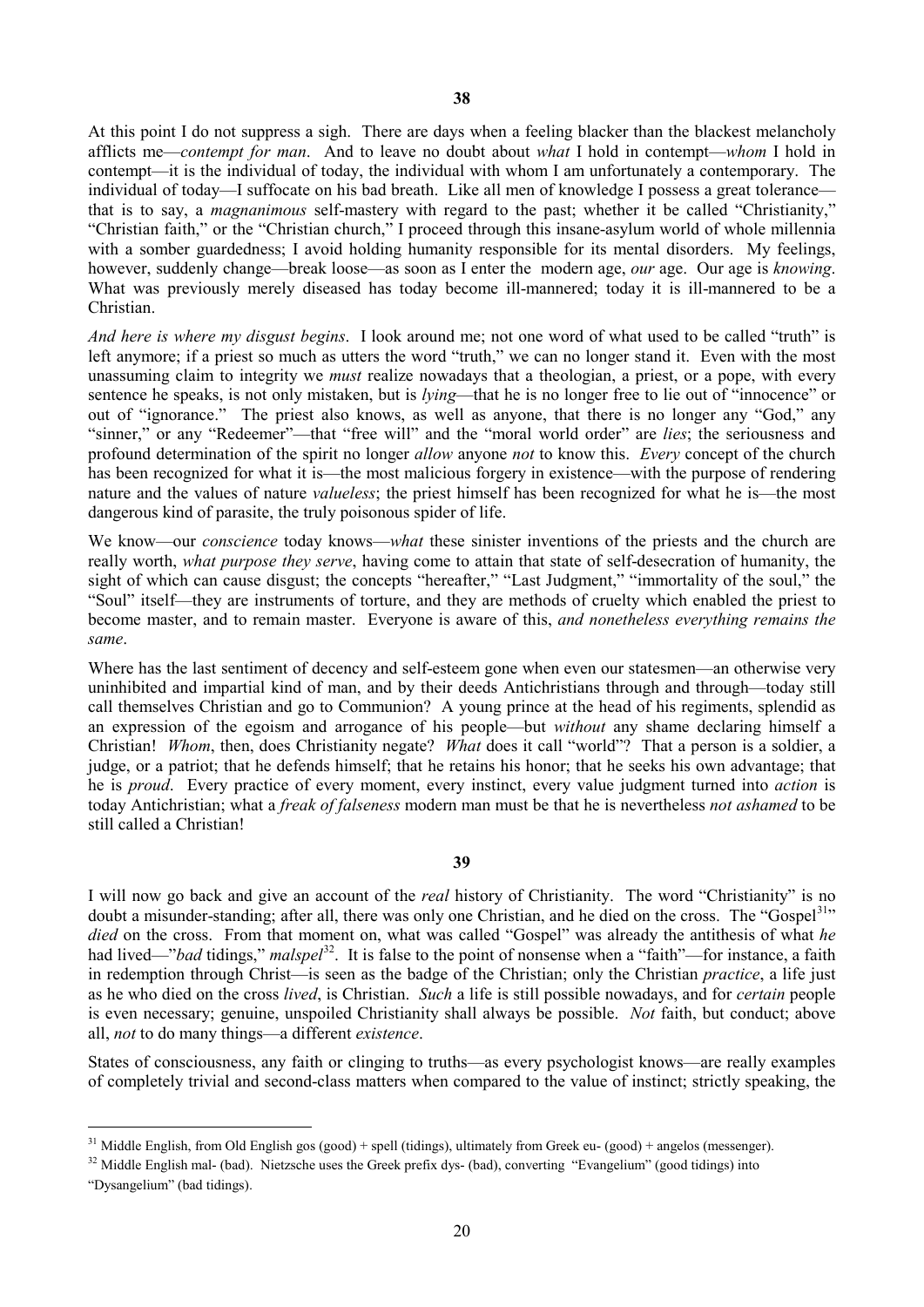## 38

At this point I do not suppress a sigh. There are days when a feeling blacker than the blackest melancholy afflicts me—*contempt for man*. And to leave no doubt about *what* I hold in contempt—*whom* I hold in contempt—it is the individual of today, the individual with whom I am unfortunately a contemporary. The individual of today—I suffocate on his bad breath. Like all men of knowledge I possess a great tolerance—that is to say, a *magnanimous* self-mastery with regard to the past; whether it be called "Christianity," "Christian faith," or the "Christian church," I proceed through this insane-asylum world of whole millennia with a somber guardedness; I avoid holding humanity responsible for its mental disorders. My feelings, however, suddenly change—break loose—as soon as I enter the modern age, *our* age. Our age is *knowing*. What was previously merely diseased has today become ill-mannered; today it is ill-mannered to be a Christian.

*And here is where my disgust begins*. I look around me; not one word of what used to be called "truth" is left anymore; if a priest so much as utters the word "truth," we can no longer stand it. Even with the most unassuming claim to integrity we *must* realize nowadays that a theologian, a priest, or a pope, with every sentence he speaks, is not only mistaken, but is *lying*—that he is no longer free to lie out of "innocence" or out of "ignorance." The priest also knows, as well as anyone, that there is no longer any "God," any "sinner," or any "Redeemer"—that "free will" and the "moral world order" are *lies*; the seriousness and profound determination of the spirit no longer *allow* anyone *not* to know this. *Every* concept of the church has been recognized for what it is—the most malicious forgery in existence—with the purpose of rendering nature and the values of nature *valueless*; the priest himself has been recognized for what he is—the most dangerous kind of parasite, the truly poisonous spider of life.

We know—our *conscience* today knows—*what* these sinister inventions of the priests and the church are really worth, *what purpose they serve*, having come to attain that state of self-desecration of humanity, the sight of which can cause disgust; the concepts "hereafter," "Last Judgment," "immortality of the soul," the "Soul" itself—they are instruments of torture, and they are methods of cruelty which enabled the priest to become master, and to remain master. Everyone is aware of this, *and nonetheless everything remains the same*.

Where has the last sentiment of decency and self-esteem gone when even our statesmen—an otherwise very uninhibited and impartial kind of man, and by their deeds Antichristians through and through—today still call themselves Christian and go to Communion? A young prince at the head of his regiments, splendid as an expression of the egoism and arrogance of his people—but *without* any shame declaring himself a Christian! *Whom*, then, does Christianity negate? *What* does it call "world"? That a person is a soldier, a judge, or a patriot; that he defends himself; that he retains his honor; that he seeks his own advantage; that he is *proud*. Every practice of every moment, every instinct, every value judgment turned into *action* is today Antichristian; what a *freak of falseness* modern man must be that he is nevertheless *not ashamed* to be still called a Christian!

## 39

I will now go back and give an account of the *real* history of Christianity. The word "Christianity" is no doubt a misunder-standing; after all, there was only one Christian, and he died on the cross. The "Gospel[31]" *died* on the cross. From that moment on, what was called "Gospel" was already the antithesis of what *he* had lived—"*bad* tidings," *malspel*[32]. It is false to the point of nonsense when a "faith"—for instance, a faith in redemption through Christ—is seen as the badge of the Christian; only the Christian *practice*, a life just as he who died on the cross *lived*, is Christian. *Such* a life is still possible nowadays, and for *certain* people is even necessary; genuine, unspoiled Christianity shall always be possible. *Not* faith, but conduct; above all, *not* to do many things—a different *existence*.

States of consciousness, any faith or clinging to truths—as every psychologist knows—are really examples of completely trivial and second-class matters when compared to the value of instinct; strictly speaking, the

---

[31] Middle English, from Old English gos (good) + spell (tidings), ultimately from Greek eu- (good) + angelos (messenger).

[32] Middle English mal- (bad). Nietzsche uses the Greek prefix dys- (bad), converting "Evangelium" (good tidings) into "Dysangelium" (bad tidings).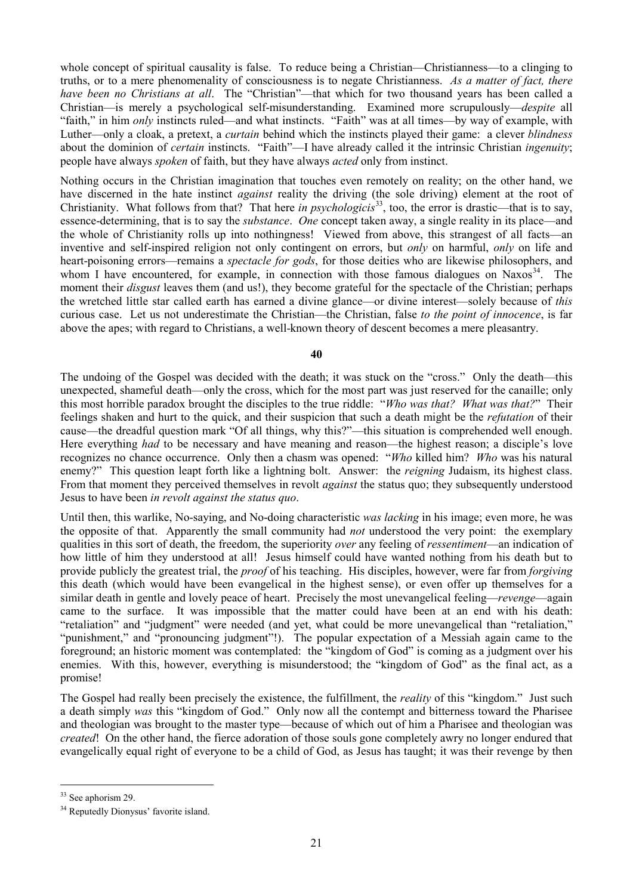whole concept of spiritual causality is false. To reduce being a Christian—Christianness—to a clinging to truths, or to a mere phenomenality of consciousness is to negate Christianness. *As a matter of fact, there have been no Christians at all*. The "Christian"—that which for two thousand years has been called a Christian—is merely a psychological self-misunderstanding. Examined more scrupulously—*despite* all "faith," in him *only* instincts ruled—and what instincts. "Faith" was at all times—by way of example, with Luther—only a cloak, a pretext, a *curtain* behind which the instincts played their game: a clever *blindness* about the dominion of *certain* instincts. "Faith"—I have already called it the intrinsic Christian *ingenuity*; people have always *spoken* of faith, but they have always *acted* only from instinct.

Nothing occurs in the Christian imagination that touches even remotely on reality; on the other hand, we have discerned in the hate instinct *against* reality the driving (the sole driving) element at the root of Christianity. What follows from that? That here *in psychologicis*[33], too, the error is drastic—that is to say, essence-determining, that is to say the *substance*. *One* concept taken away, a single reality in its place—and the whole of Christianity rolls up into nothingness! Viewed from above, this strangest of all facts—an inventive and self-inspired religion not only contingent on errors, but *only* on harmful, *only* on life and heart-poisoning errors—remains a *spectacle for gods*, for those deities who are likewise philosophers, and whom I have encountered, for example, in connection with those famous dialogues on Naxos[34]. The moment their *disgust* leaves them (and us!), they become grateful for the spectacle of the Christian; perhaps the wretched little star called earth has earned a divine glance—or divine interest—solely because of *this* curious case. Let us not underestimate the Christian—the Christian, false *to the point of innocence*, is far above the apes; with regard to Christians, a well-known theory of descent becomes a mere pleasantry.

**40**

The undoing of the Gospel was decided with the death; it was stuck on the "cross." Only the death—this unexpected, shameful death—only the cross, which for the most part was just reserved for the canaille; only this most horrible paradox brought the disciples to the true riddle: "*Who was that? What was that?*" Their feelings shaken and hurt to the quick, and their suspicion that such a death might be the *refutation* of their cause—the dreadful question mark "Of all things, why this?"—this situation is comprehended well enough. Here everything *had* to be necessary and have meaning and reason—the highest reason; a disciple's love recognizes no chance occurrence. Only then a chasm was opened: "*Who* killed him? *Who* was his natural enemy?" This question leapt forth like a lightning bolt. Answer: the *reigning* Judaism, its highest class. From that moment they perceived themselves in revolt *against* the status quo; they subsequently understood Jesus to have been *in revolt against the status quo*.

Until then, this warlike, No-saying, and No-doing characteristic *was lacking* in his image; even more, he was the opposite of that. Apparently the small community had *not* understood the very point: the exemplary qualities in this sort of death, the freedom, the superiority *over* any feeling of *ressentiment*—an indication of how little of him they understood at all! Jesus himself could have wanted nothing from his death but to provide publicly the greatest trial, the *proof* of his teaching. His disciples, however, were far from *forgiving* this death (which would have been evangelical in the highest sense), or even offer up themselves for a similar death in gentle and lovely peace of heart. Precisely the most unevangelical feeling—*revenge*—again came to the surface. It was impossible that the matter could have been at an end with his death: "retaliation" and "judgment" were needed (and yet, what could be more unevangelical than "retaliation," "punishment," and "pronouncing judgment"!). The popular expectation of a Messiah again came to the foreground; an historic moment was contemplated: the "kingdom of God" is coming as a judgment over his enemies. With this, however, everything is misunderstood; the "kingdom of God" as the final act, as a promise!

The Gospel had really been precisely the existence, the fulfillment, the *reality* of this "kingdom." Just such a death simply *was* this "kingdom of God." Only now all the contempt and bitterness toward the Pharisee and theologian was brought to the master type—because of which out of him a Pharisee and theologian was *created*! On the other hand, the fierce adoration of those souls gone completely awry no longer endured that evangelically equal right of everyone to be a child of God, as Jesus has taught; it was their revenge by then

---

[33] See aphorism 29.

[34] Reputedly Dionysus' favorite island.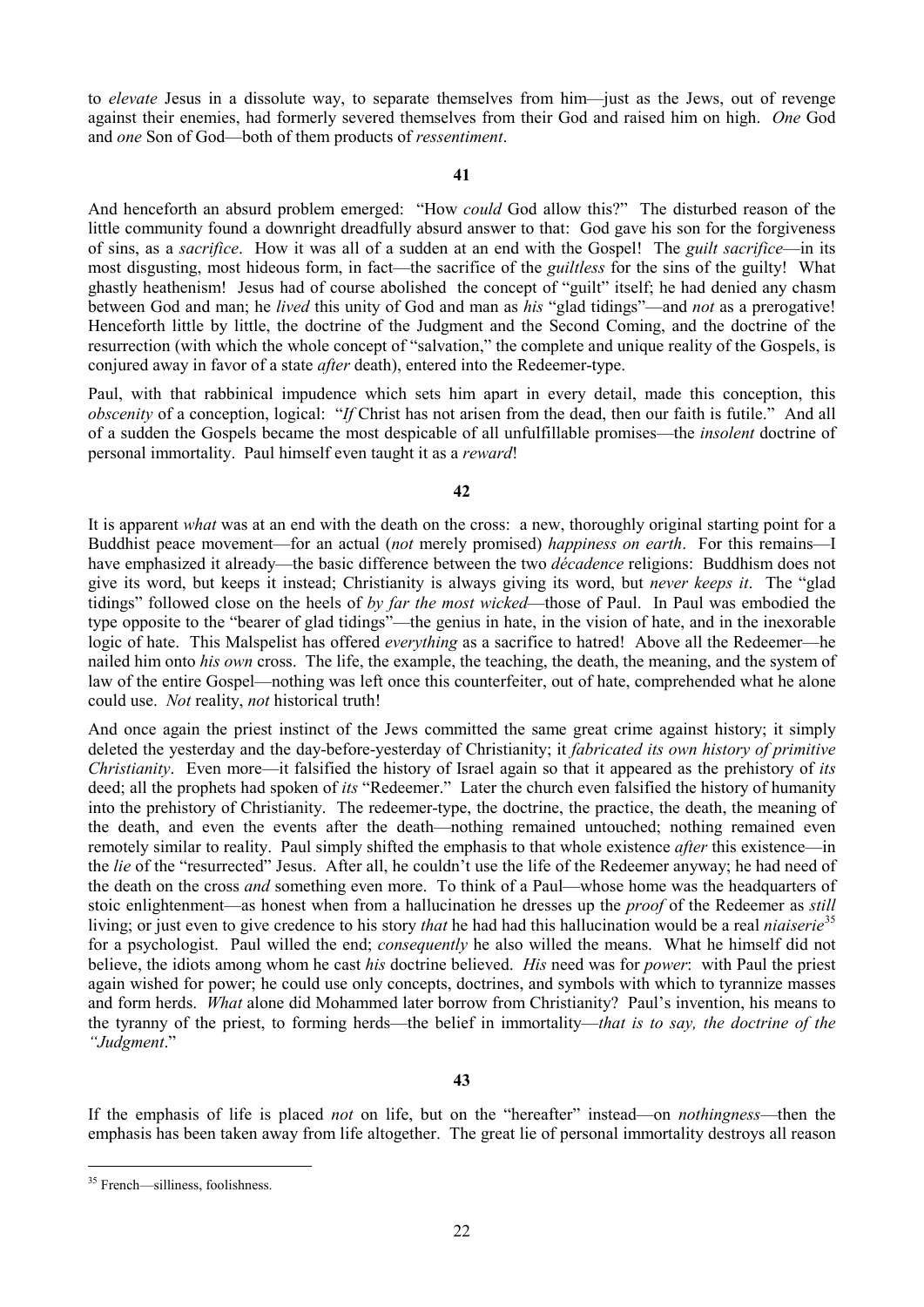to *elevate* Jesus in a dissolute way, to separate themselves from him—just as the Jews, out of revenge against their enemies, had formerly severed themselves from their God and raised him on high. *One* God and *one* Son of God—both of them products of *ressentiment*.

**41**

And henceforth an absurd problem emerged: "How *could* God allow this?" The disturbed reason of the little community found a downright dreadfully absurd answer to that: God gave his son for the forgiveness of sins, as a *sacrifice*. How it was all of a sudden at an end with the Gospel! The *guilt sacrifice*—in its most disgusting, most hideous form, in fact—the sacrifice of the *guiltless* for the sins of the guilty! What ghastly heathenism! Jesus had of course abolished the concept of "guilt" itself; he had denied any chasm between God and man; he *lived* this unity of God and man as *his* "glad tidings"—and *not* as a prerogative! Henceforth little by little, the doctrine of the Judgment and the Second Coming, and the doctrine of the resurrection (with which the whole concept of "salvation," the complete and unique reality of the Gospels, is conjured away in favor of a state *after* death), entered into the Redeemer-type.

Paul, with that rabbinical impudence which sets him apart in every detail, made this conception, this *obscenity* of a conception, logical: "*If* Christ has not arisen from the dead, then our faith is futile." And all of a sudden the Gospels became the most despicable of all unfulfillable promises—the *insolent* doctrine of personal immortality. Paul himself even taught it as a *reward*!

**42**

It is apparent *what* was at an end with the death on the cross: a new, thoroughly original starting point for a Buddhist peace movement—for an actual (*not* merely promised) *happiness on earth*. For this remains—I have emphasized it already—the basic difference between the two *décadence* religions: Buddhism does not give its word, but keeps it instead; Christianity is always giving its word, but *never keeps it*. The "glad tidings" followed close on the heels of *by far the most wicked*—those of Paul. In Paul was embodied the type opposite to the "bearer of glad tidings"—the genius in hate, in the vision of hate, and in the inexorable logic of hate. This Malspelist has offered *everything* as a sacrifice to hatred! Above all the Redeemer—he nailed him onto *his own* cross. The life, the example, the teaching, the death, the meaning, and the system of law of the entire Gospel—nothing was left once this counterfeiter, out of hate, comprehended what he alone could use. *Not* reality, *not* historical truth!

And once again the priest instinct of the Jews committed the same great crime against history; it simply deleted the yesterday and the day-before-yesterday of Christianity; it *fabricated its own history of primitive Christianity*. Even more—it falsified the history of Israel again so that it appeared as the prehistory of *its* deed; all the prophets had spoken of *its* "Redeemer." Later the church even falsified the history of humanity into the prehistory of Christianity. The redeemer-type, the doctrine, the practice, the death, the meaning of the death, and even the events after the death—nothing remained untouched; nothing remained even remotely similar to reality. Paul simply shifted the emphasis to that whole existence *after* this existence—in the *lie* of the "resurrected" Jesus. After all, he couldn't use the life of the Redeemer anyway; he had need of the death on the cross *and* something even more. To think of a Paul—whose home was the headquarters of stoic enlightenment—as honest when from a hallucination he dresses up the *proof* of the Redeemer as *still* living; or just even to give credence to his story *that* he had had this hallucination would be a real *niaiserie*[35] for a psychologist. Paul willed the end; *consequently* he also willed the means. What he himself did not believe, the idiots among whom he cast *his* doctrine believed. *His* need was for *power*: with Paul the priest again wished for power; he could use only concepts, doctrines, and symbols with which to tyrannize masses and form herds. *What* alone did Mohammed later borrow from Christianity? Paul's invention, his means to the tyranny of the priest, to forming herds—the belief in immortality—*that is to say, the doctrine of the "Judgment*."

**43**

If the emphasis of life is placed *not* on life, but on the "hereafter" instead—on *nothingness*—then the emphasis has been taken away from life altogether. The great lie of personal immortality destroys all reason

---

[35] French—silliness, foolishness.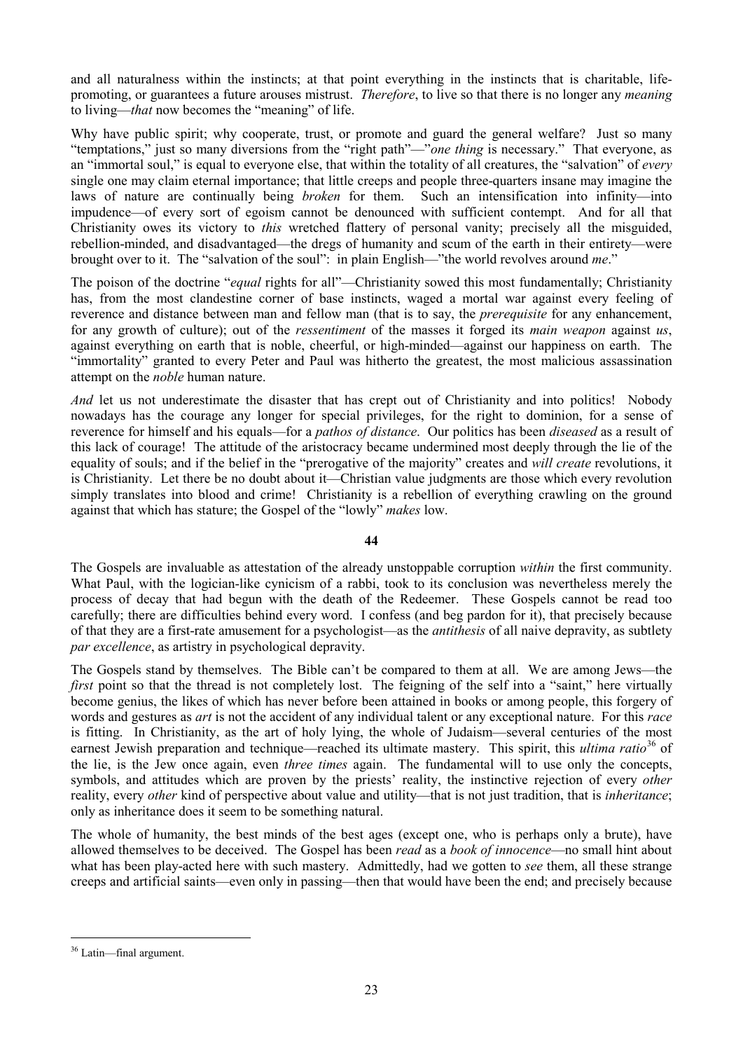and all naturalness within the instincts; at that point everything in the instincts that is charitable, life-promoting, or guarantees a future arouses mistrust. *Therefore*, to live so that there is no longer any *meaning* to living—*that* now becomes the "meaning" of life.

Why have public spirit; why cooperate, trust, or promote and guard the general welfare? Just so many "temptations," just so many diversions from the "right path"—"*one thing* is necessary." That everyone, as an "immortal soul," is equal to everyone else, that within the totality of all creatures, the "salvation" of *every* single one may claim eternal importance; that little creeps and people three-quarters insane may imagine the laws of nature are continually being *broken* for them. Such an intensification into infinity—into impudence—of every sort of egoism cannot be denounced with sufficient contempt. And for all that Christianity owes its victory to *this* wretched flattery of personal vanity; precisely all the misguided, rebellion-minded, and disadvantaged—the dregs of humanity and scum of the earth in their entirety—were brought over to it. The "salvation of the soul": in plain English—"the world revolves around *me*."

The poison of the doctrine "*equal* rights for all"—Christianity sowed this most fundamentally; Christianity has, from the most clandestine corner of base instincts, waged a mortal war against every feeling of reverence and distance between man and fellow man (that is to say, the *prerequisite* for any enhancement, for any growth of culture); out of the *ressentiment* of the masses it forged its *main weapon* against *us*, against everything on earth that is noble, cheerful, or high-minded—against our happiness on earth. The "immortality" granted to every Peter and Paul was hitherto the greatest, the most malicious assassination attempt on the *noble* human nature.

*And* let us not underestimate the disaster that has crept out of Christianity and into politics! Nobody nowadays has the courage any longer for special privileges, for the right to dominion, for a sense of reverence for himself and his equals—for a *pathos of distance*. Our politics has been *diseased* as a result of this lack of courage! The attitude of the aristocracy became undermined most deeply through the lie of the equality of souls; and if the belief in the "prerogative of the majority" creates and *will create* revolutions, it is Christianity. Let there be no doubt about it—Christian value judgments are those which every revolution simply translates into blood and crime! Christianity is a rebellion of everything crawling on the ground against that which has stature; the Gospel of the "lowly" *makes* low.

**44**

The Gospels are invaluable as attestation of the already unstoppable corruption *within* the first community. What Paul, with the logician-like cynicism of a rabbi, took to its conclusion was nevertheless merely the process of decay that had begun with the death of the Redeemer. These Gospels cannot be read too carefully; there are difficulties behind every word. I confess (and beg pardon for it), that precisely because of that they are a first-rate amusement for a psychologist—as the *antithesis* of all naive depravity, as subtlety *par excellence*, as artistry in psychological depravity.

The Gospels stand by themselves. The Bible can't be compared to them at all. We are among Jews—the *first* point so that the thread is not completely lost. The feigning of the self into a "saint," here virtually become genius, the likes of which has never before been attained in books or among people, this forgery of words and gestures as *art* is not the accident of any individual talent or any exceptional nature. For this *race* is fitting. In Christianity, as the art of holy lying, the whole of Judaism—several centuries of the most earnest Jewish preparation and technique—reached its ultimate mastery. This spirit, this *ultima ratio*[36] of the lie, is the Jew once again, even *three times* again. The fundamental will to use only the concepts, symbols, and attitudes which are proven by the priests' reality, the instinctive rejection of every *other* reality, every *other* kind of perspective about value and utility—that is not just tradition, that is *inheritance*; only as inheritance does it seem to be something natural.

The whole of humanity, the best minds of the best ages (except one, who is perhaps only a brute), have allowed themselves to be deceived. The Gospel has been *read* as a *book of innocence*—no small hint about what has been play-acted here with such mastery. Admittedly, had we gotten to *see* them, all these strange creeps and artificial saints—even only in passing—then that would have been the end; and precisely because

[36] Latin—final argument.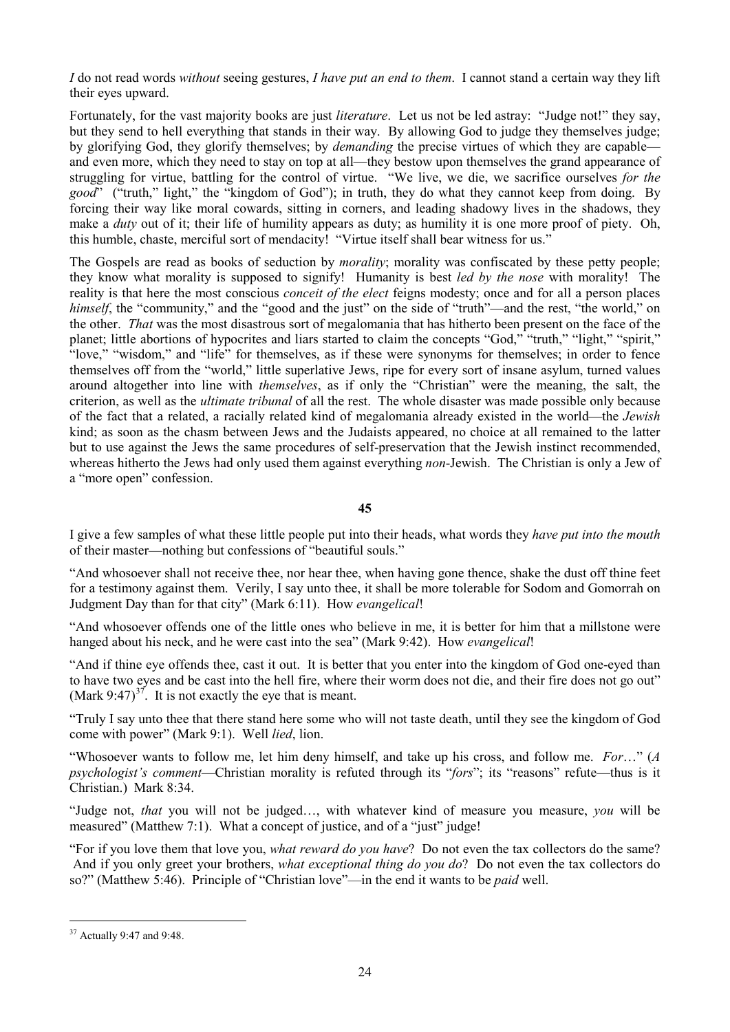*I* do not read words *without* seeing gestures, *I have put an end to them*. I cannot stand a certain way they lift their eyes upward.

Fortunately, for the vast majority books are just *literature*. Let us not be led astray: "Judge not!" they say, but they send to hell everything that stands in their way. By allowing God to judge they themselves judge; by glorifying God, they glorify themselves; by *demanding* the precise virtues of which they are capable—and even more, which they need to stay on top at all—they bestow upon themselves the grand appearance of struggling for virtue, battling for the control of virtue. "We live, we die, we sacrifice ourselves *for the good*" ("truth," light," the "kingdom of God"); in truth, they do what they cannot keep from doing. By forcing their way like moral cowards, sitting in corners, and leading shadowy lives in the shadows, they make a *duty* out of it; their life of humility appears as duty; as humility it is one more proof of piety. Oh, this humble, chaste, merciful sort of mendacity! "Virtue itself shall bear witness for us."

The Gospels are read as books of seduction by *morality*; morality was confiscated by these petty people; they know what morality is supposed to signify! Humanity is best *led by the nose* with morality! The reality is that here the most conscious *conceit of the elect* feigns modesty; once and for all a person places *himself*, the "community," and the "good and the just" on the side of "truth"—and the rest, "the world," on the other. *That* was the most disastrous sort of megalomania that has hitherto been present on the face of the planet; little abortions of hypocrites and liars started to claim the concepts "God," "truth," "light," "spirit," "love," "wisdom," and "life" for themselves, as if these were synonyms for themselves; in order to fence themselves off from the "world," little superlative Jews, ripe for every sort of insane asylum, turned values around altogether into line with *themselves*, as if only the "Christian" were the meaning, the salt, the criterion, as well as the *ultimate tribunal* of all the rest. The whole disaster was made possible only because of the fact that a related, a racially related kind of megalomania already existed in the world—the *Jewish* kind; as soon as the chasm between Jews and the Judaists appeared, no choice at all remained to the latter but to use against the Jews the same procedures of self-preservation that the Jewish instinct recommended, whereas hitherto the Jews had only used them against everything *non*-Jewish. The Christian is only a Jew of a "more open" confession.

**45**

I give a few samples of what these little people put into their heads, what words they *have put into the mouth* of their master—nothing but confessions of "beautiful souls."

"And whosoever shall not receive thee, nor hear thee, when having gone thence, shake the dust off thine feet for a testimony against them. Verily, I say unto thee, it shall be more tolerable for Sodom and Gomorrah on Judgment Day than for that city" (Mark 6:11). How *evangelical*!

"And whosoever offends one of the little ones who believe in me, it is better for him that a millstone were hanged about his neck, and he were cast into the sea" (Mark 9:42). How *evangelical*!

"And if thine eye offends thee, cast it out. It is better that you enter into the kingdom of God one-eyed than to have two eyes and be cast into the hell fire, where their worm does not die, and their fire does not go out" (Mark 9:47)[37]. It is not exactly the eye that is meant.

"Truly I say unto thee that there stand here some who will not taste death, until they see the kingdom of God come with power" (Mark 9:1). Well *lied*, lion.

"Whosoever wants to follow me, let him deny himself, and take up his cross, and follow me. *For*…" (*A psychologist's comment*—Christian morality is refuted through its "*fors*"; its "reasons" refute—thus is it Christian.) Mark 8:34.

"Judge not, *that* you will not be judged…, with whatever kind of measure you measure, *you* will be measured" (Matthew 7:1). What a concept of justice, and of a "just" judge!

"For if you love them that love you, *what reward do you have*? Do not even the tax collectors do the same? And if you only greet your brothers, *what exceptional thing do you do*? Do not even the tax collectors do so?" (Matthew 5:46). Principle of "Christian love"—in the end it wants to be *paid* well.

---

[37] Actually 9:47 and 9:48.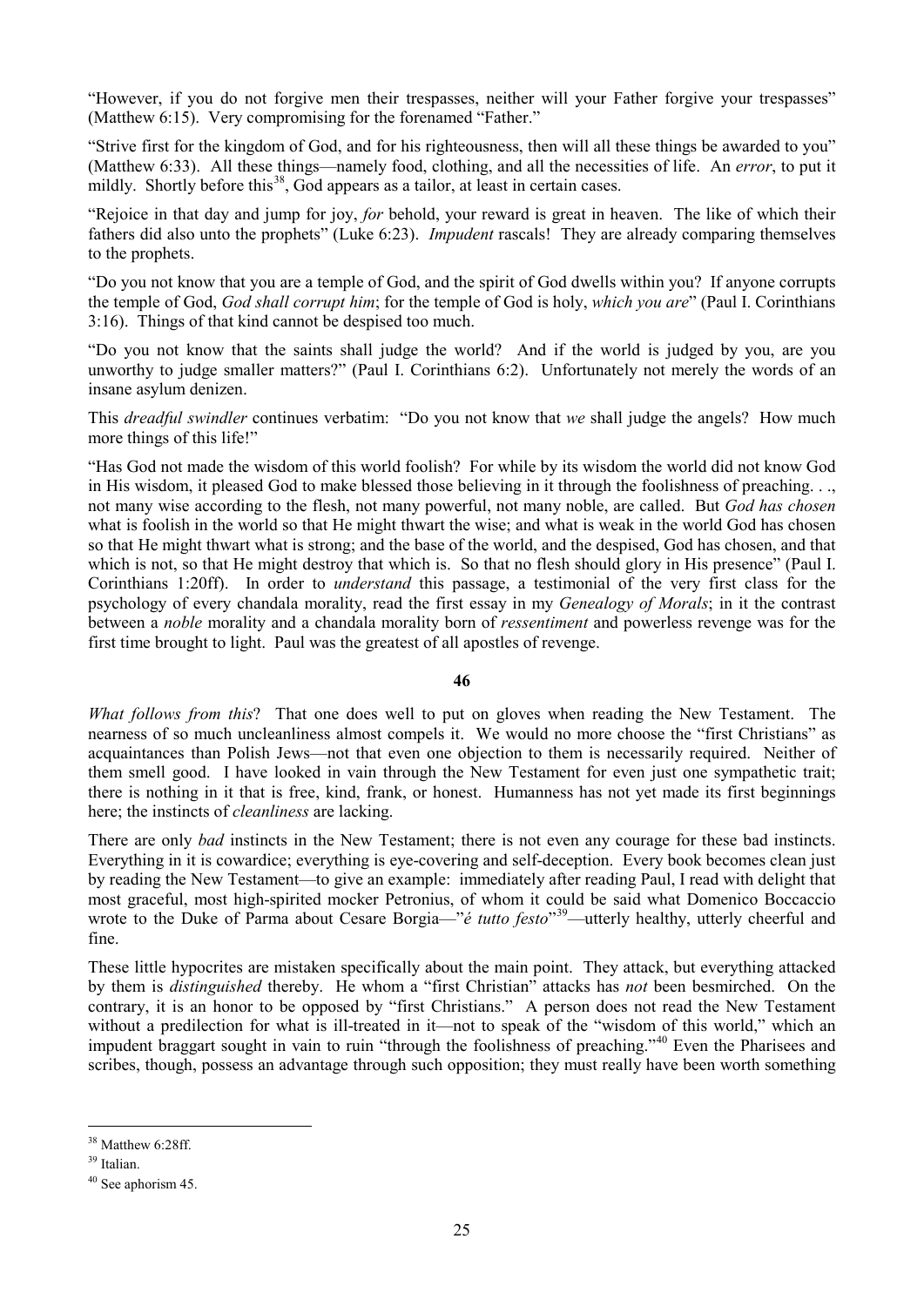"However, if you do not forgive men their trespasses, neither will your Father forgive your trespasses" (Matthew 6:15). Very compromising for the forenamed "Father."

"Strive first for the kingdom of God, and for his righteousness, then will all these things be awarded to you" (Matthew 6:33). All these things—namely food, clothing, and all the necessities of life. An *error*, to put it mildly. Shortly before this[38], God appears as a tailor, at least in certain cases.

"Rejoice in that day and jump for joy, *for* behold, your reward is great in heaven. The like of which their fathers did also unto the prophets" (Luke 6:23). *Impudent* rascals! They are already comparing themselves to the prophets.

"Do you not know that you are a temple of God, and the spirit of God dwells within you? If anyone corrupts the temple of God, *God shall corrupt him*; for the temple of God is holy, *which you are*" (Paul I. Corinthians 3:16). Things of that kind cannot be despised too much.

"Do you not know that the saints shall judge the world? And if the world is judged by you, are you unworthy to judge smaller matters?" (Paul I. Corinthians 6:2). Unfortunately not merely the words of an insane asylum denizen.

This *dreadful swindler* continues verbatim: "Do you not know that *we* shall judge the angels? How much more things of this life!"

"Has God not made the wisdom of this world foolish? For while by its wisdom the world did not know God in His wisdom, it pleased God to make blessed those believing in it through the foolishness of preaching. . ., not many wise according to the flesh, not many powerful, not many noble, are called. But *God has chosen* what is foolish in the world so that He might thwart the wise; and what is weak in the world God has chosen so that He might thwart what is strong; and the base of the world, and the despised, God has chosen, and that which is not, so that He might destroy that which is. So that no flesh should glory in His presence" (Paul I. Corinthians 1:20ff). In order to *understand* this passage, a testimonial of the very first class for the psychology of every chandala morality, read the first essay in my *Genealogy of Morals*; in it the contrast between a *noble* morality and a chandala morality born of *ressentiment* and powerless revenge was for the first time brought to light. Paul was the greatest of all apostles of revenge.

**46**

*What follows from this*? That one does well to put on gloves when reading the New Testament. The nearness of so much uncleanliness almost compels it. We would no more choose the "first Christians" as acquaintances than Polish Jews—not that even one objection to them is necessarily required. Neither of them smell good. I have looked in vain through the New Testament for even just one sympathetic trait; there is nothing in it that is free, kind, frank, or honest. Humanness has not yet made its first beginnings here; the instincts of *cleanliness* are lacking.

There are only *bad* instincts in the New Testament; there is not even any courage for these bad instincts. Everything in it is cowardice; everything is eye-covering and self-deception. Every book becomes clean just by reading the New Testament—to give an example: immediately after reading Paul, I read with delight that most graceful, most high-spirited mocker Petronius, of whom it could be said what Domenico Boccaccio wrote to the Duke of Parma about Cesare Borgia—"*é tutto festo*"[39]—utterly healthy, utterly cheerful and fine.

These little hypocrites are mistaken specifically about the main point. They attack, but everything attacked by them is *distinguished* thereby. He whom a "first Christian" attacks has *not* been besmirched. On the contrary, it is an honor to be opposed by "first Christians." A person does not read the New Testament without a predilection for what is ill-treated in it—not to speak of the "wisdom of this world," which an impudent braggart sought in vain to ruin "through the foolishness of preaching."[40] Even the Pharisees and scribes, though, possess an advantage through such opposition; they must really have been worth something

---

[38] Matthew 6:28ff.

[39] Italian.

[40] See aphorism 45.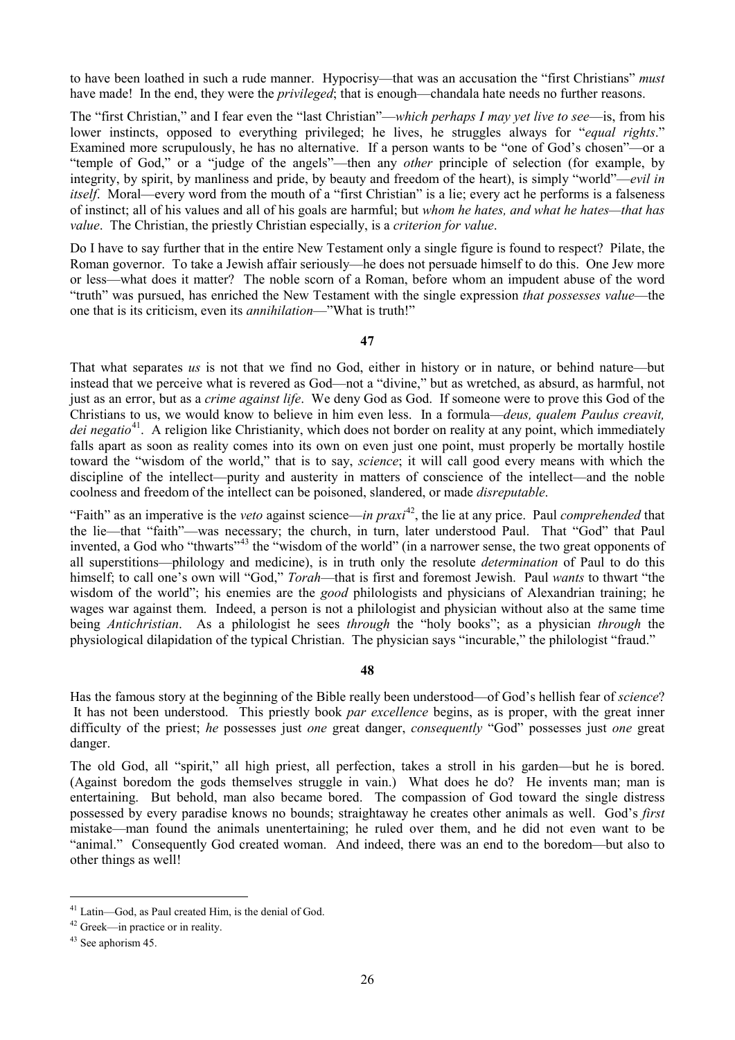to have been loathed in such a rude manner. Hypocrisy—that was an accusation the "first Christians" *must* have made! In the end, they were the *privileged*; that is enough—chandala hate needs no further reasons.

The "first Christian," and I fear even the "last Christian"—*which perhaps I may yet live to see*—is, from his lower instincts, opposed to everything privileged; he lives, he struggles always for "*equal rights*." Examined more scrupulously, he has no alternative. If a person wants to be "one of God's chosen"—or a "temple of God," or a "judge of the angels"—then any *other* principle of selection (for example, by integrity, by spirit, by manliness and pride, by beauty and freedom of the heart), is simply "world"—*evil in itself*. Moral—every word from the mouth of a "first Christian" is a lie; every act he performs is a falseness of instinct; all of his values and all of his goals are harmful; but *whom he hates, and what he hates—that has value*. The Christian, the priestly Christian especially, is a *criterion for value*.

Do I have to say further that in the entire New Testament only a single figure is found to respect? Pilate, the Roman governor. To take a Jewish affair seriously—he does not persuade himself to do this. One Jew more or less—what does it matter? The noble scorn of a Roman, before whom an impudent abuse of the word "truth" was pursued, has enriched the New Testament with the single expression *that possesses value*—the one that is its criticism, even its *annihilation*—"What is truth!"

**47**

That what separates *us* is not that we find no God, either in history or in nature, or behind nature—but instead that we perceive what is revered as God—not a "divine," but as wretched, as absurd, as harmful, not just as an error, but as a *crime against life*. We deny God as God. If someone were to prove this God of the Christians to us, we would know to believe in him even less. In a formula—*deus, qualem Paulus creavit, dei negatio*[41]. A religion like Christianity, which does not border on reality at any point, which immediately falls apart as soon as reality comes into its own on even just one point, must properly be mortally hostile toward the "wisdom of the world," that is to say, *science*; it will call good every means with which the discipline of the intellect—purity and austerity in matters of conscience of the intellect—and the noble coolness and freedom of the intellect can be poisoned, slandered, or made *disreputable*.

"Faith" as an imperative is the *veto* against science—*in praxi*[42], the lie at any price. Paul *comprehended* that the lie—that "faith"—was necessary; the church, in turn, later understood Paul. That "God" that Paul invented, a God who "thwarts"[43] the "wisdom of the world" (in a narrower sense, the two great opponents of all superstitions—philology and medicine), is in truth only the resolute *determination* of Paul to do this himself; to call one's own will "God," *Torah*—that is first and foremost Jewish. Paul *wants* to thwart "the wisdom of the world"; his enemies are the *good* philologists and physicians of Alexandrian training; he wages war against them. Indeed, a person is not a philologist and physician without also at the same time being *Antichristian*. As a philologist he sees *through* the "holy books"; as a physician *through* the physiological dilapidation of the typical Christian. The physician says "incurable," the philologist "fraud."

**48**

Has the famous story at the beginning of the Bible really been understood—of God's hellish fear of *science*? It has not been understood. This priestly book *par excellence* begins, as is proper, with the great inner difficulty of the priest; *he* possesses just *one* great danger, *consequently* "God" possesses just *one* great danger.

The old God, all "spirit," all high priest, all perfection, takes a stroll in his garden—but he is bored. (Against boredom the gods themselves struggle in vain.) What does he do? He invents man; man is entertaining. But behold, man also became bored. The compassion of God toward the single distress possessed by every paradise knows no bounds; straightaway he creates other animals as well. God's *first* mistake—man found the animals unentertaining; he ruled over them, and he did not even want to be "animal." Consequently God created woman. And indeed, there was an end to the boredom—but also to other things as well!

---

[41] Latin—God, as Paul created Him, is the denial of God.

[42] Greek—in practice or in reality.

[43] See aphorism 45.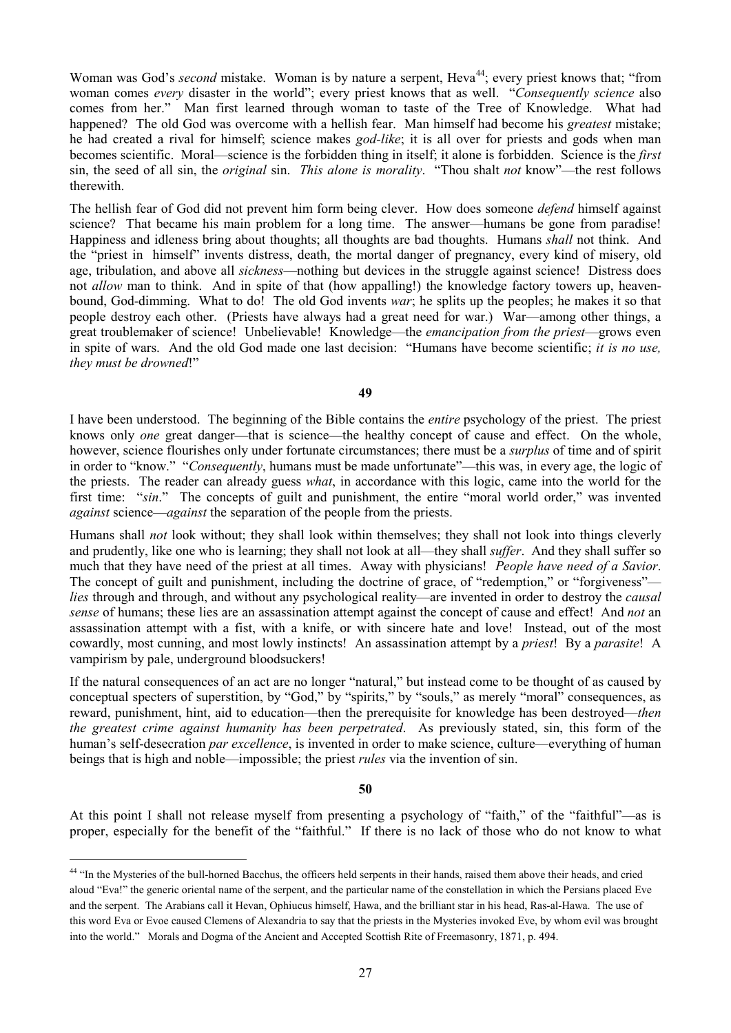Woman was God's *second* mistake. Woman is by nature a serpent, Heva[44]; every priest knows that; "from woman comes *every* disaster in the world"; every priest knows that as well. "*Consequently science* also comes from her." Man first learned through woman to taste of the Tree of Knowledge. What had happened? The old God was overcome with a hellish fear. Man himself had become his *greatest* mistake; he had created a rival for himself; science makes *god-like*; it is all over for priests and gods when man becomes scientific. Moral—science is the forbidden thing in itself; it alone is forbidden. Science is the *first* sin, the seed of all sin, the *original* sin. *This alone is morality*. "Thou shalt *not* know"—the rest follows therewith.

The hellish fear of God did not prevent him form being clever. How does someone *defend* himself against science? That became his main problem for a long time. The answer—humans be gone from paradise! Happiness and idleness bring about thoughts; all thoughts are bad thoughts. Humans *shall* not think. And the "priest in himself" invents distress, death, the mortal danger of pregnancy, every kind of misery, old age, tribulation, and above all *sickness*—nothing but devices in the struggle against science! Distress does not *allow* man to think. And in spite of that (how appalling!) the knowledge factory towers up, heaven-bound, God-dimming. What to do! The old God invents *war*; he splits up the peoples; he makes it so that people destroy each other. (Priests have always had a great need for war.) War—among other things, a great troublemaker of science! Unbelievable! Knowledge—the *emancipation from the priest*—grows even in spite of wars. And the old God made one last decision: "Humans have become scientific; *it is no use, they must be drowned*!"

**49**

I have been understood. The beginning of the Bible contains the *entire* psychology of the priest. The priest knows only *one* great danger—that is science—the healthy concept of cause and effect. On the whole, however, science flourishes only under fortunate circumstances; there must be a *surplus* of time and of spirit in order to "know." "*Consequently*, humans must be made unfortunate"—this was, in every age, the logic of the priests. The reader can already guess *what*, in accordance with this logic, came into the world for the first time: "*sin*." The concepts of guilt and punishment, the entire "moral world order," was invented *against* science—*against* the separation of the people from the priests.

Humans shall *not* look without; they shall look within themselves; they shall not look into things cleverly and prudently, like one who is learning; they shall not look at all—they shall *suffer*. And they shall suffer so much that they have need of the priest at all times. Away with physicians! *People have need of a Savior*. The concept of guilt and punishment, including the doctrine of grace, of "redemption," or "forgiveness"—*lies* through and through, and without any psychological reality—are invented in order to destroy the *causal sense* of humans; these lies are an assassination attempt against the concept of cause and effect! And *not* an assassination attempt with a fist, with a knife, or with sincere hate and love! Instead, out of the most cowardly, most cunning, and most lowly instincts! An assassination attempt by a *priest*! By a *parasite*! A vampirism by pale, underground bloodsuckers!

If the natural consequences of an act are no longer "natural," but instead come to be thought of as caused by conceptual specters of superstition, by "God," by "spirits," by "souls," as merely "moral" consequences, as reward, punishment, hint, aid to education—then the prerequisite for knowledge has been destroyed—*then the greatest crime against humanity has been perpetrated*. As previously stated, sin, this form of the human's self-desecration *par excellence*, is invented in order to make science, culture—everything of human beings that is high and noble—impossible; the priest *rules* via the invention of sin.

**50**

At this point I shall not release myself from presenting a psychology of "faith," of the "faithful"—as is proper, especially for the benefit of the "faithful." If there is no lack of those who do not know to what

---

[44] "In the Mysteries of the bull-horned Bacchus, the officers held serpents in their hands, raised them above their heads, and cried aloud "Eva!" the generic oriental name of the serpent, and the particular name of the constellation in which the Persians placed Eve and the serpent. The Arabians call it Hevan, Ophiucus himself, Hawa, and the brilliant star in his head, Ras-al-Hawa. The use of this word Eva or Evoe caused Clemens of Alexandria to say that the priests in the Mysteries invoked Eve, by whom evil was brought into the world." Morals and Dogma of the Ancient and Accepted Scottish Rite of Freemasonry, 1871, p. 494.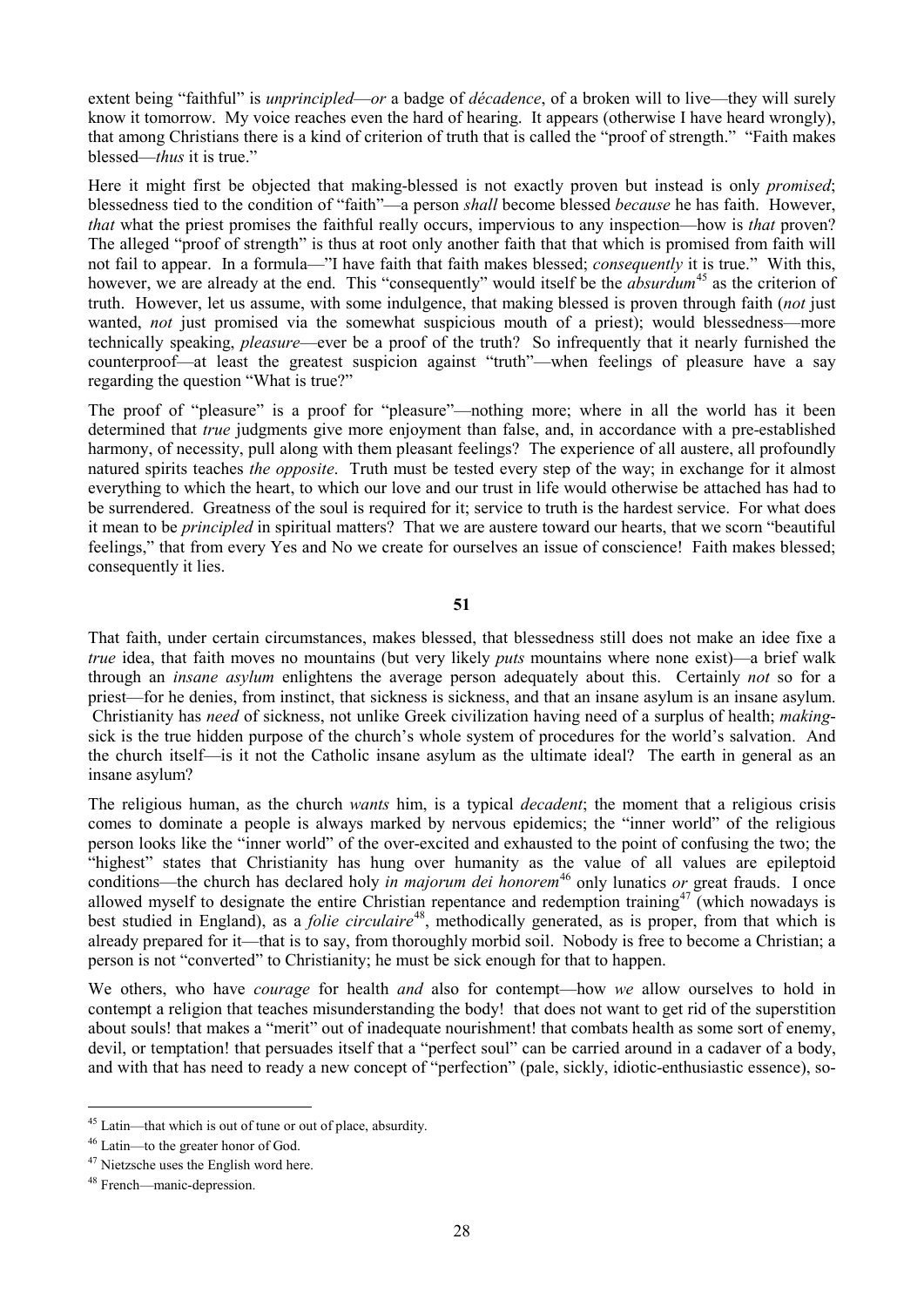extent being "faithful" is *unprincipled*—*or* a badge of *décadence*, of a broken will to live—they will surely know it tomorrow. My voice reaches even the hard of hearing. It appears (otherwise I have heard wrongly), that among Christians there is a kind of criterion of truth that is called the "proof of strength." "Faith makes blessed—*thus* it is true."

Here it might first be objected that making-blessed is not exactly proven but instead is only *promised*; blessedness tied to the condition of "faith"—a person *shall* become blessed *because* he has faith. However, *that* what the priest promises the faithful really occurs, impervious to any inspection—how is *that* proven? The alleged "proof of strength" is thus at root only another faith that that which is promised from faith will not fail to appear. In a formula—"I have faith that faith makes blessed; *consequently* it is true." With this, however, we are already at the end. This "consequently" would itself be the *absurdum*[45] as the criterion of truth. However, let us assume, with some indulgence, that making blessed is proven through faith (*not* just wanted, *not* just promised via the somewhat suspicious mouth of a priest); would blessedness—more technically speaking, *pleasure*—ever be a proof of the truth? So infrequently that it nearly furnished the counterproof—at least the greatest suspicion against "truth"—when feelings of pleasure have a say regarding the question "What is true?"

The proof of "pleasure" is a proof for "pleasure"—nothing more; where in all the world has it been determined that *true* judgments give more enjoyment than false, and, in accordance with a pre-established harmony, of necessity, pull along with them pleasant feelings? The experience of all austere, all profoundly natured spirits teaches *the opposite*. Truth must be tested every step of the way; in exchange for it almost everything to which the heart, to which our love and our trust in life would otherwise be attached has had to be surrendered. Greatness of the soul is required for it; service to truth is the hardest service. For what does it mean to be *principled* in spiritual matters? That we are austere toward our hearts, that we scorn "beautiful feelings," that from every Yes and No we create for ourselves an issue of conscience! Faith makes blessed; consequently it lies.

**51**

That faith, under certain circumstances, makes blessed, that blessedness still does not make an idee fixe a *true* idea, that faith moves no mountains (but very likely *puts* mountains where none exist)—a brief walk through an *insane asylum* enlightens the average person adequately about this. Certainly *not* so for a priest—for he denies, from instinct, that sickness is sickness, and that an insane asylum is an insane asylum. Christianity has *need* of sickness, not unlike Greek civilization having need of a surplus of health; *making*-sick is the true hidden purpose of the church's whole system of procedures for the world's salvation. And the church itself—is it not the Catholic insane asylum as the ultimate ideal? The earth in general as an insane asylum?

The religious human, as the church *wants* him, is a typical *decadent*; the moment that a religious crisis comes to dominate a people is always marked by nervous epidemics; the "inner world" of the religious person looks like the "inner world" of the over-excited and exhausted to the point of confusing the two; the "highest" states that Christianity has hung over humanity as the value of all values are epileptoid conditions—the church has declared holy *in majorum dei honorem*[46] only lunatics *or* great frauds. I once allowed myself to designate the entire Christian repentance and redemption training[47] (which nowadays is best studied in England), as a *folie circulaire*[48], methodically generated, as is proper, from that which is already prepared for it—that is to say, from thoroughly morbid soil. Nobody is free to become a Christian; a person is not "converted" to Christianity; he must be sick enough for that to happen.

We others, who have *courage* for health *and* also for contempt—how *we* allow ourselves to hold in contempt a religion that teaches misunderstanding the body! that does not want to get rid of the superstition about souls! that makes a "merit" out of inadequate nourishment! that combats health as some sort of enemy, devil, or temptation! that persuades itself that a "perfect soul" can be carried around in a cadaver of a body, and with that has need to ready a new concept of "perfection" (pale, sickly, idiotic-enthusiastic essence), so-

---

[45] Latin—that which is out of tune or out of place, absurdity.

[46] Latin—to the greater honor of God.

[47] Nietzsche uses the English word here.

[48] French—manic-depression.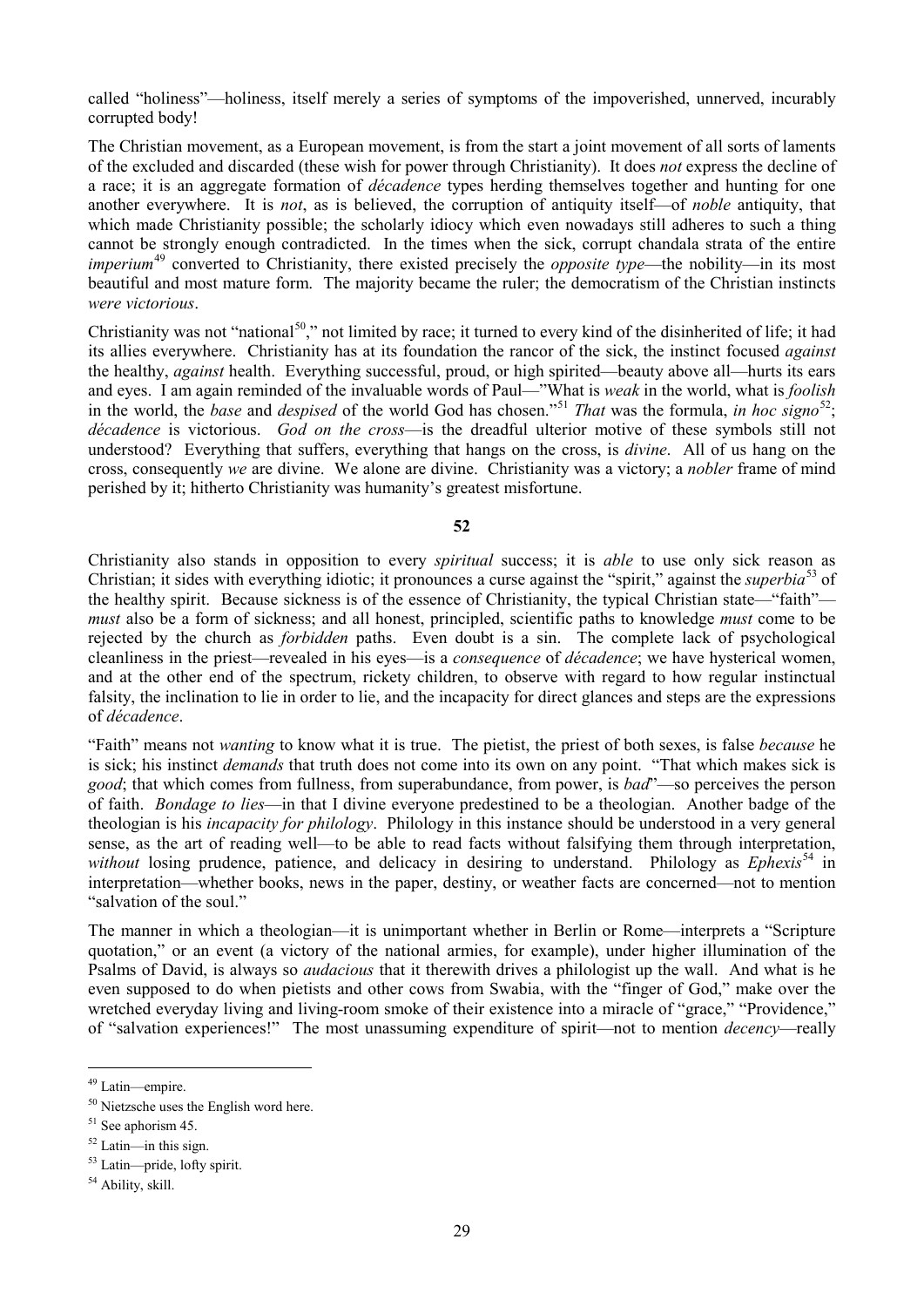called "holiness"—holiness, itself merely a series of symptoms of the impoverished, unnerved, incurably corrupted body!

The Christian movement, as a European movement, is from the start a joint movement of all sorts of laments of the excluded and discarded (these wish for power through Christianity). It does *not* express the decline of a race; it is an aggregate formation of *décadence* types herding themselves together and hunting for one another everywhere. It is *not*, as is believed, the corruption of antiquity itself—of *noble* antiquity, that which made Christianity possible; the scholarly idiocy which even nowadays still adheres to such a thing cannot be strongly enough contradicted. In the times when the sick, corrupt chandala strata of the entire *imperium*[49] converted to Christianity, there existed precisely the *opposite type*—the nobility—in its most beautiful and most mature form. The majority became the ruler; the democratism of the Christian instincts *were victorious*.

Christianity was not "national[50]," not limited by race; it turned to every kind of the disinherited of life; it had its allies everywhere. Christianity has at its foundation the rancor of the sick, the instinct focused *against* the healthy, *against* health. Everything successful, proud, or high spirited—beauty above all—hurts its ears and eyes. I am again reminded of the invaluable words of Paul—"What is *weak* in the world, what is *foolish* in the world, the *base* and *despised* of the world God has chosen."[51] *That* was the formula, *in hoc signo*[52]; *décadence* is victorious. *God on the cross*—is the dreadful ulterior motive of these symbols still not understood? Everything that suffers, everything that hangs on the cross, is *divine*. All of us hang on the cross, consequently *we* are divine. We alone are divine. Christianity was a victory; a *nobler* frame of mind perished by it; hitherto Christianity was humanity's greatest misfortune.

## 52

Christianity also stands in opposition to every *spiritual* success; it is *able* to use only sick reason as Christian; it sides with everything idiotic; it pronounces a curse against the "spirit," against the *superbia*[53] of the healthy spirit. Because sickness is of the essence of Christianity, the typical Christian state—"faith"—*must* also be a form of sickness; and all honest, principled, scientific paths to knowledge *must* come to be rejected by the church as *forbidden* paths. Even doubt is a sin. The complete lack of psychological cleanliness in the priest—revealed in his eyes—is a *consequence* of *décadence*; we have hysterical women, and at the other end of the spectrum, rickety children, to observe with regard to how regular instinctual falsity, the inclination to lie in order to lie, and the incapacity for direct glances and steps are the expressions of *décadence*.

"Faith" means not *wanting* to know what it is true. The pietist, the priest of both sexes, is false *because* he is sick; his instinct *demands* that truth does not come into its own on any point. "That which makes sick is *good*; that which comes from fullness, from superabundance, from power, is *bad*"—so perceives the person of faith. *Bondage to lies*—in that I divine everyone predestined to be a theologian. Another badge of the theologian is his *incapacity for philology*. Philology in this instance should be understood in a very general sense, as the art of reading well—to be able to read facts without falsifying them through interpretation, *without* losing prudence, patience, and delicacy in desiring to understand. Philology as *Ephexis*[54] in interpretation—whether books, news in the paper, destiny, or weather facts are concerned—not to mention "salvation of the soul."

The manner in which a theologian—it is unimportant whether in Berlin or Rome—interprets a "Scripture quotation," or an event (a victory of the national armies, for example), under higher illumination of the Psalms of David, is always so *audacious* that it therewith drives a philologist up the wall. And what is he even supposed to do when pietists and other cows from Swabia, with the "finger of God," make over the wretched everyday living and living-room smoke of their existence into a miracle of "grace," "Providence," of "salvation experiences!" The most unassuming expenditure of spirit—not to mention *decency*—really

---

[49] Latin—empire.

[50] Nietzsche uses the English word here.

[51] See aphorism 45.

[52] Latin—in this sign.

[53] Latin—pride, lofty spirit.

[54] Ability, skill.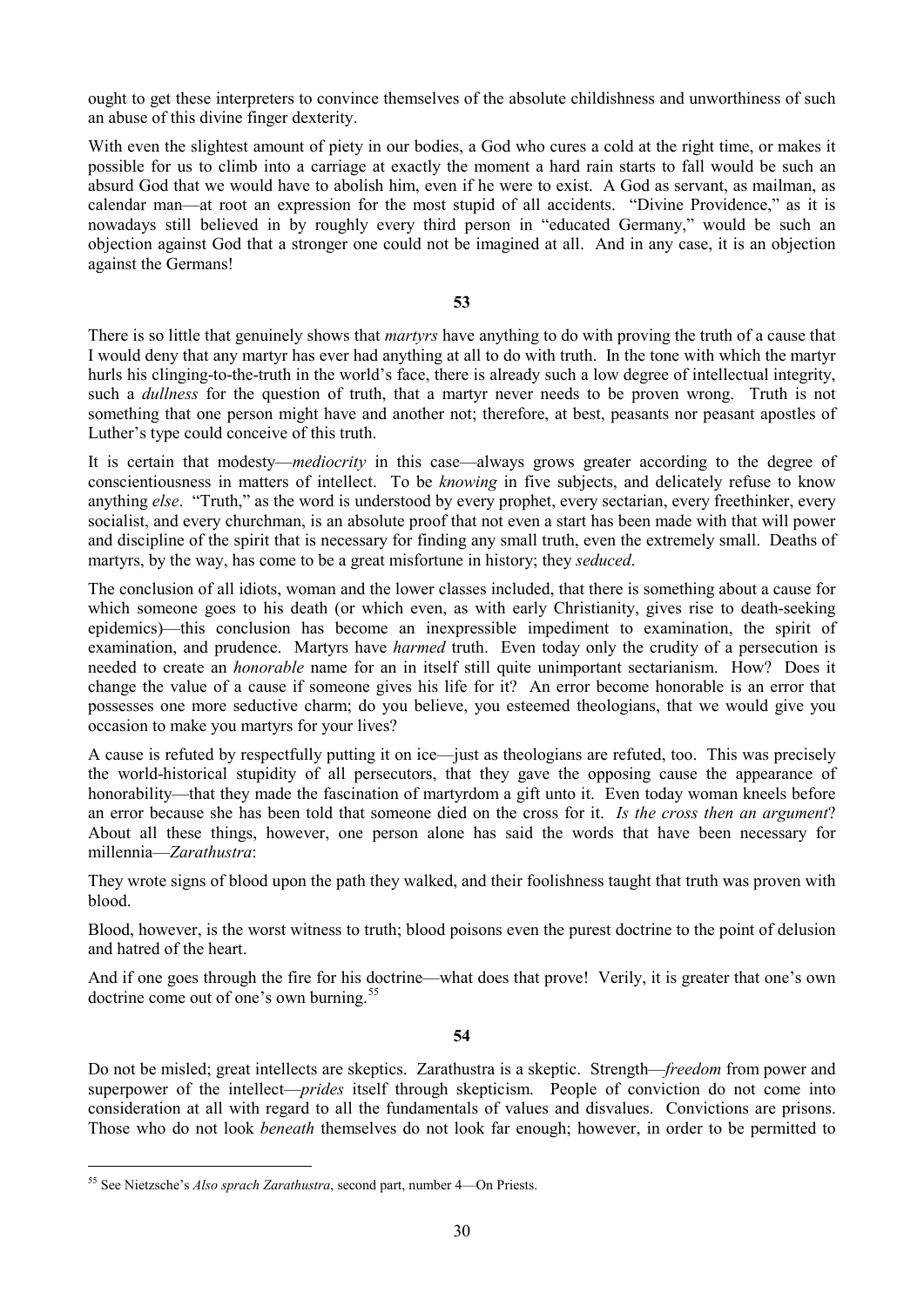ought to get these interpreters to convince themselves of the absolute childishness and unworthiness of such an abuse of this divine finger dexterity.

With even the slightest amount of piety in our bodies, a God who cures a cold at the right time, or makes it possible for us to climb into a carriage at exactly the moment a hard rain starts to fall would be such an absurd God that we would have to abolish him, even if he were to exist. A God as servant, as mailman, as calendar man—at root an expression for the most stupid of all accidents. "Divine Providence," as it is nowadays still believed in by roughly every third person in "educated Germany," would be such an objection against God that a stronger one could not be imagined at all. And in any case, it is an objection against the Germans!

**53**

There is so little that genuinely shows that *martyrs* have anything to do with proving the truth of a cause that I would deny that any martyr has ever had anything at all to do with truth. In the tone with which the martyr hurls his clinging-to-the-truth in the world's face, there is already such a low degree of intellectual integrity, such a *dullness* for the question of truth, that a martyr never needs to be proven wrong. Truth is not something that one person might have and another not; therefore, at best, peasants nor peasant apostles of Luther's type could conceive of this truth.

It is certain that modesty—*mediocrity* in this case—always grows greater according to the degree of conscientiousness in matters of intellect. To be *knowing* in five subjects, and delicately refuse to know anything *else*. "Truth," as the word is understood by every prophet, every sectarian, every freethinker, every socialist, and every churchman, is an absolute proof that not even a start has been made with that will power and discipline of the spirit that is necessary for finding any small truth, even the extremely small. Deaths of martyrs, by the way, has come to be a great misfortune in history; they *seduced*.

The conclusion of all idiots, woman and the lower classes included, that there is something about a cause for which someone goes to his death (or which even, as with early Christianity, gives rise to death-seeking epidemics)—this conclusion has become an inexpressible impediment to examination, the spirit of examination, and prudence. Martyrs have *harmed* truth. Even today only the crudity of a persecution is needed to create an *honorable* name for an in itself still quite unimportant sectarianism. How? Does it change the value of a cause if someone gives his life for it? An error become honorable is an error that possesses one more seductive charm; do you believe, you esteemed theologians, that we would give you occasion to make you martyrs for your lies?

A cause is refuted by respectfully putting it on ice—just as theologians are refuted, too. This was precisely the world-historical stupidity of all persecutors, that they gave the opposing cause the appearance of honorability—that they made the fascination of martyrdom a gift unto it. Even today woman kneels before an error because she has been told that someone died on the cross for it. *Is the cross then an argument*? About all these things, however, one person alone has said the words that have been necessary for millennia—*Zarathustra*:

They wrote signs of blood upon the path they walked, and their foolishness taught that truth was proven with blood.

Blood, however, is the worst witness to truth; blood poisons even the purest doctrine to the point of delusion and hatred of the heart.

And if one goes through the fire for his doctrine—what does that prove! Verily, it is greater that one's own doctrine come out of one's own burning.[55]

**54**

Do not be misled; great intellects are skeptics. Zarathustra is a skeptic. Strength—*freedom* from power and superpower of the intellect—*prides* itself through skepticism. People of conviction do not come into consideration at all with regard to all the fundamentals of values and disvalues. Convictions are prisons. Those who do not look *beneath* themselves do not look far enough; however, in order to be permitted to

[55] See Nietzsche's *Also sprach Zarathustra*, second part, number 4—On Priests.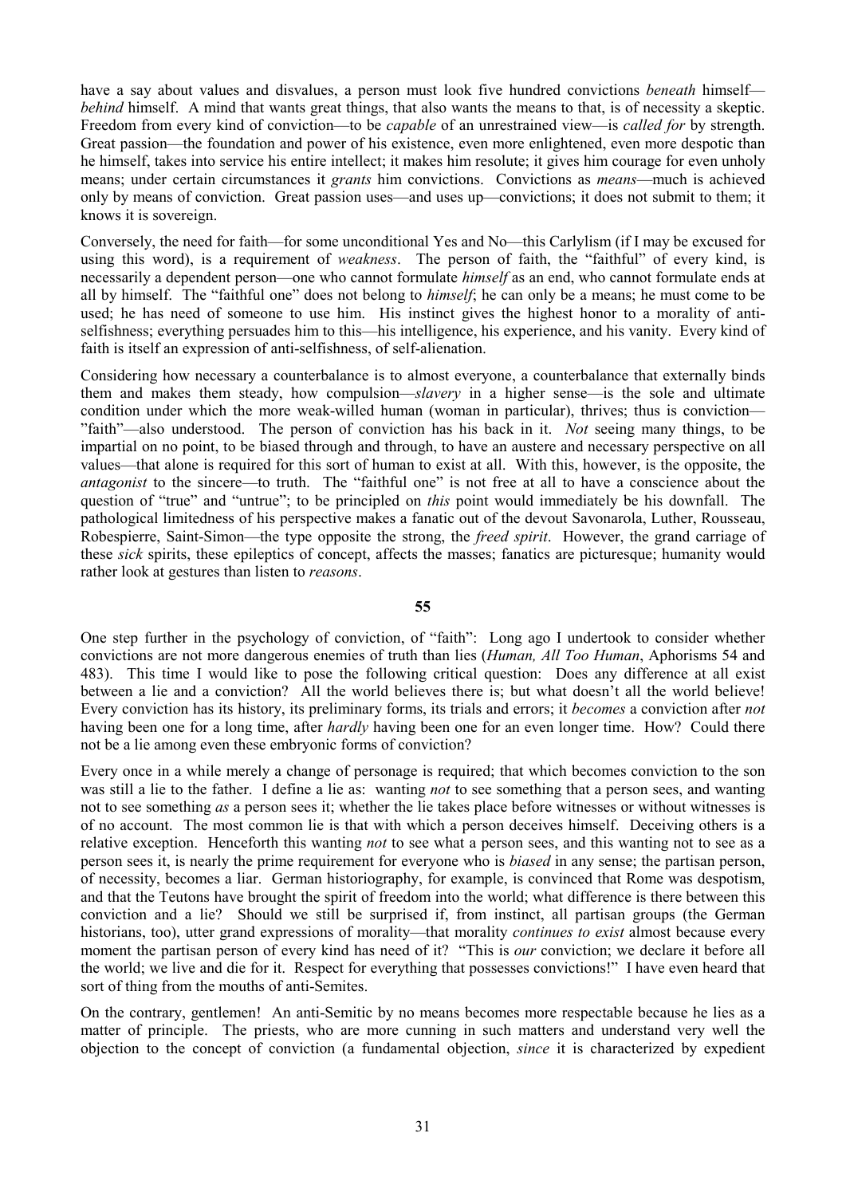have a say about values and disvalues, a person must look five hundred convictions *beneath* himself—*behind* himself. A mind that wants great things, that also wants the means to that, is of necessity a skeptic. Freedom from every kind of conviction—to be *capable* of an unrestrained view—is *called for* by strength. Great passion—the foundation and power of his existence, even more enlightened, even more despotic than he himself, takes into service his entire intellect; it makes him resolute; it gives him courage for even unholy means; under certain circumstances it *grants* him convictions. Convictions as *means*—much is achieved only by means of conviction. Great passion uses—and uses up—convictions; it does not submit to them; it knows it is sovereign.

Conversely, the need for faith—for some unconditional Yes and No—this Carlylism (if I may be excused for using this word), is a requirement of *weakness*. The person of faith, the "faithful" of every kind, is necessarily a dependent person—one who cannot formulate *himself* as an end, who cannot formulate ends at all by himself. The "faithful one" does not belong to *himself*; he can only be a means; he must come to be used; he has need of someone to use him. His instinct gives the highest honor to a morality of anti-selfishness; everything persuades him to this—his intelligence, his experience, and his vanity. Every kind of faith is itself an expression of anti-selfishness, of self-alienation.

Considering how necessary a counterbalance is to almost everyone, a counterbalance that externally binds them and makes them steady, how compulsion—*slavery* in a higher sense—is the sole and ultimate condition under which the more weak-willed human (woman in particular), thrives; thus is conviction—"faith"—also understood. The person of conviction has his back in it. *Not* seeing many things, to be impartial on no point, to be biased through and through, to have an austere and necessary perspective on all values—that alone is required for this sort of human to exist at all. With this, however, is the opposite, the *antagonist* to the sincere—to truth. The "faithful one" is not free at all to have a conscience about the question of "true" and "untrue"; to be principled on *this* point would immediately be his downfall. The pathological limitedness of his perspective makes a fanatic out of the devout Savonarola, Luther, Rousseau, Robespierre, Saint-Simon—the type opposite the strong, the *freed spirit*. However, the grand carriage of these *sick* spirits, these epileptics of concept, affects the masses; fanatics are picturesque; humanity would rather look at gestures than listen to *reasons*.

**55**

One step further in the psychology of conviction, of "faith": Long ago I undertook to consider whether convictions are not more dangerous enemies of truth than lies (*Human, All Too Human*, Aphorisms 54 and 483). This time I would like to pose the following critical question: Does any difference at all exist between a lie and a conviction? All the world believes there is; but what doesn't all the world believe! Every conviction has its history, its preliminary forms, its trials and errors; it *becomes* a conviction after *not* having been one for a long time, after *hardly* having been one for an even longer time. How? Could there not be a lie among even these embryonic forms of conviction?

Every once in a while merely a change of personage is required; that which becomes conviction to the son was still a lie to the father. I define a lie as: wanting *not* to see something that a person sees, and wanting not to see something *as* a person sees it; whether the lie takes place before witnesses or without witnesses is of no account. The most common lie is that with which a person deceives himself. Deceiving others is a relative exception. Henceforth this wanting *not* to see what a person sees, and this wanting not to see as a person sees it, is nearly the prime requirement for everyone who is *biased* in any sense; the partisan person, of necessity, becomes a liar. German historiography, for example, is convinced that Rome was despotism, and that the Teutons have brought the spirit of freedom into the world; what difference is there between this conviction and a lie? Should we still be surprised if, from instinct, all partisan groups (the German historians, too), utter grand expressions of morality—that morality *continues to exist* almost because every moment the partisan person of every kind has need of it? "This is *our* conviction; we declare it before all the world; we live and die for it. Respect for everything that possesses convictions!" I have even heard that sort of thing from the mouths of anti-Semites.

On the contrary, gentlemen! An anti-Semitic by no means becomes more respectable because he lies as a matter of principle. The priests, who are more cunning in such matters and understand very well the objection to the concept of conviction (a fundamental objection, *since* it is characterized by expedient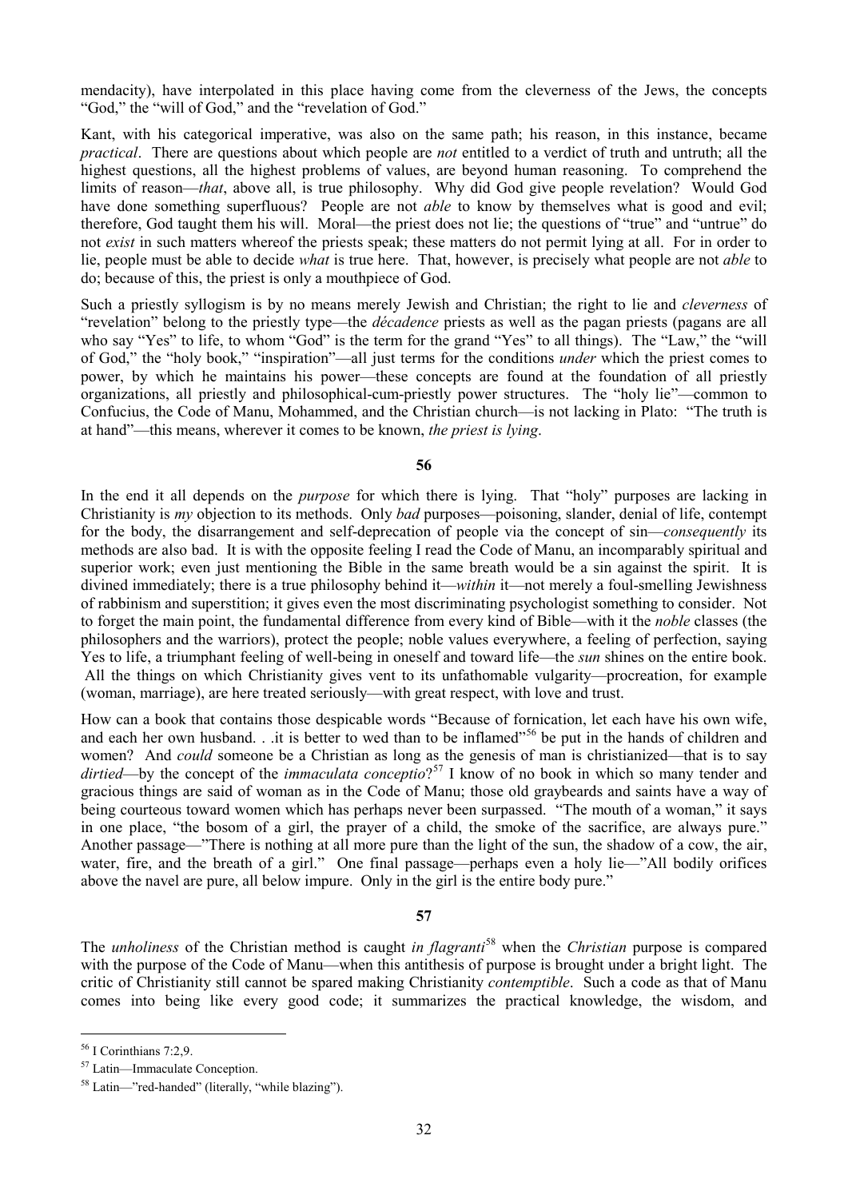mendacity), have interpolated in this place having come from the cleverness of the Jews, the concepts "God," the "will of God," and the "revelation of God."

Kant, with his categorical imperative, was also on the same path; his reason, in this instance, became *practical*. There are questions about which people are *not* entitled to a verdict of truth and untruth; all the highest questions, all the highest problems of values, are beyond human reasoning. To comprehend the limits of reason—*that*, above all, is true philosophy. Why did God give people revelation? Would God have done something superfluous? People are not *able* to know by themselves what is good and evil; therefore, God taught them his will. Moral—the priest does not lie; the questions of "true" and "untrue" do not *exist* in such matters whereof the priests speak; these matters do not permit lying at all. For in order to lie, people must be able to decide *what* is true here. That, however, is precisely what people are not *able* to do; because of this, the priest is only a mouthpiece of God.

Such a priestly syllogism is by no means merely Jewish and Christian; the right to lie and *cleverness* of "revelation" belong to the priestly type—the *décadence* priests as well as the pagan priests (pagans are all who say "Yes" to life, to whom "God" is the term for the grand "Yes" to all things). The "Law," the "will of God," the "holy book," "inspiration"—all just terms for the conditions *under* which the priest comes to power, by which he maintains his power—these concepts are found at the foundation of all priestly organizations, all priestly and philosophical-cum-priestly power structures. The "holy lie"—common to Confucius, the Code of Manu, Mohammed, and the Christian church—is not lacking in Plato: "The truth is at hand"—this means, wherever it comes to be known, *the priest is lying*.

**56**

In the end it all depends on the *purpose* for which there is lying. That "holy" purposes are lacking in Christianity is *my* objection to its methods. Only *bad* purposes—poisoning, slander, denial of life, contempt for the body, the disarrangement and self-deprecation of people via the concept of sin—*consequently* its methods are also bad. It is with the opposite feeling I read the Code of Manu, an incomparably spiritual and superior work; even just mentioning the Bible in the same breath would be a sin against the spirit. It is divined immediately; there is a true philosophy behind it—*within* it—not merely a foul-smelling Jewishness of rabbinism and superstition; it gives even the most discriminating psychologist something to consider. Not to forget the main point, the fundamental difference from every kind of Bible—with it the *noble* classes (the philosophers and the warriors), protect the people; noble values everywhere, a feeling of perfection, saying Yes to life, a triumphant feeling of well-being in oneself and toward life—the *sun* shines on the entire book. All the things on which Christianity gives vent to its unfathomable vulgarity—procreation, for example (woman, marriage), are here treated seriously—with great respect, with love and trust.

How can a book that contains those despicable words "Because of fornication, let each have his own wife, and each her own husband. . .it is better to wed than to be inflamed"[56] be put in the hands of children and women? And *could* someone be a Christian as long as the genesis of man is christianized—that is to say *dirtied*—by the concept of the *immaculata conceptio*?[57] I know of no book in which so many tender and gracious things are said of woman as in the Code of Manu; those old graybeards and saints have a way of being courteous toward women which has perhaps never been surpassed. "The mouth of a woman," it says in one place, "the bosom of a girl, the prayer of a child, the smoke of the sacrifice, are always pure." Another passage—"There is nothing at all more pure than the light of the sun, the shadow of a cow, the air, water, fire, and the breath of a girl." One final passage—perhaps even a holy lie—"All bodily orifices above the navel are pure, all below impure. Only in the girl is the entire body pure."

**57**

The *unholiness* of the Christian method is caught *in flagranti*[58] when the *Christian* purpose is compared with the purpose of the Code of Manu—when this antithesis of purpose is brought under a bright light. The critic of Christianity still cannot be spared making Christianity *contemptible*. Such a code as that of Manu comes into being like every good code; it summarizes the practical knowledge, the wisdom, and

---

[56] I Corinthians 7:2,9.

[57] Latin—Immaculate Conception.

[58] Latin—"red-handed" (literally, "while blazing").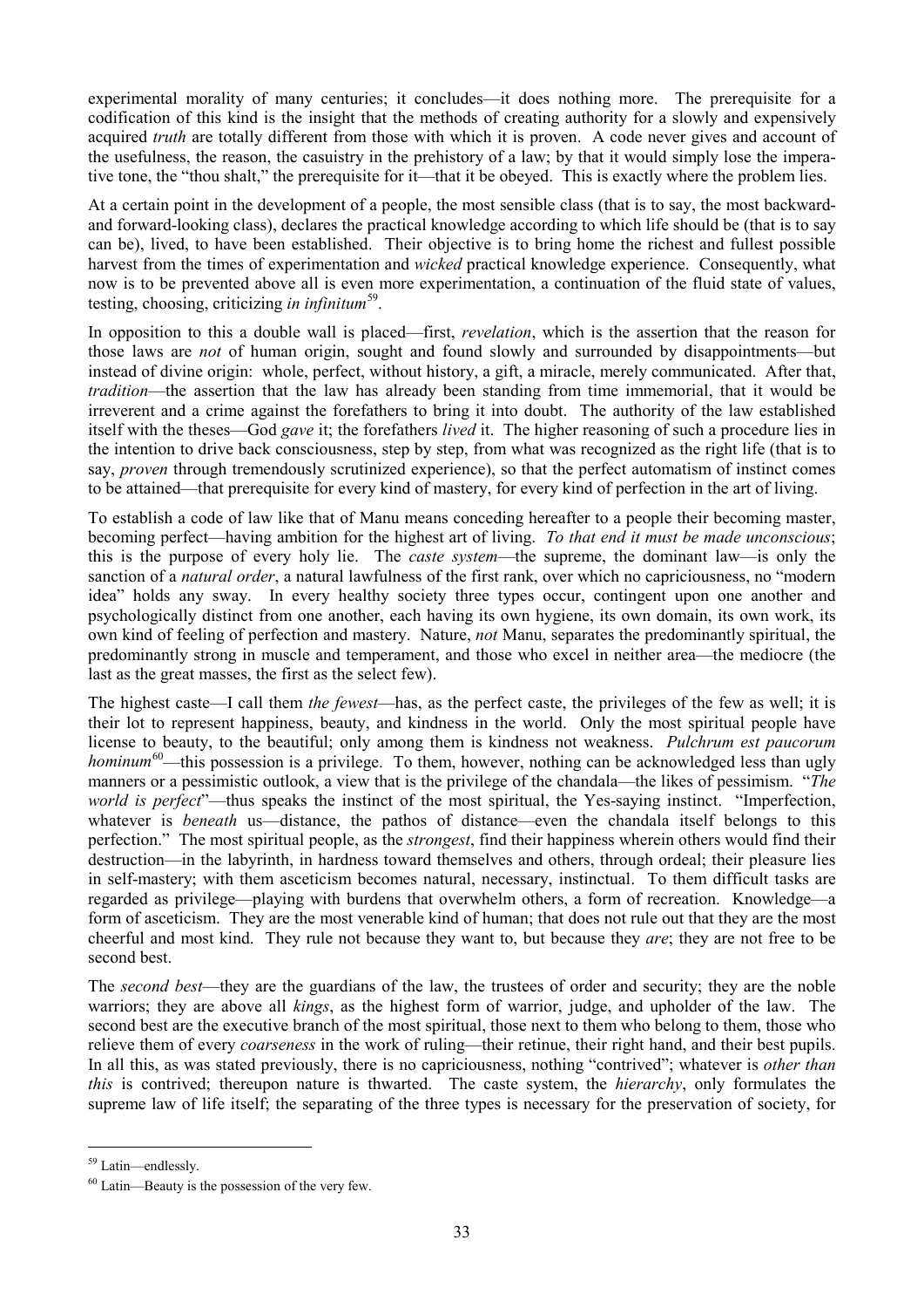experimental morality of many centuries; it concludes—it does nothing more. The prerequisite for a codification of this kind is the insight that the methods of creating authority for a slowly and expensively acquired *truth* are totally different from those with which it is proven. A code never gives and account of the usefulness, the reason, the casuistry in the prehistory of a law; by that it would simply lose the imperative tone, the "thou shalt," the prerequisite for it—that it be obeyed. This is exactly where the problem lies.

At a certain point in the development of a people, the most sensible class (that is to say, the most backward- and forward-looking class), declares the practical knowledge according to which life should be (that is to say can be), lived, to have been established. Their objective is to bring home the richest and fullest possible harvest from the times of experimentation and *wicked* practical knowledge experience. Consequently, what now is to be prevented above all is even more experimentation, a continuation of the fluid state of values, testing, choosing, criticizing *in infinitum*[59].

In opposition to this a double wall is placed—first, *revelation*, which is the assertion that the reason for those laws are *not* of human origin, sought and found slowly and surrounded by disappointments—but instead of divine origin: whole, perfect, without history, a gift, a miracle, merely communicated. After that, *tradition*—the assertion that the law has already been standing from time immemorial, that it would be irreverent and a crime against the forefathers to bring it into doubt. The authority of the law established itself with the theses—God *gave* it; the forefathers *lived* it. The higher reasoning of such a procedure lies in the intention to drive back consciousness, step by step, from what was recognized as the right life (that is to say, *proven* through tremendously scrutinized experience), so that the perfect automatism of instinct comes to be attained—that prerequisite for every kind of mastery, for every kind of perfection in the art of living.

To establish a code of law like that of Manu means conceding hereafter to a people their becoming master, becoming perfect—having ambition for the highest art of living. *To that end it must be made unconscious*; this is the purpose of every holy lie. The *caste system*—the supreme, the dominant law—is only the sanction of a *natural order*, a natural lawfulness of the first rank, over which no capriciousness, no "modern idea" holds any sway. In every healthy society three types occur, contingent upon one another and psychologically distinct from one another, each having its own hygiene, its own domain, its own work, its own kind of feeling of perfection and mastery. Nature, *not* Manu, separates the predominantly spiritual, the predominantly strong in muscle and temperament, and those who excel in neither area—the mediocre (the last as the great masses, the first as the select few).

The highest caste—I call them *the fewest*—has, as the perfect caste, the privileges of the few as well; it is their lot to represent happiness, beauty, and kindness in the world. Only the most spiritual people have license to beauty, to the beautiful; only among them is kindness not weakness. *Pulchrum est paucorum hominum*[60]—this possession is a privilege. To them, however, nothing can be acknowledged less than ugly manners or a pessimistic outlook, a view that is the privilege of the chandala—the likes of pessimism. "*The world is perfect*"—thus speaks the instinct of the most spiritual, the Yes-saying instinct. "Imperfection, whatever is *beneath* us—distance, the pathos of distance—even the chandala itself belongs to this perfection." The most spiritual people, as the *strongest*, find their happiness wherein others would find their destruction—in the labyrinth, in hardness toward themselves and others, through ordeal; their pleasure lies in self-mastery; with them asceticism becomes natural, necessary, instinctual. To them difficult tasks are regarded as privilege—playing with burdens that overwhelm others, a form of recreation. Knowledge—a form of asceticism. They are the most venerable kind of human; that does not rule out that they are the most cheerful and most kind. They rule not because they want to, but because they *are*; they are not free to be second best.

The *second best*—they are the guardians of the law, the trustees of order and security; they are the noble warriors; they are above all *kings*, as the highest form of warrior, judge, and upholder of the law. The second best are the executive branch of the most spiritual, those next to them who belong to them, those who relieve them of every *coarseness* in the work of ruling—their retinue, their right hand, and their best pupils. In all this, as was stated previously, there is no capriciousness, nothing "contrived"; whatever is *other than this* is contrived; thereupon nature is thwarted. The caste system, the *hierarchy*, only formulates the supreme law of life itself; the separating of the three types is necessary for the preservation of society, for

---

[59] Latin—endlessly.

[60] Latin—Beauty is the possession of the very few.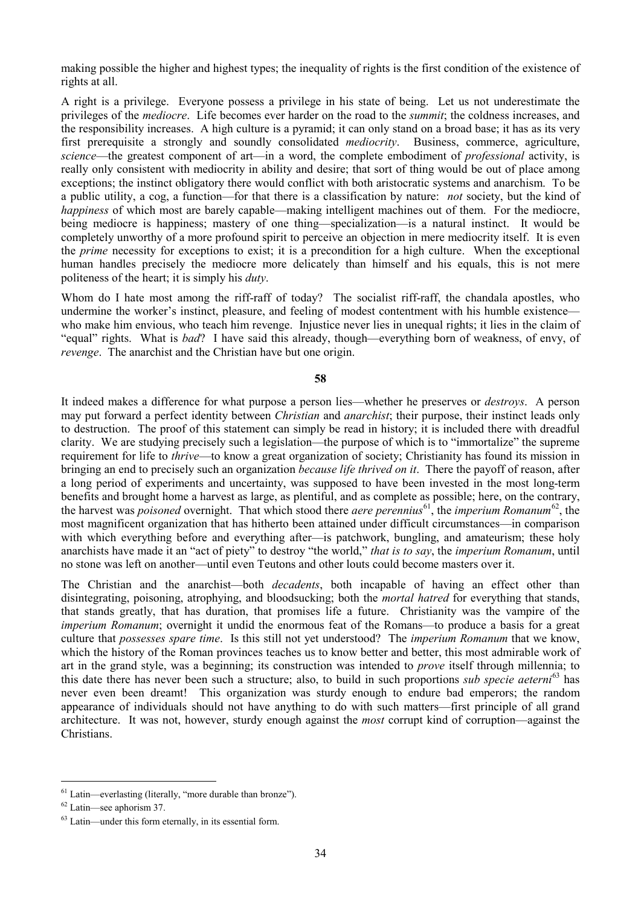making possible the higher and highest types; the inequality of rights is the first condition of the existence of rights at all.

A right is a privilege. Everyone possess a privilege in his state of being. Let us not underestimate the privileges of the *mediocre*. Life becomes ever harder on the road to the *summit*; the coldness increases, and the responsibility increases. A high culture is a pyramid; it can only stand on a broad base; it has as its very first prerequisite a strongly and soundly consolidated *mediocrity*. Business, commerce, agriculture, *science*—the greatest component of art—in a word, the complete embodiment of *professional* activity, is really only consistent with mediocrity in ability and desire; that sort of thing would be out of place among exceptions; the instinct obligatory there would conflict with both aristocratic systems and anarchism. To be a public utility, a cog, a function—for that there is a classification by nature: *not* society, but the kind of *happiness* of which most are barely capable—making intelligent machines out of them. For the mediocre, being mediocre is happiness; mastery of one thing—specialization—is a natural instinct. It would be completely unworthy of a more profound spirit to perceive an objection in mere mediocrity itself. It is even the *prime* necessity for exceptions to exist; it is a precondition for a high culture. When the exceptional human handles precisely the mediocre more delicately than himself and his equals, this is not mere politeness of the heart; it is simply his *duty*.

Whom do I hate most among the riff-raff of today? The socialist riff-raff, the chandala apostles, who undermine the worker's instinct, pleasure, and feeling of modest contentment with his humble existence—who make him envious, who teach him revenge. Injustice never lies in unequal rights; it lies in the claim of "equal" rights. What is *bad*? I have said this already, though—everything born of weakness, of envy, of *revenge*. The anarchist and the Christian have but one origin.

**58**

It indeed makes a difference for what purpose a person lies—whether he preserves or *destroys*. A person may put forward a perfect identity between *Christian* and *anarchist*; their purpose, their instinct leads only to destruction. The proof of this statement can simply be read in history; it is included there with dreadful clarity. We are studying precisely such a legislation—the purpose of which is to "immortalize" the supreme requirement for life to *thrive*—to know a great organization of society; Christianity has found its mission in bringing an end to precisely such an organization *because life thrived on it*. There the payoff of reason, after a long period of experiments and uncertainty, was supposed to have been invested in the most long-term benefits and brought home a harvest as large, as plentiful, and as complete as possible; here, on the contrary, the harvest was *poisoned* overnight. That which stood there *aere perennius*[61], the *imperium Romanum*[62], the most magnificent organization that has hitherto been attained under difficult circumstances—in comparison with which everything before and everything after—is patchwork, bungling, and amateurism; these holy anarchists have made it an "act of piety" to destroy "the world," *that is to say*, the *imperium Romanum*, until no stone was left on another—until even Teutons and other louts could become masters over it.

The Christian and the anarchist—both *decadents*, both incapable of having an effect other than disintegrating, poisoning, atrophying, and bloodsucking; both the *mortal hatred* for everything that stands, that stands greatly, that has duration, that promises life a future. Christianity was the vampire of the *imperium Romanum*; overnight it undid the enormous feat of the Romans—to produce a basis for a great culture that *possesses spare time*. Is this still not yet understood? The *imperium Romanum* that we know, which the history of the Roman provinces teaches us to know better and better, this most admirable work of art in the grand style, was a beginning; its construction was intended to *prove* itself through millennia; to this date there has never been such a structure; also, to build in such proportions *sub specie aeterni*[63] has never even been dreamt! This organization was sturdy enough to endure bad emperors; the random appearance of individuals should not have anything to do with such matters—first principle of all grand architecture. It was not, however, sturdy enough against the *most* corrupt kind of corruption—against the Christians.

---

[61] Latin—everlasting (literally, "more durable than bronze").

[62] Latin—see aphorism 37.

[63] Latin—under this form eternally, in its essential form.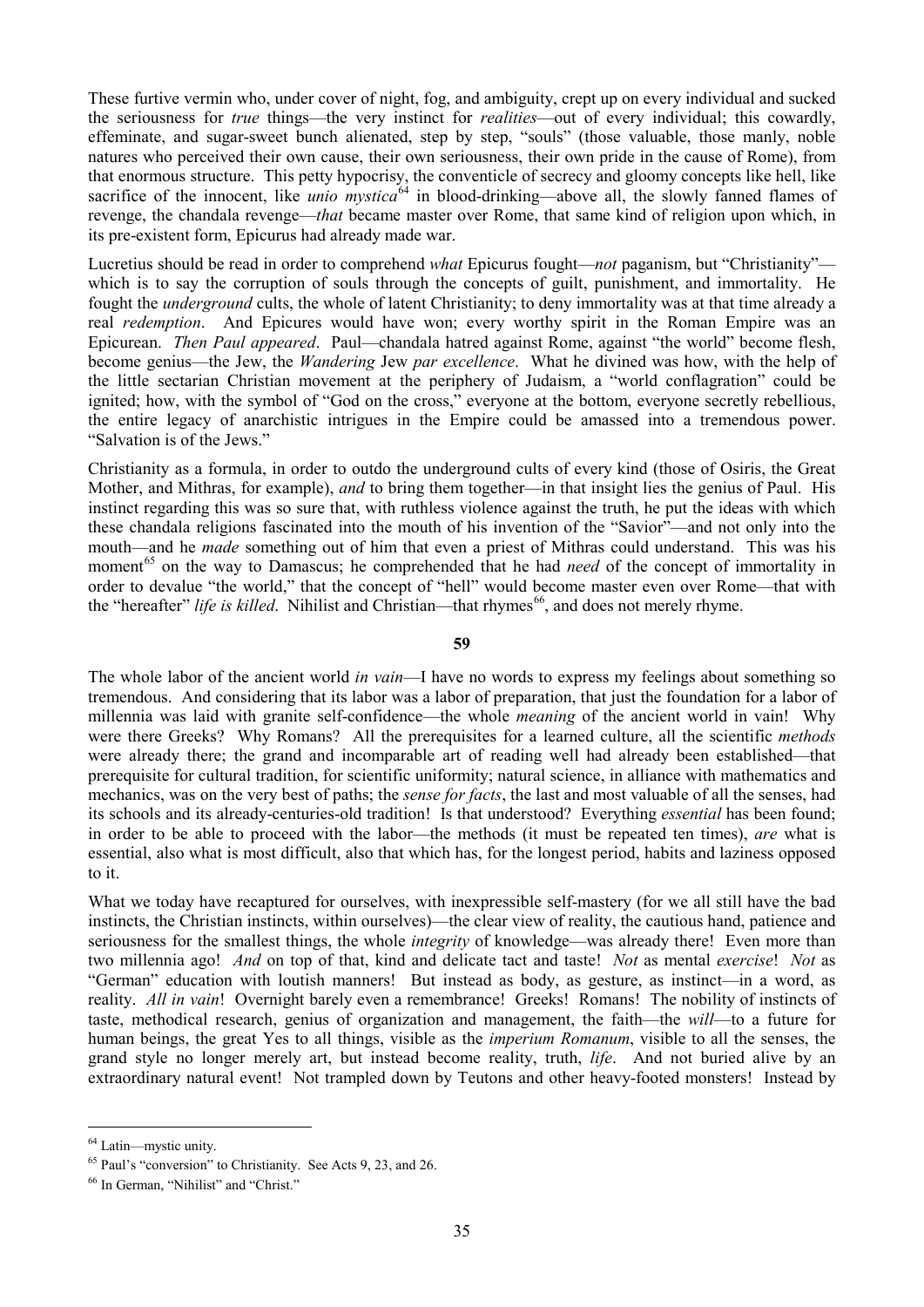These furtive vermin who, under cover of night, fog, and ambiguity, crept up on every individual and sucked the seriousness for *true* things—the very instinct for *realities*—out of every individual; this cowardly, effeminate, and sugar-sweet bunch alienated, step by step, "souls" (those valuable, those manly, noble natures who perceived their own cause, their own seriousness, their own pride in the cause of Rome), from that enormous structure. This petty hypocrisy, the conventicle of secrecy and gloomy concepts like hell, like sacrifice of the innocent, like *unio mystica*[64] in blood-drinking—above all, the slowly fanned flames of revenge, the chandala revenge—*that* became master over Rome, that same kind of religion upon which, in its pre-existent form, Epicurus had already made war.

Lucretius should be read in order to comprehend *what* Epicurus fought—*not* paganism, but "Christianity"—which is to say the corruption of souls through the concepts of guilt, punishment, and immortality. He fought the *underground* cults, the whole of latent Christianity; to deny immortality was at that time already a real *redemption*. And Epicures would have won; every worthy spirit in the Roman Empire was an Epicurean. *Then Paul appeared*. Paul—chandala hatred against Rome, against "the world" become flesh, become genius—the Jew, the *Wandering* Jew *par excellence*. What he divined was how, with the help of the little sectarian Christian movement at the periphery of Judaism, a "world conflagration" could be ignited; how, with the symbol of "God on the cross," everyone at the bottom, everyone secretly rebellious, the entire legacy of anarchistic intrigues in the Empire could be amassed into a tremendous power. "Salvation is of the Jews."

Christianity as a formula, in order to outdo the underground cults of every kind (those of Osiris, the Great Mother, and Mithras, for example), *and* to bring them together—in that insight lies the genius of Paul. His instinct regarding this was so sure that, with ruthless violence against the truth, he put the ideas with which these chandala religions fascinated into the mouth of his invention of the "Savior"—and not only into the mouth—and he *made* something out of him that even a priest of Mithras could understand. This was his moment[65] on the way to Damascus; he comprehended that he had *need* of the concept of immortality in order to devalue "the world," that the concept of "hell" would become master even over Rome—that with the "hereafter" *life is killed*. Nihilist and Christian—that rhymes[66], and does not merely rhyme.

**59**

The whole labor of the ancient world *in vain*—I have no words to express my feelings about something so tremendous. And considering that its labor was a labor of preparation, that just the foundation for a labor of millennia was laid with granite self-confidence—the whole *meaning* of the ancient world in vain! Why were there Greeks? Why Romans? All the prerequisites for a learned culture, all the scientific *methods* were already there; the grand and incomparable art of reading well had already been established—that prerequisite for cultural tradition, for scientific uniformity; natural science, in alliance with mathematics and mechanics, was on the very best of paths; the *sense for facts*, the last and most valuable of all the senses, had its schools and its already-centuries-old tradition! Is that understood? Everything *essential* has been found; in order to be able to proceed with the labor—the methods (it must be repeated ten times), *are* what is essential, also what is most difficult, also that which has, for the longest period, habits and laziness opposed to it.

What we today have recaptured for ourselves, with inexpressible self-mastery (for we all still have the bad instincts, the Christian instincts, within ourselves)—the clear view of reality, the cautious hand, patience and seriousness for the smallest things, the whole *integrity* of knowledge—was already there! Even more than two millennia ago! *And* on top of that, kind and delicate tact and taste! *Not* as mental *exercise*! *Not* as "German" education with loutish manners! But instead as body, as gesture, as instinct—in a word, as reality. *All in vain*! Overnight barely even a remembrance! Greeks! Romans! The nobility of instincts of taste, methodical research, genius of organization and management, the faith—the *will*—to a future for human beings, the great Yes to all things, visible as the *imperium Romanum*, visible to all the senses, the grand style no longer merely art, but instead become reality, truth, *life*. And not buried alive by an extraordinary natural event! Not trampled down by Teutons and other heavy-footed monsters! Instead by

---

[64] Latin—mystic unity.

[65] Paul's "conversion" to Christianity. See Acts 9, 23, and 26.

[66] In German, "Nihilist" and "Christ."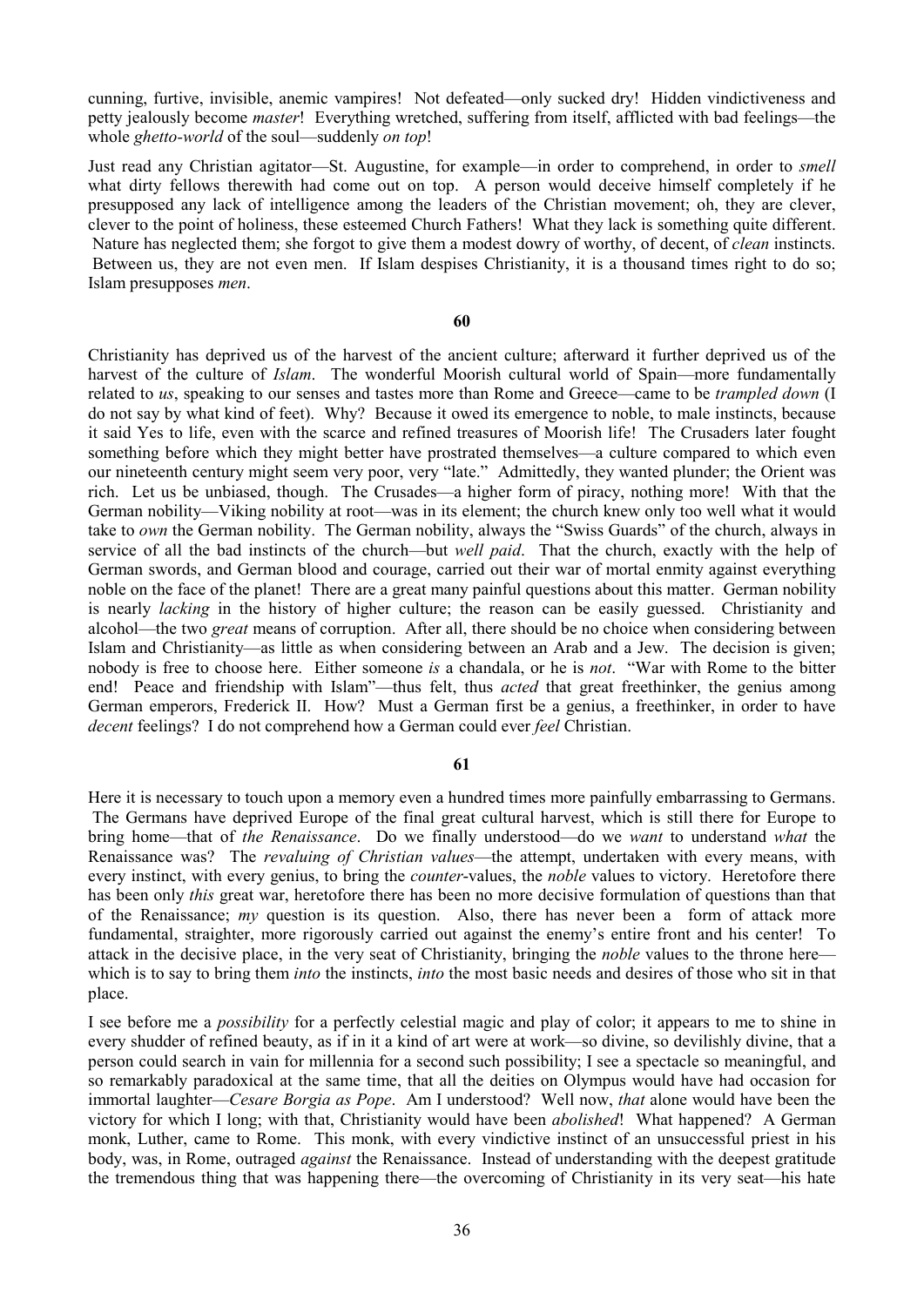cunning, furtive, invisible, anemic vampires! Not defeated—only sucked dry! Hidden vindictiveness and petty jealously become *master*! Everything wretched, suffering from itself, afflicted with bad feelings—the whole *ghetto-world* of the soul—suddenly *on top*!

Just read any Christian agitator—St. Augustine, for example—in order to comprehend, in order to *smell* what dirty fellows therewith had come out on top. A person would deceive himself completely if he presupposed any lack of intelligence among the leaders of the Christian movement; oh, they are clever, clever to the point of holiness, these esteemed Church Fathers! What they lack is something quite different. Nature has neglected them; she forgot to give them a modest dowry of worthy, of decent, of *clean* instincts. Between us, they are not even men. If Islam despises Christianity, it is a thousand times right to do so; Islam presupposes *men*.

**60**

Christianity has deprived us of the harvest of the ancient culture; afterward it further deprived us of the harvest of the culture of *Islam*. The wonderful Moorish cultural world of Spain—more fundamentally related to *us*, speaking to our senses and tastes more than Rome and Greece—came to be *trampled down* (I do not say by what kind of feet). Why? Because it owed its emergence to noble, to male instincts, because it said Yes to life, even with the scarce and refined treasures of Moorish life! The Crusaders later fought something before which they might better have prostrated themselves—a culture compared to which even our nineteenth century might seem very poor, very "late." Admittedly, they wanted plunder; the Orient was rich. Let us be unbiased, though. The Crusades—a higher form of piracy, nothing more! With that the German nobility—Viking nobility at root—was in its element; the church knew only too well what it would take to *own* the German nobility. The German nobility, always the "Swiss Guards" of the church, always in service of all the bad instincts of the church—but *well paid*. That the church, exactly with the help of German swords, and German blood and courage, carried out their war of mortal enmity against everything noble on the face of the planet! There are a great many painful questions about this matter. German nobility is nearly *lacking* in the history of higher culture; the reason can be easily guessed. Christianity and alcohol—the two *great* means of corruption. After all, there should be no choice when considering between Islam and Christianity—as little as when considering between an Arab and a Jew. The decision is given; nobody is free to choose here. Either someone *is* a chandala, or he is *not*. "War with Rome to the bitter end! Peace and friendship with Islam"—thus felt, thus *acted* that great freethinker, the genius among German emperors, Frederick II. How? Must a German first be a genius, a freethinker, in order to have *decent* feelings? I do not comprehend how a German could ever *feel* Christian.

**61**

Here it is necessary to touch upon a memory even a hundred times more painfully embarrassing to Germans. The Germans have deprived Europe of the final great cultural harvest, which is still there for Europe to bring home—that of *the Renaissance*. Do we finally understood—do we *want* to understand *what* the Renaissance was? The *revaluing of Christian values*—the attempt, undertaken with every means, with every instinct, with every genius, to bring the *counter*-values, the *noble* values to victory. Heretofore there has been only *this* great war, heretofore there has been no more decisive formulation of questions than that of the Renaissance; *my* question is its question. Also, there has never been a form of attack more fundamental, straighter, more rigorously carried out against the enemy's entire front and his center! To attack in the decisive place, in the very seat of Christianity, bringing the *noble* values to the throne here—which is to say to bring them *into* the instincts, *into* the most basic needs and desires of those who sit in that place.

I see before me a *possibility* for a perfectly celestial magic and play of color; it appears to me to shine in every shudder of refined beauty, as if in it a kind of art were at work—so divine, so devilishly divine, that a person could search in vain for millennia for a second such possibility; I see a spectacle so meaningful, and so remarkably paradoxical at the same time, that all the deities on Olympus would have had occasion for immortal laughter—*Cesare Borgia as Pope*. Am I understood? Well now, *that* alone would have been the victory for which I long; with that, Christianity would have been *abolished*! What happened? A German monk, Luther, came to Rome. This monk, with every vindictive instinct of an unsuccessful priest in his body, was, in Rome, outraged *against* the Renaissance. Instead of understanding with the deepest gratitude the tremendous thing that was happening there—the overcoming of Christianity in its very seat—his hate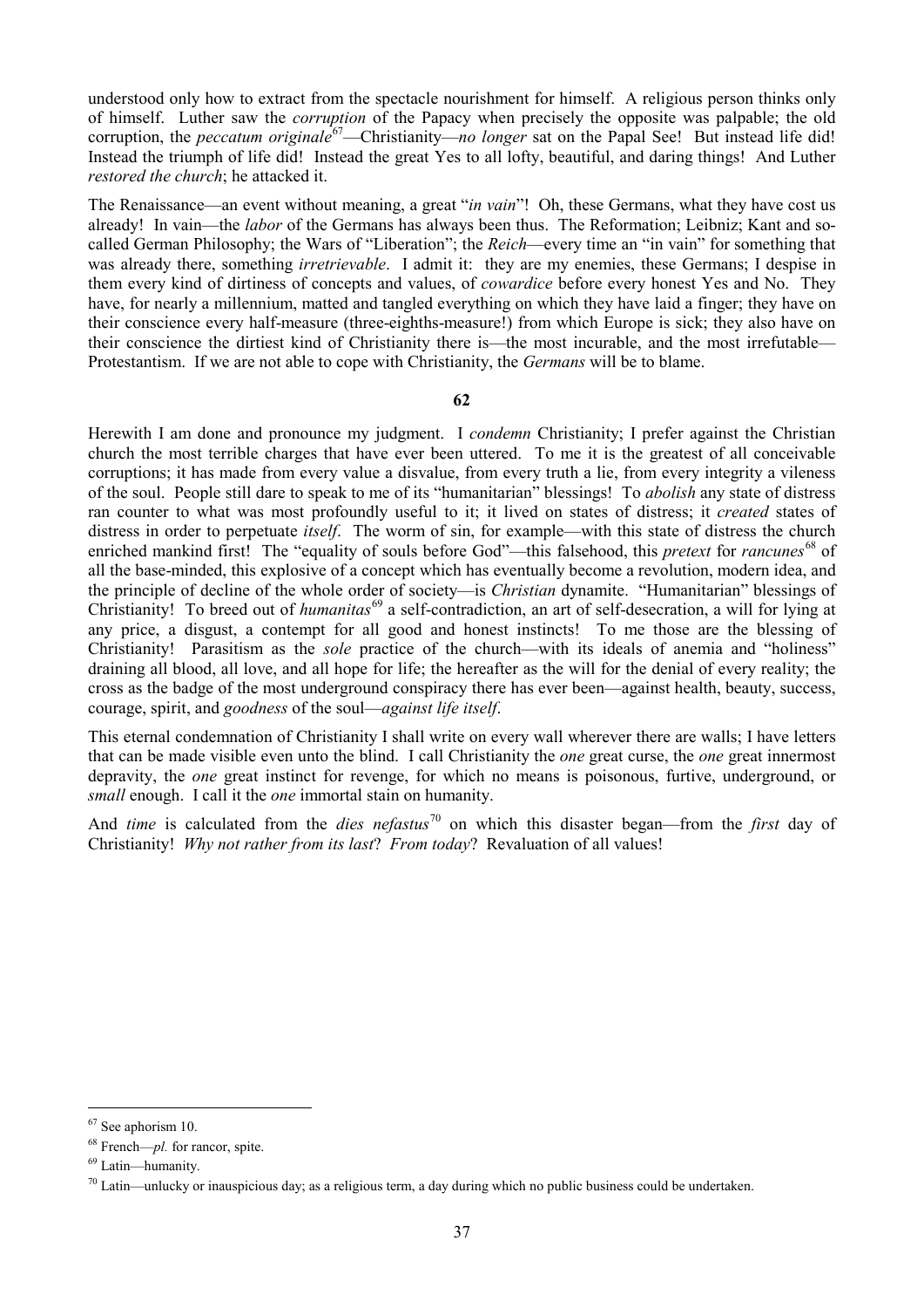understood only how to extract from the spectacle nourishment for himself. A religious person thinks only of himself. Luther saw the *corruption* of the Papacy when precisely the opposite was palpable; the old corruption, the *peccatum originale*[67]—Christianity—*no longer* sat on the Papal See! But instead life did! Instead the triumph of life did! Instead the great Yes to all lofty, beautiful, and daring things! And Luther *restored the church*; he attacked it.

The Renaissance—an event without meaning, a great "*in vain*"! Oh, these Germans, what they have cost us already! In vain—the *labor* of the Germans has always been thus. The Reformation; Leibniz; Kant and so-called German Philosophy; the Wars of "Liberation"; the *Reich*—every time an "in vain" for something that was already there, something *irretrievable*. I admit it: they are my enemies, these Germans; I despise in them every kind of dirtiness of concepts and values, of *cowardice* before every honest Yes and No. They have, for nearly a millennium, matted and tangled everything on which they have laid a finger; they have on their conscience every half-measure (three-eighths-measure!) from which Europe is sick; they also have on their conscience the dirtiest kind of Christianity there is—the most incurable, and the most irrefutable—Protestantism. If we are not able to cope with Christianity, the *Germans* will be to blame.

**62**

Herewith I am done and pronounce my judgment. I *condemn* Christianity; I prefer against the Christian church the most terrible charges that have ever been uttered. To me it is the greatest of all conceivable corruptions; it has made from every value a disvalue, from every truth a lie, from every integrity a vileness of the soul. People still dare to speak to me of its "humanitarian" blessings! To *abolish* any state of distress ran counter to what was most profoundly useful to it; it lived on states of distress; it *created* states of distress in order to perpetuate *itself*. The worm of sin, for example—with this state of distress the church enriched mankind first! The "equality of souls before God"—this falsehood, this *pretext* for *rancunes*[68] of all the base-minded, this explosive of a concept which has eventually become a revolution, modern idea, and the principle of decline of the whole order of society—is *Christian* dynamite. "Humanitarian" blessings of Christianity! To breed out of *humanitas*[69] a self-contradiction, an art of self-desecration, a will for lying at any price, a disgust, a contempt for all good and honest instincts! To me those are the blessing of Christianity! Parasitism as the *sole* practice of the church—with its ideals of anemia and "holiness" draining all blood, all love, and all hope for life; the hereafter as the will for the denial of every reality; the cross as the badge of the most underground conspiracy there has ever been—against health, beauty, success, courage, spirit, and *goodness* of the soul—*against life itself*.

This eternal condemnation of Christianity I shall write on every wall wherever there are walls; I have letters that can be made visible even unto the blind. I call Christianity the *one* great curse, the *one* great innermost depravity, the *one* great instinct for revenge, for which no means is poisonous, furtive, underground, or *small* enough. I call it the *one* immortal stain on humanity.

And *time* is calculated from the *dies nefastus*[70] on which this disaster began—from the *first* day of Christianity! *Why not rather from its last*? *From today*? Revaluation of all values!

---

[67] See aphorism 10.

[68] French—*pl.* for rancor, spite.

[69] Latin—humanity.

[70] Latin—unlucky or inauspicious day; as a religious term, a day during which no public business could be undertaken.